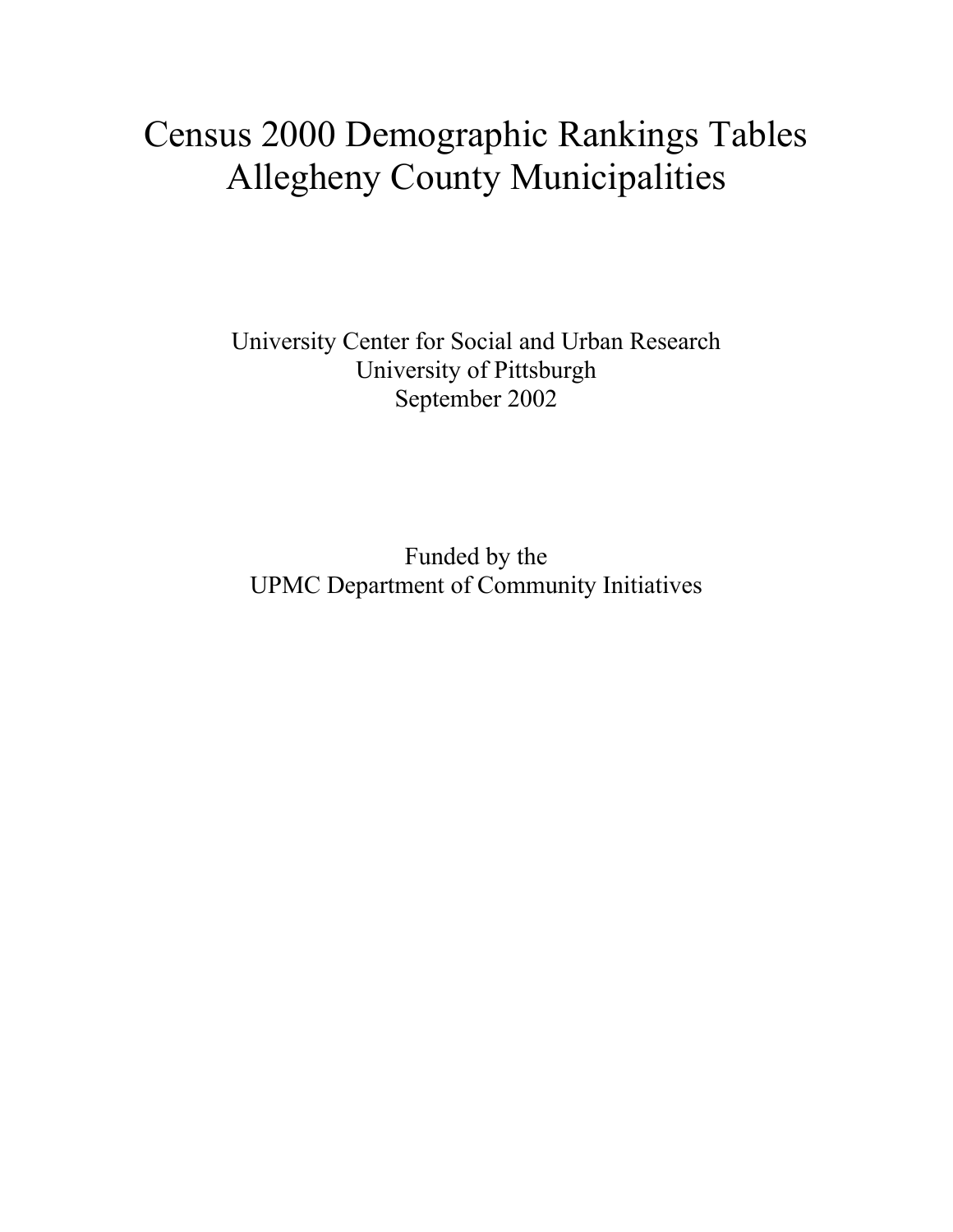# Census 2000 Demographic Rankings Tables
# Allegheny County Municipalities

University Center for Social and Urban Research
University of Pittsburgh
September 2002

Funded by the
UPMC Department of Community Initiatives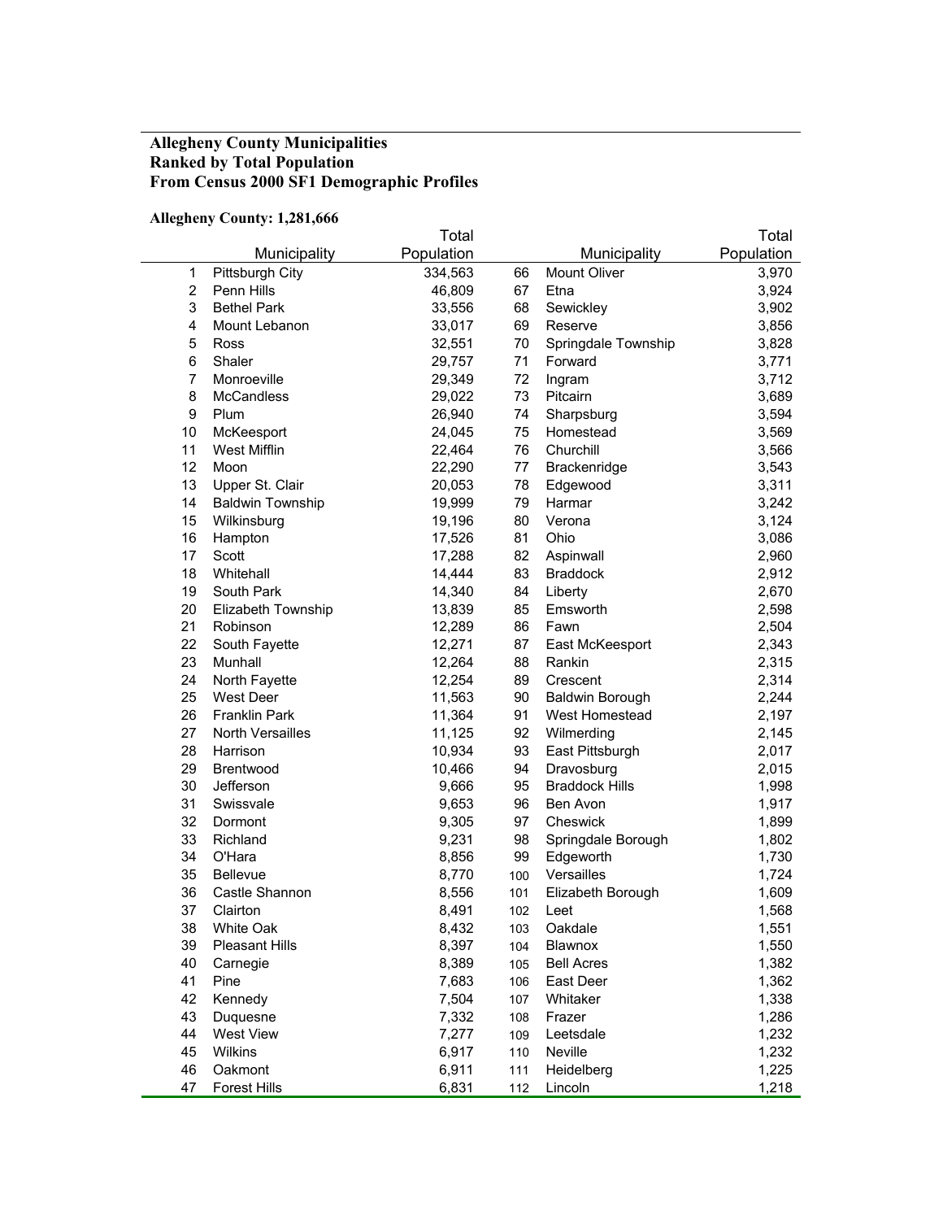**Allegheny County Municipalities**
**Ranked by Total Population**
**From Census 2000 SF1 Demographic Profiles**

**Allegheny County: 1,281,666**

| | Municipality | Total Population | | Municipality | Total Population |
|---|---|---|---|---|---|
| 1 | Pittsburgh City | 334,563 | 66 | Mount Oliver | 3,970 |
| 2 | Penn Hills | 46,809 | 67 | Etna | 3,924 |
| 3 | Bethel Park | 33,556 | 68 | Sewickley | 3,902 |
| 4 | Mount Lebanon | 33,017 | 69 | Reserve | 3,856 |
| 5 | Ross | 32,551 | 70 | Springdale Township | 3,828 |
| 6 | Shaler | 29,757 | 71 | Forward | 3,771 |
| 7 | Monroeville | 29,349 | 72 | Ingram | 3,712 |
| 8 | McCandless | 29,022 | 73 | Pitcairn | 3,689 |
| 9 | Plum | 26,940 | 74 | Sharpsburg | 3,594 |
| 10 | McKeesport | 24,045 | 75 | Homestead | 3,569 |
| 11 | West Mifflin | 22,464 | 76 | Churchill | 3,566 |
| 12 | Moon | 22,290 | 77 | Brackenridge | 3,543 |
| 13 | Upper St. Clair | 20,053 | 78 | Edgewood | 3,311 |
| 14 | Baldwin Township | 19,999 | 79 | Harmar | 3,242 |
| 15 | Wilkinsburg | 19,196 | 80 | Verona | 3,124 |
| 16 | Hampton | 17,526 | 81 | Ohio | 3,086 |
| 17 | Scott | 17,288 | 82 | Aspinwall | 2,960 |
| 18 | Whitehall | 14,444 | 83 | Braddock | 2,912 |
| 19 | South Park | 14,340 | 84 | Liberty | 2,670 |
| 20 | Elizabeth Township | 13,839 | 85 | Emsworth | 2,598 |
| 21 | Robinson | 12,289 | 86 | Fawn | 2,504 |
| 22 | South Fayette | 12,271 | 87 | East McKeesport | 2,343 |
| 23 | Munhall | 12,264 | 88 | Rankin | 2,315 |
| 24 | North Fayette | 12,254 | 89 | Crescent | 2,314 |
| 25 | West Deer | 11,563 | 90 | Baldwin Borough | 2,244 |
| 26 | Franklin Park | 11,364 | 91 | West Homestead | 2,197 |
| 27 | North Versailles | 11,125 | 92 | Wilmerding | 2,145 |
| 28 | Harrison | 10,934 | 93 | East Pittsburgh | 2,017 |
| 29 | Brentwood | 10,466 | 94 | Dravosburg | 2,015 |
| 30 | Jefferson | 9,666 | 95 | Braddock Hills | 1,998 |
| 31 | Swissvale | 9,653 | 96 | Ben Avon | 1,917 |
| 32 | Dormont | 9,305 | 97 | Cheswick | 1,899 |
| 33 | Richland | 9,231 | 98 | Springdale Borough | 1,802 |
| 34 | O'Hara | 8,856 | 99 | Edgeworth | 1,730 |
| 35 | Bellevue | 8,770 | 100 | Versailles | 1,724 |
| 36 | Castle Shannon | 8,556 | 101 | Elizabeth Borough | 1,609 |
| 37 | Clairton | 8,491 | 102 | Leet | 1,568 |
| 38 | White Oak | 8,432 | 103 | Oakdale | 1,551 |
| 39 | Pleasant Hills | 8,397 | 104 | Blawnox | 1,550 |
| 40 | Carnegie | 8,389 | 105 | Bell Acres | 1,382 |
| 41 | Pine | 7,683 | 106 | East Deer | 1,362 |
| 42 | Kennedy | 7,504 | 107 | Whitaker | 1,338 |
| 43 | Duquesne | 7,332 | 108 | Frazer | 1,286 |
| 44 | West View | 7,277 | 109 | Leetsdale | 1,232 |
| 45 | Wilkins | 6,917 | 110 | Neville | 1,232 |
| 46 | Oakmont | 6,911 | 111 | Heidelberg | 1,225 |
| 47 | Forest Hills | 6,831 | 112 | Lincoln | 1,218 |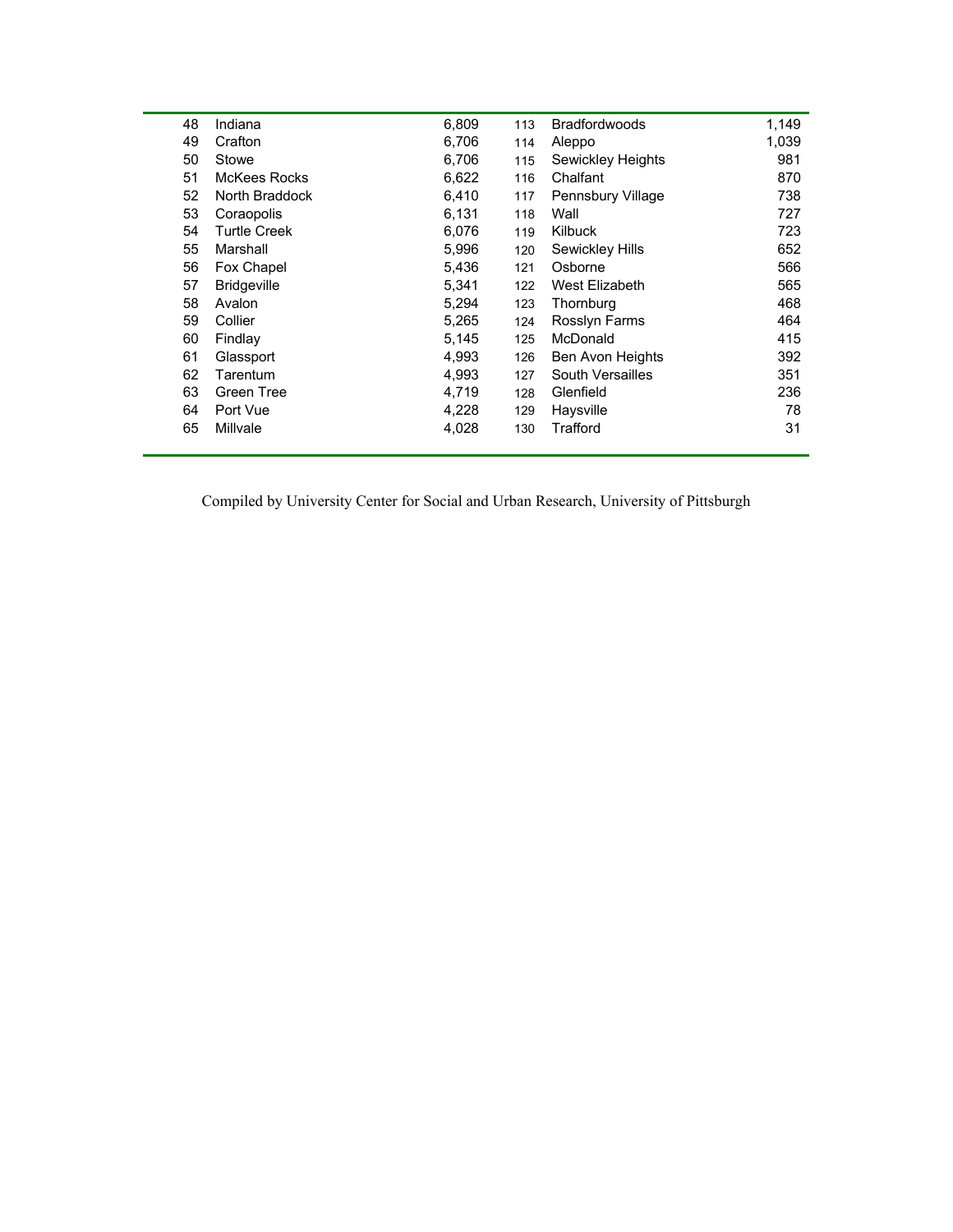| | | | | | |
|---|---|---|---|---|---|
| 48 | Indiana | 6,809 | 113 | Bradfordwoods | 1,149 |
| 49 | Crafton | 6,706 | 114 | Aleppo | 1,039 |
| 50 | Stowe | 6,706 | 115 | Sewickley Heights | 981 |
| 51 | McKees Rocks | 6,622 | 116 | Chalfant | 870 |
| 52 | North Braddock | 6,410 | 117 | Pennsbury Village | 738 |
| 53 | Coraopolis | 6,131 | 118 | Wall | 727 |
| 54 | Turtle Creek | 6,076 | 119 | Kilbuck | 723 |
| 55 | Marshall | 5,996 | 120 | Sewickley Hills | 652 |
| 56 | Fox Chapel | 5,436 | 121 | Osborne | 566 |
| 57 | Bridgeville | 5,341 | 122 | West Elizabeth | 565 |
| 58 | Avalon | 5,294 | 123 | Thornburg | 468 |
| 59 | Collier | 5,265 | 124 | Rosslyn Farms | 464 |
| 60 | Findlay | 5,145 | 125 | McDonald | 415 |
| 61 | Glassport | 4,993 | 126 | Ben Avon Heights | 392 |
| 62 | Tarentum | 4,993 | 127 | South Versailles | 351 |
| 63 | Green Tree | 4,719 | 128 | Glenfield | 236 |
| 64 | Port Vue | 4,228 | 129 | Haysville | 78 |
| 65 | Millvale | 4,028 | 130 | Trafford | 31 |

Compiled by University Center for Social and Urban Research, University of Pittsburgh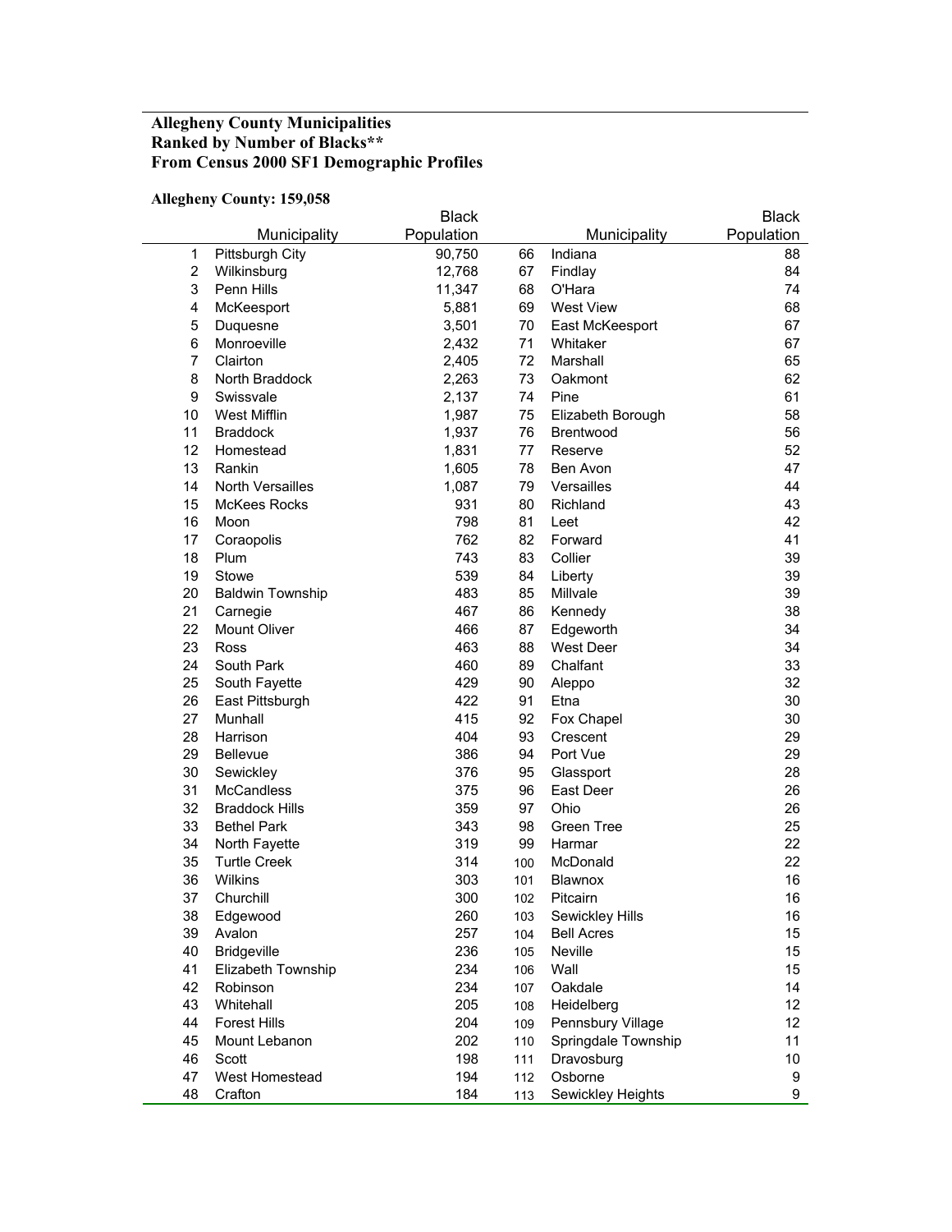**Allegheny County Municipalities**
**Ranked by Number of Blacks****
**From Census 2000 SF1 Demographic Profiles**

**Allegheny County: 159,058**

| | Municipality | Black Population | | Municipality | Black Population |
|---|---|---|---|---|---|
| 1 | Pittsburgh City | 90,750 | 66 | Indiana | 88 |
| 2 | Wilkinsburg | 12,768 | 67 | Findlay | 84 |
| 3 | Penn Hills | 11,347 | 68 | O'Hara | 74 |
| 4 | McKeesport | 5,881 | 69 | West View | 68 |
| 5 | Duquesne | 3,501 | 70 | East McKeesport | 67 |
| 6 | Monroeville | 2,432 | 71 | Whitaker | 67 |
| 7 | Clairton | 2,405 | 72 | Marshall | 65 |
| 8 | North Braddock | 2,263 | 73 | Oakmont | 62 |
| 9 | Swissvale | 2,137 | 74 | Pine | 61 |
| 10 | West Mifflin | 1,987 | 75 | Elizabeth Borough | 58 |
| 11 | Braddock | 1,937 | 76 | Brentwood | 56 |
| 12 | Homestead | 1,831 | 77 | Reserve | 52 |
| 13 | Rankin | 1,605 | 78 | Ben Avon | 47 |
| 14 | North Versailles | 1,087 | 79 | Versailles | 44 |
| 15 | McKees Rocks | 931 | 80 | Richland | 43 |
| 16 | Moon | 798 | 81 | Leet | 42 |
| 17 | Coraopolis | 762 | 82 | Forward | 41 |
| 18 | Plum | 743 | 83 | Collier | 39 |
| 19 | Stowe | 539 | 84 | Liberty | 39 |
| 20 | Baldwin Township | 483 | 85 | Millvale | 39 |
| 21 | Carnegie | 467 | 86 | Kennedy | 38 |
| 22 | Mount Oliver | 466 | 87 | Edgeworth | 34 |
| 23 | Ross | 463 | 88 | West Deer | 34 |
| 24 | South Park | 460 | 89 | Chalfant | 33 |
| 25 | South Fayette | 429 | 90 | Aleppo | 32 |
| 26 | East Pittsburgh | 422 | 91 | Etna | 30 |
| 27 | Munhall | 415 | 92 | Fox Chapel | 30 |
| 28 | Harrison | 404 | 93 | Crescent | 29 |
| 29 | Bellevue | 386 | 94 | Port Vue | 29 |
| 30 | Sewickley | 376 | 95 | Glassport | 28 |
| 31 | McCandless | 375 | 96 | East Deer | 26 |
| 32 | Braddock Hills | 359 | 97 | Ohio | 26 |
| 33 | Bethel Park | 343 | 98 | Green Tree | 25 |
| 34 | North Fayette | 319 | 99 | Harmar | 22 |
| 35 | Turtle Creek | 314 | 100 | McDonald | 22 |
| 36 | Wilkins | 303 | 101 | Blawnox | 16 |
| 37 | Churchill | 300 | 102 | Pitcairn | 16 |
| 38 | Edgewood | 260 | 103 | Sewickley Hills | 16 |
| 39 | Avalon | 257 | 104 | Bell Acres | 15 |
| 40 | Bridgeville | 236 | 105 | Neville | 15 |
| 41 | Elizabeth Township | 234 | 106 | Wall | 15 |
| 42 | Robinson | 234 | 107 | Oakdale | 14 |
| 43 | Whitehall | 205 | 108 | Heidelberg | 12 |
| 44 | Forest Hills | 204 | 109 | Pennsbury Village | 12 |
| 45 | Mount Lebanon | 202 | 110 | Springdale Township | 11 |
| 46 | Scott | 198 | 111 | Dravosburg | 10 |
| 47 | West Homestead | 194 | 112 | Osborne | 9 |
| 48 | Crafton | 184 | 113 | Sewickley Heights | 9 |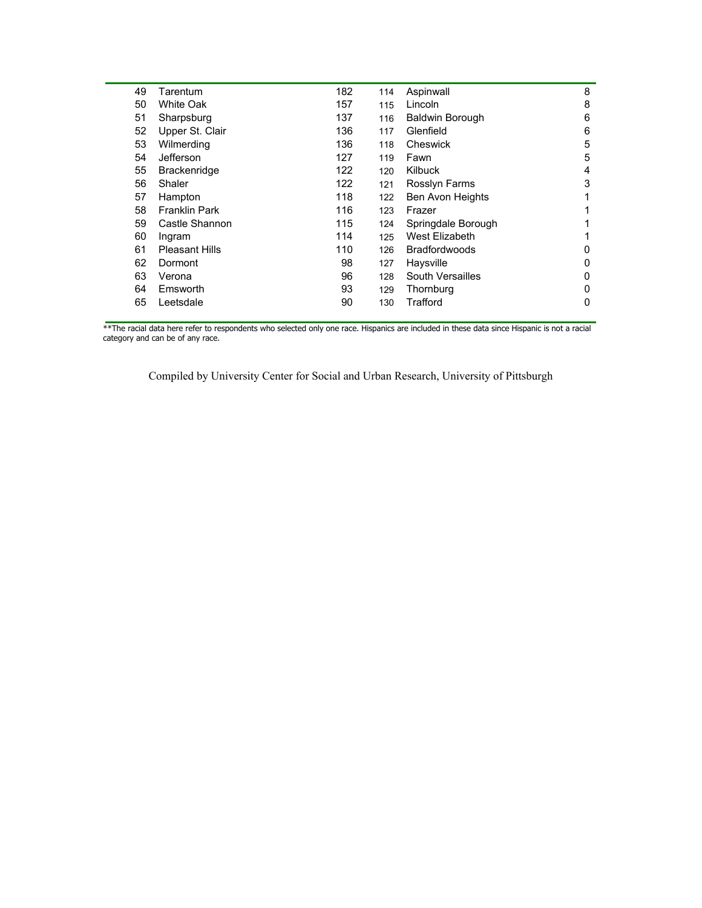| | | | | | |
|---|---|---|---|---|---|
| 49 | Tarentum | 182 | 114 | Aspinwall | 8 |
| 50 | White Oak | 157 | 115 | Lincoln | 8 |
| 51 | Sharpsburg | 137 | 116 | Baldwin Borough | 6 |
| 52 | Upper St. Clair | 136 | 117 | Glenfield | 6 |
| 53 | Wilmerding | 136 | 118 | Cheswick | 5 |
| 54 | Jefferson | 127 | 119 | Fawn | 5 |
| 55 | Brackenridge | 122 | 120 | Kilbuck | 4 |
| 56 | Shaler | 122 | 121 | Rosslyn Farms | 3 |
| 57 | Hampton | 118 | 122 | Ben Avon Heights | 1 |
| 58 | Franklin Park | 116 | 123 | Frazer | 1 |
| 59 | Castle Shannon | 115 | 124 | Springdale Borough | 1 |
| 60 | Ingram | 114 | 125 | West Elizabeth | 1 |
| 61 | Pleasant Hills | 110 | 126 | Bradfordwoods | 0 |
| 62 | Dormont | 98 | 127 | Haysville | 0 |
| 63 | Verona | 96 | 128 | South Versailles | 0 |
| 64 | Emsworth | 93 | 129 | Thornburg | 0 |
| 65 | Leetsdale | 90 | 130 | Trafford | 0 |

**The racial data here refer to respondents who selected only one race. Hispanics are included in these data since Hispanic is not a racial category and can be of any race.

Compiled by University Center for Social and Urban Research, University of Pittsburgh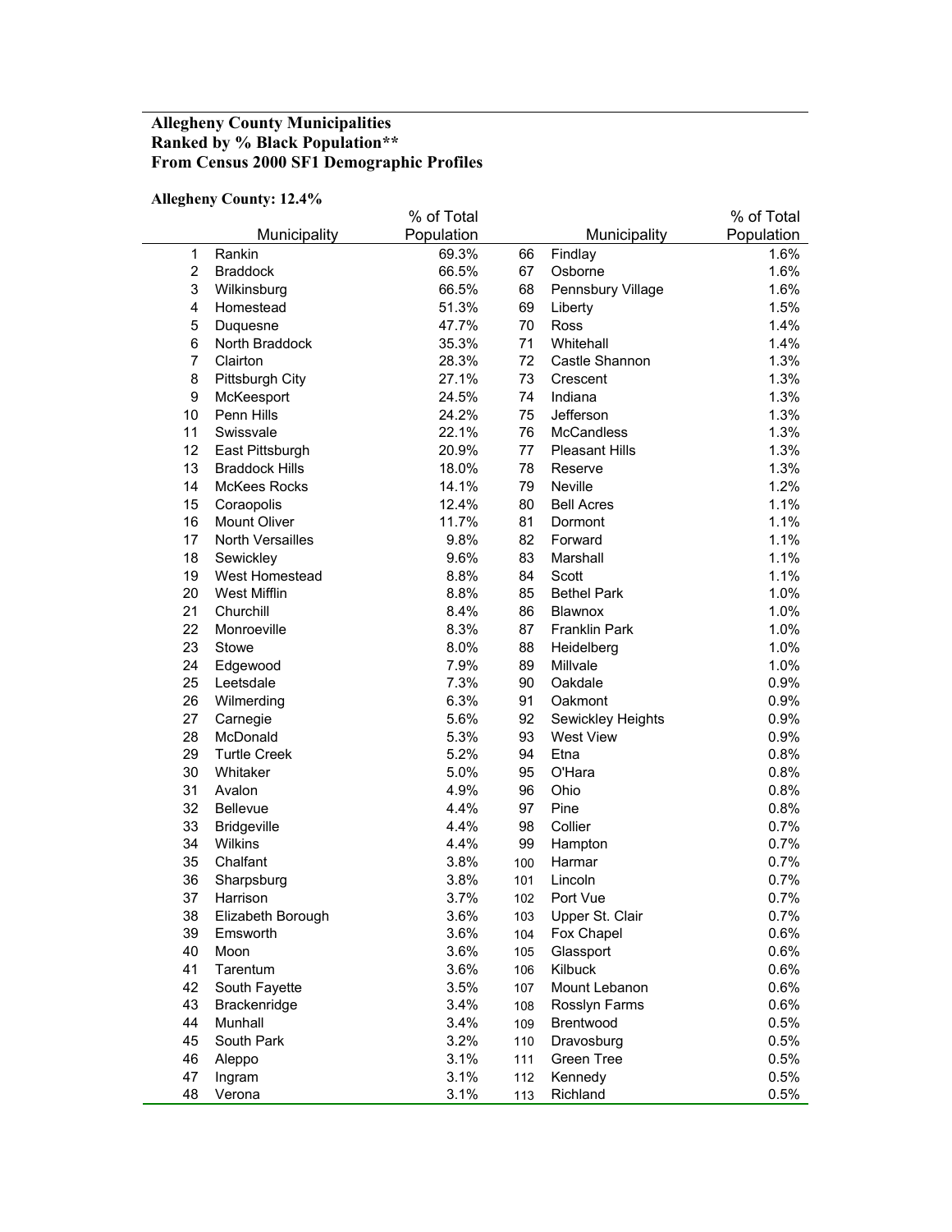**Allegheny County Municipalities**
**Ranked by % Black Population****
**From Census 2000 SF1 Demographic Profiles**

**Allegheny County: 12.4%**

| | Municipality | % of Total Population | | Municipality | % of Total Population |
|---|---|---|---|---|---|
| 1 | Rankin | 69.3% | 66 | Findlay | 1.6% |
| 2 | Braddock | 66.5% | 67 | Osborne | 1.6% |
| 3 | Wilkinsburg | 66.5% | 68 | Pennsbury Village | 1.6% |
| 4 | Homestead | 51.3% | 69 | Liberty | 1.5% |
| 5 | Duquesne | 47.7% | 70 | Ross | 1.4% |
| 6 | North Braddock | 35.3% | 71 | Whitehall | 1.4% |
| 7 | Clairton | 28.3% | 72 | Castle Shannon | 1.3% |
| 8 | Pittsburgh City | 27.1% | 73 | Crescent | 1.3% |
| 9 | McKeesport | 24.5% | 74 | Indiana | 1.3% |
| 10 | Penn Hills | 24.2% | 75 | Jefferson | 1.3% |
| 11 | Swissvale | 22.1% | 76 | McCandless | 1.3% |
| 12 | East Pittsburgh | 20.9% | 77 | Pleasant Hills | 1.3% |
| 13 | Braddock Hills | 18.0% | 78 | Reserve | 1.3% |
| 14 | McKees Rocks | 14.1% | 79 | Neville | 1.2% |
| 15 | Coraopolis | 12.4% | 80 | Bell Acres | 1.1% |
| 16 | Mount Oliver | 11.7% | 81 | Dormont | 1.1% |
| 17 | North Versailles | 9.8% | 82 | Forward | 1.1% |
| 18 | Sewickley | 9.6% | 83 | Marshall | 1.1% |
| 19 | West Homestead | 8.8% | 84 | Scott | 1.1% |
| 20 | West Mifflin | 8.8% | 85 | Bethel Park | 1.0% |
| 21 | Churchill | 8.4% | 86 | Blawnox | 1.0% |
| 22 | Monroeville | 8.3% | 87 | Franklin Park | 1.0% |
| 23 | Stowe | 8.0% | 88 | Heidelberg | 1.0% |
| 24 | Edgewood | 7.9% | 89 | Millvale | 1.0% |
| 25 | Leetsdale | 7.3% | 90 | Oakdale | 0.9% |
| 26 | Wilmerding | 6.3% | 91 | Oakmont | 0.9% |
| 27 | Carnegie | 5.6% | 92 | Sewickley Heights | 0.9% |
| 28 | McDonald | 5.3% | 93 | West View | 0.9% |
| 29 | Turtle Creek | 5.2% | 94 | Etna | 0.8% |
| 30 | Whitaker | 5.0% | 95 | O'Hara | 0.8% |
| 31 | Avalon | 4.9% | 96 | Ohio | 0.8% |
| 32 | Bellevue | 4.4% | 97 | Pine | 0.8% |
| 33 | Bridgeville | 4.4% | 98 | Collier | 0.7% |
| 34 | Wilkins | 4.4% | 99 | Hampton | 0.7% |
| 35 | Chalfant | 3.8% | 100 | Harmar | 0.7% |
| 36 | Sharpsburg | 3.8% | 101 | Lincoln | 0.7% |
| 37 | Harrison | 3.7% | 102 | Port Vue | 0.7% |
| 38 | Elizabeth Borough | 3.6% | 103 | Upper St. Clair | 0.7% |
| 39 | Emsworth | 3.6% | 104 | Fox Chapel | 0.6% |
| 40 | Moon | 3.6% | 105 | Glassport | 0.6% |
| 41 | Tarentum | 3.6% | 106 | Kilbuck | 0.6% |
| 42 | South Fayette | 3.5% | 107 | Mount Lebanon | 0.6% |
| 43 | Brackenridge | 3.4% | 108 | Rosslyn Farms | 0.6% |
| 44 | Munhall | 3.4% | 109 | Brentwood | 0.5% |
| 45 | South Park | 3.2% | 110 | Dravosburg | 0.5% |
| 46 | Aleppo | 3.1% | 111 | Green Tree | 0.5% |
| 47 | Ingram | 3.1% | 112 | Kennedy | 0.5% |
| 48 | Verona | 3.1% | 113 | Richland | 0.5% |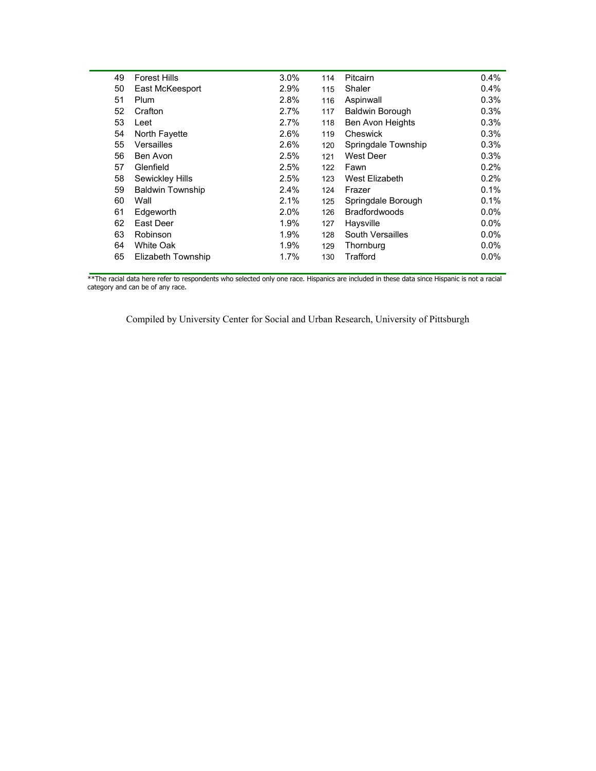| | | | | | |
|---|---|---|---|---|---|
| 49 | Forest Hills | 3.0% | 114 | Pitcairn | 0.4% |
| 50 | East McKeesport | 2.9% | 115 | Shaler | 0.4% |
| 51 | Plum | 2.8% | 116 | Aspinwall | 0.3% |
| 52 | Crafton | 2.7% | 117 | Baldwin Borough | 0.3% |
| 53 | Leet | 2.7% | 118 | Ben Avon Heights | 0.3% |
| 54 | North Fayette | 2.6% | 119 | Cheswick | 0.3% |
| 55 | Versailles | 2.6% | 120 | Springdale Township | 0.3% |
| 56 | Ben Avon | 2.5% | 121 | West Deer | 0.3% |
| 57 | Glenfield | 2.5% | 122 | Fawn | 0.2% |
| 58 | Sewickley Hills | 2.5% | 123 | West Elizabeth | 0.2% |
| 59 | Baldwin Township | 2.4% | 124 | Frazer | 0.1% |
| 60 | Wall | 2.1% | 125 | Springdale Borough | 0.1% |
| 61 | Edgeworth | 2.0% | 126 | Bradfordwoods | 0.0% |
| 62 | East Deer | 1.9% | 127 | Haysville | 0.0% |
| 63 | Robinson | 1.9% | 128 | South Versailles | 0.0% |
| 64 | White Oak | 1.9% | 129 | Thornburg | 0.0% |
| 65 | Elizabeth Township | 1.7% | 130 | Trafford | 0.0% |

**The racial data here refer to respondents who selected only one race. Hispanics are included in these data since Hispanic is not a racial category and can be of any race.

Compiled by University Center for Social and Urban Research, University of Pittsburgh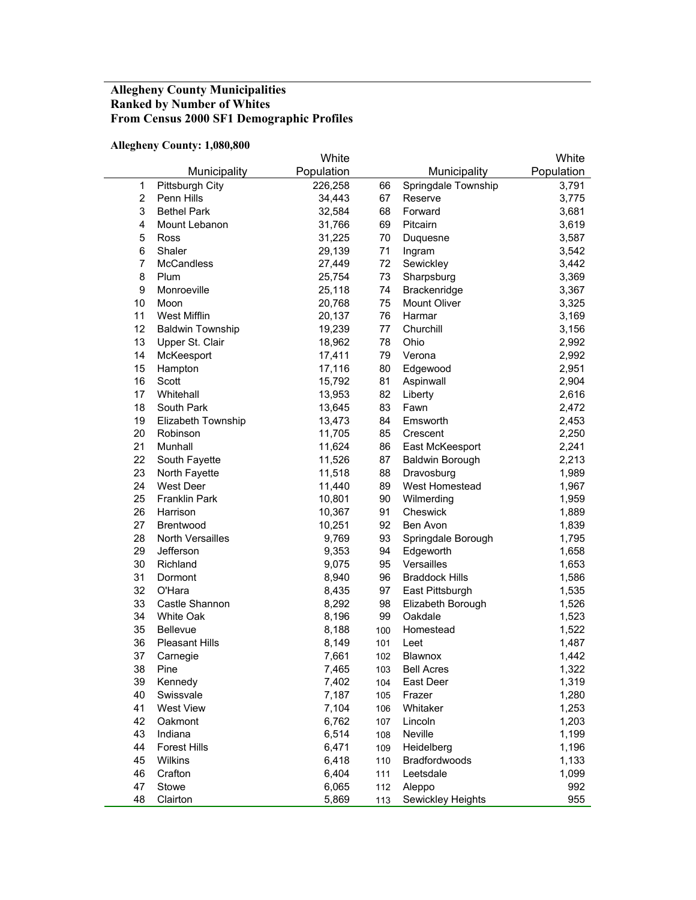**Allegheny County Municipalities**
**Ranked by Number of Whites**
**From Census 2000 SF1 Demographic Profiles**

**Allegheny County: 1,080,800**

| | Municipality | White Population | | Municipality | White Population |
|---|---|---|---|---|---|
| 1 | Pittsburgh City | 226,258 | 66 | Springdale Township | 3,791 |
| 2 | Penn Hills | 34,443 | 67 | Reserve | 3,775 |
| 3 | Bethel Park | 32,584 | 68 | Forward | 3,681 |
| 4 | Mount Lebanon | 31,766 | 69 | Pitcairn | 3,619 |
| 5 | Ross | 31,225 | 70 | Duquesne | 3,587 |
| 6 | Shaler | 29,139 | 71 | Ingram | 3,542 |
| 7 | McCandless | 27,449 | 72 | Sewickley | 3,442 |
| 8 | Plum | 25,754 | 73 | Sharpsburg | 3,369 |
| 9 | Monroeville | 25,118 | 74 | Brackenridge | 3,367 |
| 10 | Moon | 20,768 | 75 | Mount Oliver | 3,325 |
| 11 | West Mifflin | 20,137 | 76 | Harmar | 3,169 |
| 12 | Baldwin Township | 19,239 | 77 | Churchill | 3,156 |
| 13 | Upper St. Clair | 18,962 | 78 | Ohio | 2,992 |
| 14 | McKeesport | 17,411 | 79 | Verona | 2,992 |
| 15 | Hampton | 17,116 | 80 | Edgewood | 2,951 |
| 16 | Scott | 15,792 | 81 | Aspinwall | 2,904 |
| 17 | Whitehall | 13,953 | 82 | Liberty | 2,616 |
| 18 | South Park | 13,645 | 83 | Fawn | 2,472 |
| 19 | Elizabeth Township | 13,473 | 84 | Emsworth | 2,453 |
| 20 | Robinson | 11,705 | 85 | Crescent | 2,250 |
| 21 | Munhall | 11,624 | 86 | East McKeesport | 2,241 |
| 22 | South Fayette | 11,526 | 87 | Baldwin Borough | 2,213 |
| 23 | North Fayette | 11,518 | 88 | Dravosburg | 1,989 |
| 24 | West Deer | 11,440 | 89 | West Homestead | 1,967 |
| 25 | Franklin Park | 10,801 | 90 | Wilmerding | 1,959 |
| 26 | Harrison | 10,367 | 91 | Cheswick | 1,889 |
| 27 | Brentwood | 10,251 | 92 | Ben Avon | 1,839 |
| 28 | North Versailles | 9,769 | 93 | Springdale Borough | 1,795 |
| 29 | Jefferson | 9,353 | 94 | Edgeworth | 1,658 |
| 30 | Richland | 9,075 | 95 | Versailles | 1,653 |
| 31 | Dormont | 8,940 | 96 | Braddock Hills | 1,586 |
| 32 | O'Hara | 8,435 | 97 | East Pittsburgh | 1,535 |
| 33 | Castle Shannon | 8,292 | 98 | Elizabeth Borough | 1,526 |
| 34 | White Oak | 8,196 | 99 | Oakdale | 1,523 |
| 35 | Bellevue | 8,188 | 100 | Homestead | 1,522 |
| 36 | Pleasant Hills | 8,149 | 101 | Leet | 1,487 |
| 37 | Carnegie | 7,661 | 102 | Blawnox | 1,442 |
| 38 | Pine | 7,465 | 103 | Bell Acres | 1,322 |
| 39 | Kennedy | 7,402 | 104 | East Deer | 1,319 |
| 40 | Swissvale | 7,187 | 105 | Frazer | 1,280 |
| 41 | West View | 7,104 | 106 | Whitaker | 1,253 |
| 42 | Oakmont | 6,762 | 107 | Lincoln | 1,203 |
| 43 | Indiana | 6,514 | 108 | Neville | 1,199 |
| 44 | Forest Hills | 6,471 | 109 | Heidelberg | 1,196 |
| 45 | Wilkins | 6,418 | 110 | Bradfordwoods | 1,133 |
| 46 | Crafton | 6,404 | 111 | Leetsdale | 1,099 |
| 47 | Stowe | 6,065 | 112 | Aleppo | 992 |
| 48 | Clairton | 5,869 | 113 | Sewickley Heights | 955 |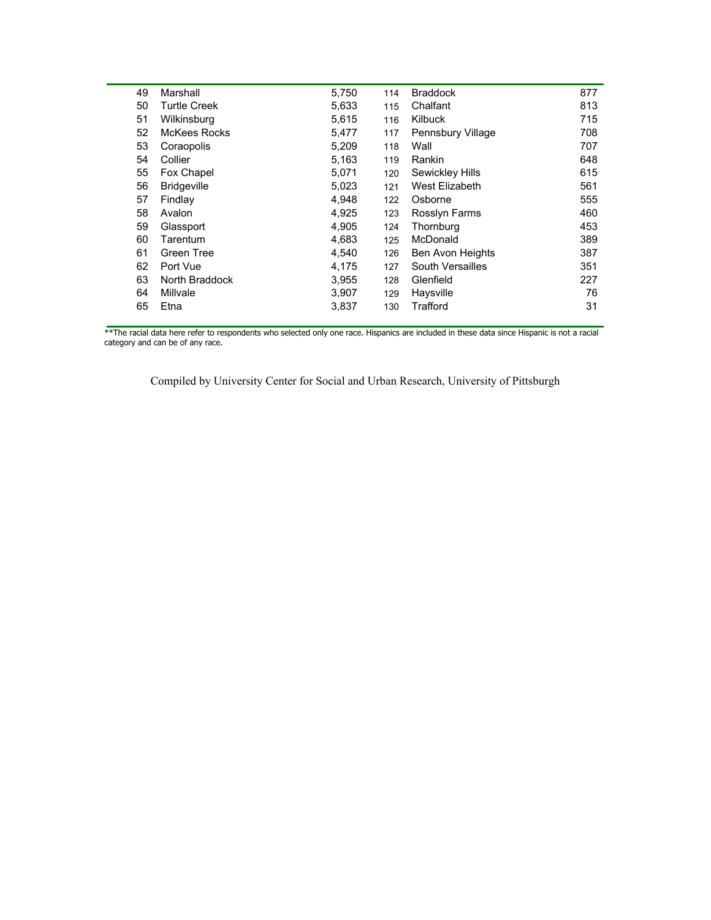| | | | | | |
|---|---|---|---|---|---|
| 49 | Marshall | 5,750 | 114 | Braddock | 877 |
| 50 | Turtle Creek | 5,633 | 115 | Chalfant | 813 |
| 51 | Wilkinsburg | 5,615 | 116 | Kilbuck | 715 |
| 52 | McKees Rocks | 5,477 | 117 | Pennsbury Village | 708 |
| 53 | Coraopolis | 5,209 | 118 | Wall | 707 |
| 54 | Collier | 5,163 | 119 | Rankin | 648 |
| 55 | Fox Chapel | 5,071 | 120 | Sewickley Hills | 615 |
| 56 | Bridgeville | 5,023 | 121 | West Elizabeth | 561 |
| 57 | Findlay | 4,948 | 122 | Osborne | 555 |
| 58 | Avalon | 4,925 | 123 | Rosslyn Farms | 460 |
| 59 | Glassport | 4,905 | 124 | Thornburg | 453 |
| 60 | Tarentum | 4,683 | 125 | McDonald | 389 |
| 61 | Green Tree | 4,540 | 126 | Ben Avon Heights | 387 |
| 62 | Port Vue | 4,175 | 127 | South Versailles | 351 |
| 63 | North Braddock | 3,955 | 128 | Glenfield | 227 |
| 64 | Millvale | 3,907 | 129 | Haysville | 76 |
| 65 | Etna | 3,837 | 130 | Trafford | 31 |

**The racial data here refer to respondents who selected only one race. Hispanics are included in these data since Hispanic is not a racial category and can be of any race.

Compiled by University Center for Social and Urban Research, University of Pittsburgh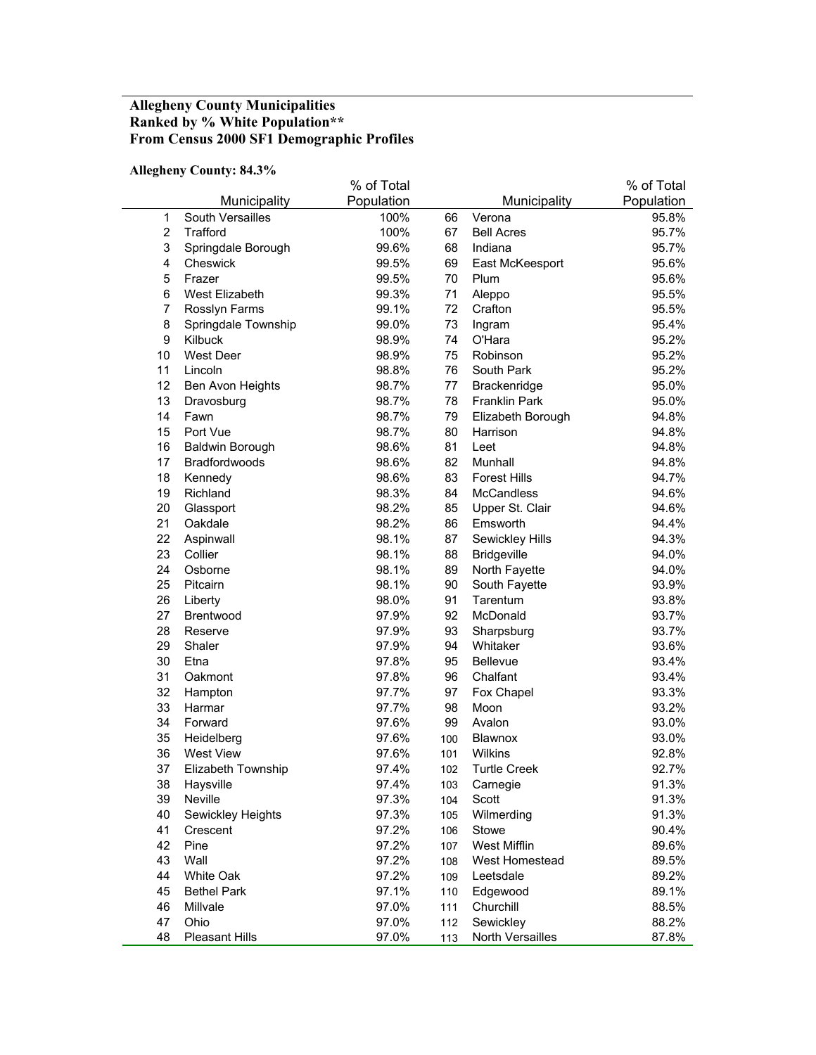**Allegheny County Municipalities**
**Ranked by % White Population****
**From Census 2000 SF1 Demographic Profiles**

**Allegheny County: 84.3%**

| | Municipality | % of Total Population | | Municipality | % of Total Population |
|---|---|---|---|---|---|
| 1 | South Versailles | 100% | 66 | Verona | 95.8% |
| 2 | Trafford | 100% | 67 | Bell Acres | 95.7% |
| 3 | Springdale Borough | 99.6% | 68 | Indiana | 95.7% |
| 4 | Cheswick | 99.5% | 69 | East McKeesport | 95.6% |
| 5 | Frazer | 99.5% | 70 | Plum | 95.6% |
| 6 | West Elizabeth | 99.3% | 71 | Aleppo | 95.5% |
| 7 | Rosslyn Farms | 99.1% | 72 | Crafton | 95.5% |
| 8 | Springdale Township | 99.0% | 73 | Ingram | 95.4% |
| 9 | Kilbuck | 98.9% | 74 | O'Hara | 95.2% |
| 10 | West Deer | 98.9% | 75 | Robinson | 95.2% |
| 11 | Lincoln | 98.8% | 76 | South Park | 95.2% |
| 12 | Ben Avon Heights | 98.7% | 77 | Brackenridge | 95.0% |
| 13 | Dravosburg | 98.7% | 78 | Franklin Park | 95.0% |
| 14 | Fawn | 98.7% | 79 | Elizabeth Borough | 94.8% |
| 15 | Port Vue | 98.7% | 80 | Harrison | 94.8% |
| 16 | Baldwin Borough | 98.6% | 81 | Leet | 94.8% |
| 17 | Bradfordwoods | 98.6% | 82 | Munhall | 94.8% |
| 18 | Kennedy | 98.6% | 83 | Forest Hills | 94.7% |
| 19 | Richland | 98.3% | 84 | McCandless | 94.6% |
| 20 | Glassport | 98.2% | 85 | Upper St. Clair | 94.6% |
| 21 | Oakdale | 98.2% | 86 | Emsworth | 94.4% |
| 22 | Aspinwall | 98.1% | 87 | Sewickley Hills | 94.3% |
| 23 | Collier | 98.1% | 88 | Bridgeville | 94.0% |
| 24 | Osborne | 98.1% | 89 | North Fayette | 94.0% |
| 25 | Pitcairn | 98.1% | 90 | South Fayette | 93.9% |
| 26 | Liberty | 98.0% | 91 | Tarentum | 93.8% |
| 27 | Brentwood | 97.9% | 92 | McDonald | 93.7% |
| 28 | Reserve | 97.9% | 93 | Sharpsburg | 93.7% |
| 29 | Shaler | 97.9% | 94 | Whitaker | 93.6% |
| 30 | Etna | 97.8% | 95 | Bellevue | 93.4% |
| 31 | Oakmont | 97.8% | 96 | Chalfant | 93.4% |
| 32 | Hampton | 97.7% | 97 | Fox Chapel | 93.3% |
| 33 | Harmar | 97.7% | 98 | Moon | 93.2% |
| 34 | Forward | 97.6% | 99 | Avalon | 93.0% |
| 35 | Heidelberg | 97.6% | 100 | Blawnox | 93.0% |
| 36 | West View | 97.6% | 101 | Wilkins | 92.8% |
| 37 | Elizabeth Township | 97.4% | 102 | Turtle Creek | 92.7% |
| 38 | Haysville | 97.4% | 103 | Carnegie | 91.3% |
| 39 | Neville | 97.3% | 104 | Scott | 91.3% |
| 40 | Sewickley Heights | 97.3% | 105 | Wilmerding | 91.3% |
| 41 | Crescent | 97.2% | 106 | Stowe | 90.4% |
| 42 | Pine | 97.2% | 107 | West Mifflin | 89.6% |
| 43 | Wall | 97.2% | 108 | West Homestead | 89.5% |
| 44 | White Oak | 97.2% | 109 | Leetsdale | 89.2% |
| 45 | Bethel Park | 97.1% | 110 | Edgewood | 89.1% |
| 46 | Millvale | 97.0% | 111 | Churchill | 88.5% |
| 47 | Ohio | 97.0% | 112 | Sewickley | 88.2% |
| 48 | Pleasant Hills | 97.0% | 113 | North Versailles | 87.8% |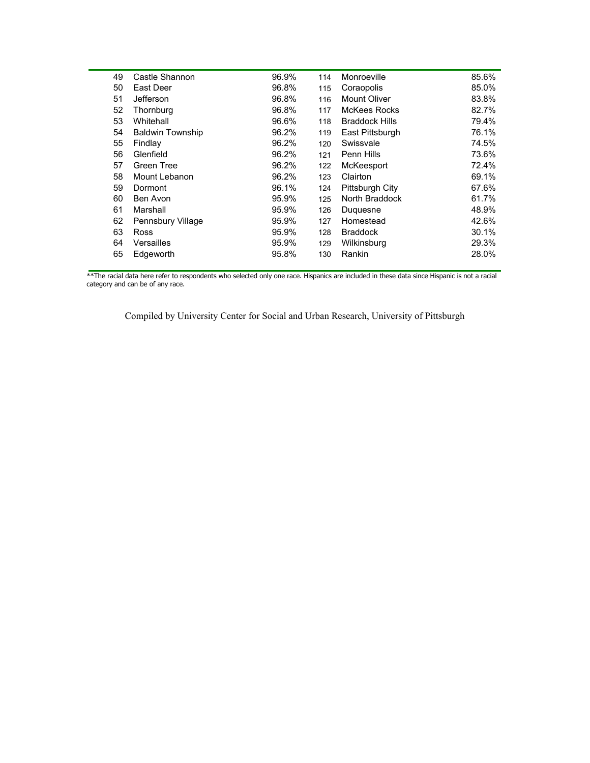| | | | | | |
|---|---|---|---|---|---|
| 49 | Castle Shannon | 96.9% | 114 | Monroeville | 85.6% |
| 50 | East Deer | 96.8% | 115 | Coraopolis | 85.0% |
| 51 | Jefferson | 96.8% | 116 | Mount Oliver | 83.8% |
| 52 | Thornburg | 96.8% | 117 | McKees Rocks | 82.7% |
| 53 | Whitehall | 96.6% | 118 | Braddock Hills | 79.4% |
| 54 | Baldwin Township | 96.2% | 119 | East Pittsburgh | 76.1% |
| 55 | Findlay | 96.2% | 120 | Swissvale | 74.5% |
| 56 | Glenfield | 96.2% | 121 | Penn Hills | 73.6% |
| 57 | Green Tree | 96.2% | 122 | McKeesport | 72.4% |
| 58 | Mount Lebanon | 96.2% | 123 | Clairton | 69.1% |
| 59 | Dormont | 96.1% | 124 | Pittsburgh City | 67.6% |
| 60 | Ben Avon | 95.9% | 125 | North Braddock | 61.7% |
| 61 | Marshall | 95.9% | 126 | Duquesne | 48.9% |
| 62 | Pennsbury Village | 95.9% | 127 | Homestead | 42.6% |
| 63 | Ross | 95.9% | 128 | Braddock | 30.1% |
| 64 | Versailles | 95.9% | 129 | Wilkinsburg | 29.3% |
| 65 | Edgeworth | 95.8% | 130 | Rankin | 28.0% |

**The racial data here refer to respondents who selected only one race. Hispanics are included in these data since Hispanic is not a racial category and can be of any race.

Compiled by University Center for Social and Urban Research, University of Pittsburgh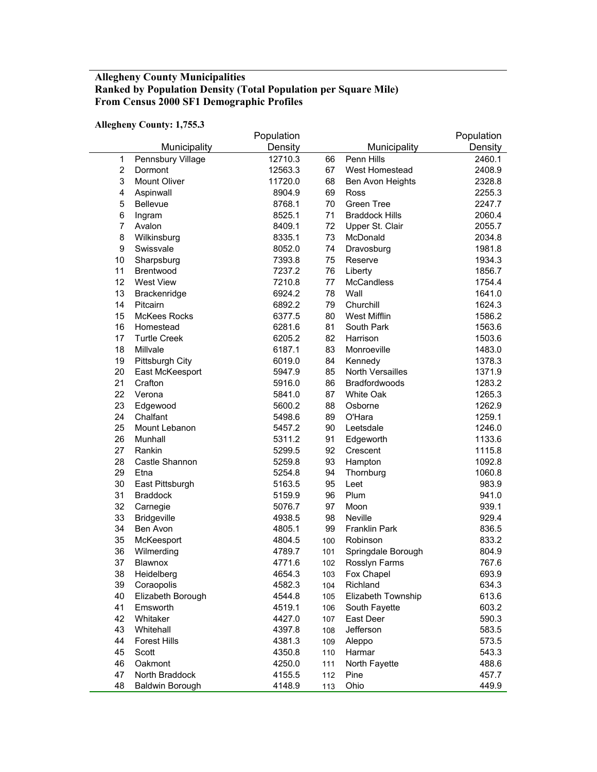**Allegheny County Municipalities**
**Ranked by Population Density (Total Population per Square Mile)**
**From Census 2000 SF1 Demographic Profiles**

**Allegheny County: 1,755.3**

| | Municipality | Population Density | | Municipality | Population Density |
|---|---|---|---|---|---|
| 1 | Pennsbury Village | 12710.3 | 66 | Penn Hills | 2460.1 |
| 2 | Dormont | 12563.3 | 67 | West Homestead | 2408.9 |
| 3 | Mount Oliver | 11720.0 | 68 | Ben Avon Heights | 2328.8 |
| 4 | Aspinwall | 8904.9 | 69 | Ross | 2255.3 |
| 5 | Bellevue | 8768.1 | 70 | Green Tree | 2247.7 |
| 6 | Ingram | 8525.1 | 71 | Braddock Hills | 2060.4 |
| 7 | Avalon | 8409.1 | 72 | Upper St. Clair | 2055.7 |
| 8 | Wilkinsburg | 8335.1 | 73 | McDonald | 2034.8 |
| 9 | Swissvale | 8052.0 | 74 | Dravosburg | 1981.8 |
| 10 | Sharpsburg | 7393.8 | 75 | Reserve | 1934.3 |
| 11 | Brentwood | 7237.2 | 76 | Liberty | 1856.7 |
| 12 | West View | 7210.8 | 77 | McCandless | 1754.4 |
| 13 | Brackenridge | 6924.2 | 78 | Wall | 1641.0 |
| 14 | Pitcairn | 6892.2 | 79 | Churchill | 1624.3 |
| 15 | McKees Rocks | 6377.5 | 80 | West Mifflin | 1586.2 |
| 16 | Homestead | 6281.6 | 81 | South Park | 1563.6 |
| 17 | Turtle Creek | 6205.2 | 82 | Harrison | 1503.6 |
| 18 | Millvale | 6187.1 | 83 | Monroeville | 1483.0 |
| 19 | Pittsburgh City | 6019.0 | 84 | Kennedy | 1378.3 |
| 20 | East McKeesport | 5947.9 | 85 | North Versailles | 1371.9 |
| 21 | Crafton | 5916.0 | 86 | Bradfordwoods | 1283.2 |
| 22 | Verona | 5841.0 | 87 | White Oak | 1265.3 |
| 23 | Edgewood | 5600.2 | 88 | Osborne | 1262.9 |
| 24 | Chalfant | 5498.6 | 89 | O'Hara | 1259.1 |
| 25 | Mount Lebanon | 5457.2 | 90 | Leetsdale | 1246.0 |
| 26 | Munhall | 5311.2 | 91 | Edgeworth | 1133.6 |
| 27 | Rankin | 5299.5 | 92 | Crescent | 1115.8 |
| 28 | Castle Shannon | 5259.8 | 93 | Hampton | 1092.8 |
| 29 | Etna | 5254.8 | 94 | Thornburg | 1060.8 |
| 30 | East Pittsburgh | 5163.5 | 95 | Leet | 983.9 |
| 31 | Braddock | 5159.9 | 96 | Plum | 941.0 |
| 32 | Carnegie | 5076.7 | 97 | Moon | 939.1 |
| 33 | Bridgeville | 4938.5 | 98 | Neville | 929.4 |
| 34 | Ben Avon | 4805.1 | 99 | Franklin Park | 836.5 |
| 35 | McKeesport | 4804.5 | 100 | Robinson | 833.2 |
| 36 | Wilmerding | 4789.7 | 101 | Springdale Borough | 804.9 |
| 37 | Blawnox | 4771.6 | 102 | Rosslyn Farms | 767.6 |
| 38 | Heidelberg | 4654.3 | 103 | Fox Chapel | 693.9 |
| 39 | Coraopolis | 4582.3 | 104 | Richland | 634.3 |
| 40 | Elizabeth Borough | 4544.8 | 105 | Elizabeth Township | 613.6 |
| 41 | Emsworth | 4519.1 | 106 | South Fayette | 603.2 |
| 42 | Whitaker | 4427.0 | 107 | East Deer | 590.3 |
| 43 | Whitehall | 4397.8 | 108 | Jefferson | 583.5 |
| 44 | Forest Hills | 4381.3 | 109 | Aleppo | 573.5 |
| 45 | Scott | 4350.8 | 110 | Harmar | 543.3 |
| 46 | Oakmont | 4250.0 | 111 | North Fayette | 488.6 |
| 47 | North Braddock | 4155.5 | 112 | Pine | 457.7 |
| 48 | Baldwin Borough | 4148.9 | 113 | Ohio | 449.9 |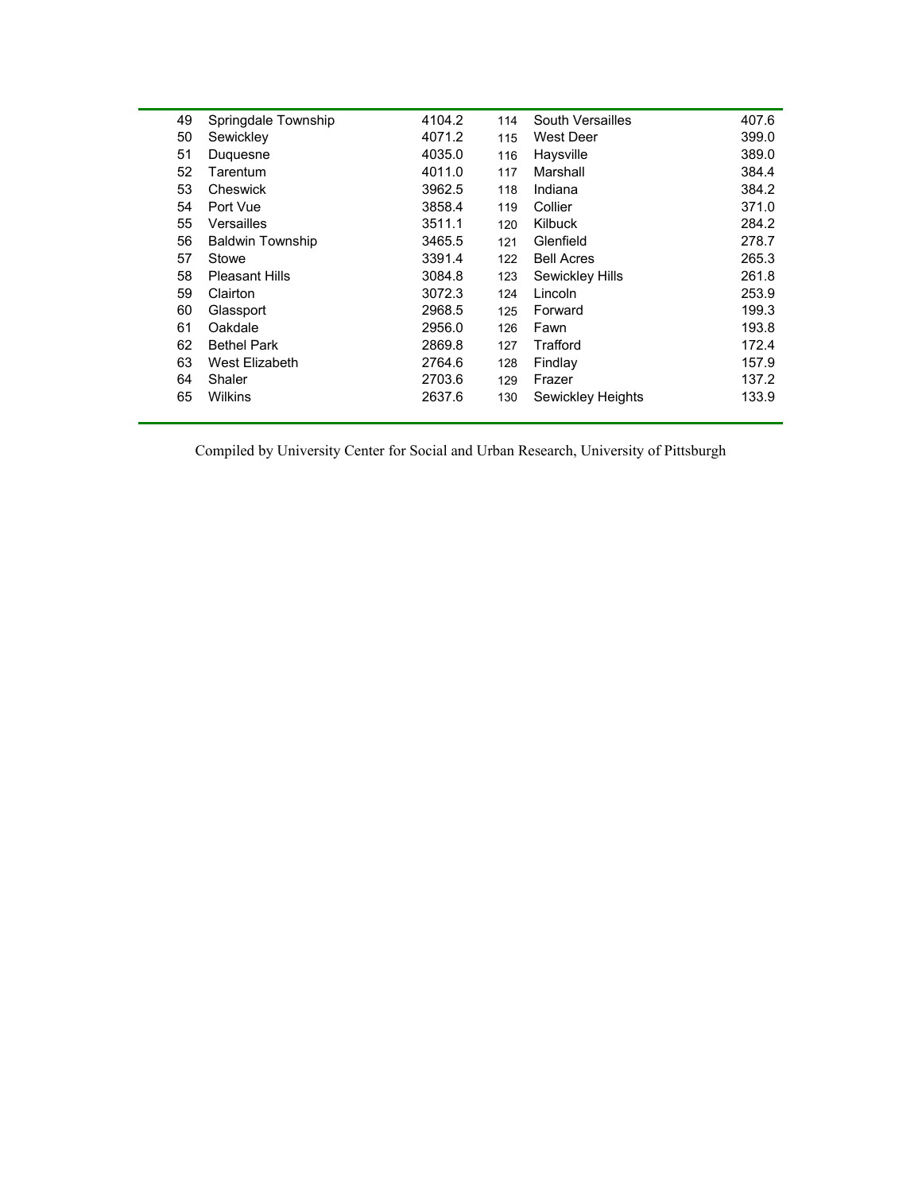| | | | | | |
|---|---|---|---|---|---|
| 49 | Springdale Township | 4104.2 | 114 | South Versailles | 407.6 |
| 50 | Sewickley | 4071.2 | 115 | West Deer | 399.0 |
| 51 | Duquesne | 4035.0 | 116 | Haysville | 389.0 |
| 52 | Tarentum | 4011.0 | 117 | Marshall | 384.4 |
| 53 | Cheswick | 3962.5 | 118 | Indiana | 384.2 |
| 54 | Port Vue | 3858.4 | 119 | Collier | 371.0 |
| 55 | Versailles | 3511.1 | 120 | Kilbuck | 284.2 |
| 56 | Baldwin Township | 3465.5 | 121 | Glenfield | 278.7 |
| 57 | Stowe | 3391.4 | 122 | Bell Acres | 265.3 |
| 58 | Pleasant Hills | 3084.8 | 123 | Sewickley Hills | 261.8 |
| 59 | Clairton | 3072.3 | 124 | Lincoln | 253.9 |
| 60 | Glassport | 2968.5 | 125 | Forward | 199.3 |
| 61 | Oakdale | 2956.0 | 126 | Fawn | 193.8 |
| 62 | Bethel Park | 2869.8 | 127 | Trafford | 172.4 |
| 63 | West Elizabeth | 2764.6 | 128 | Findlay | 157.9 |
| 64 | Shaler | 2703.6 | 129 | Frazer | 137.2 |
| 65 | Wilkins | 2637.6 | 130 | Sewickley Heights | 133.9 |

Compiled by University Center for Social and Urban Research, University of Pittsburgh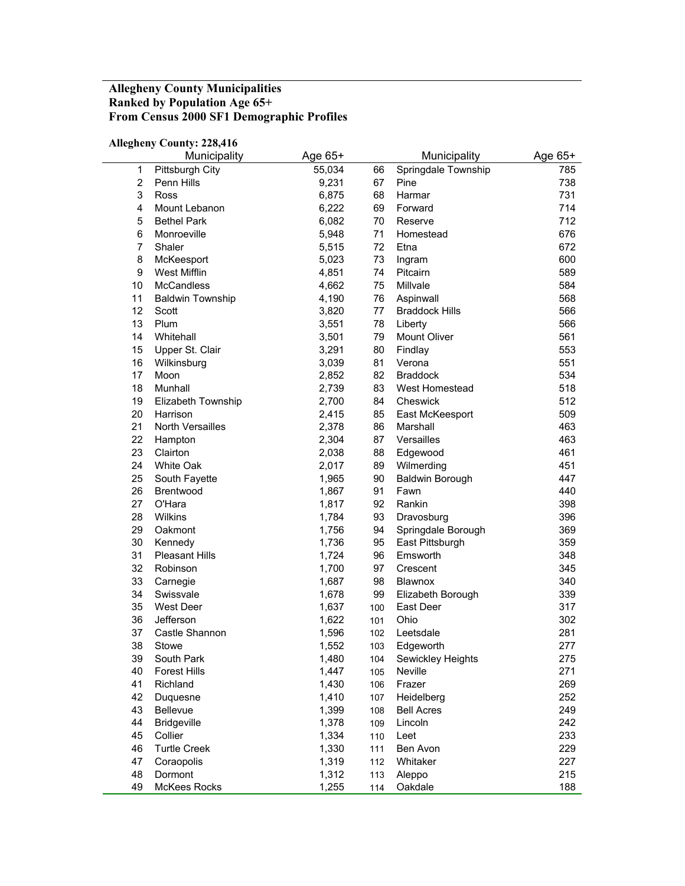**Allegheny County Municipalities**
**Ranked by Population Age 65+**
**From Census 2000 SF1 Demographic Profiles**

**Allegheny County: 228,416**

| | Municipality | Age 65+ | | Municipality | Age 65+ |
|---|---|---|---|---|---|
| 1 | Pittsburgh City | 55,034 | 66 | Springdale Township | 785 |
| 2 | Penn Hills | 9,231 | 67 | Pine | 738 |
| 3 | Ross | 6,875 | 68 | Harmar | 731 |
| 4 | Mount Lebanon | 6,222 | 69 | Forward | 714 |
| 5 | Bethel Park | 6,082 | 70 | Reserve | 712 |
| 6 | Monroeville | 5,948 | 71 | Homestead | 676 |
| 7 | Shaler | 5,515 | 72 | Etna | 672 |
| 8 | McKeesport | 5,023 | 73 | Ingram | 600 |
| 9 | West Mifflin | 4,851 | 74 | Pitcairn | 589 |
| 10 | McCandless | 4,662 | 75 | Millvale | 584 |
| 11 | Baldwin Township | 4,190 | 76 | Aspinwall | 568 |
| 12 | Scott | 3,820 | 77 | Braddock Hills | 566 |
| 13 | Plum | 3,551 | 78 | Liberty | 566 |
| 14 | Whitehall | 3,501 | 79 | Mount Oliver | 561 |
| 15 | Upper St. Clair | 3,291 | 80 | Findlay | 553 |
| 16 | Wilkinsburg | 3,039 | 81 | Verona | 551 |
| 17 | Moon | 2,852 | 82 | Braddock | 534 |
| 18 | Munhall | 2,739 | 83 | West Homestead | 518 |
| 19 | Elizabeth Township | 2,700 | 84 | Cheswick | 512 |
| 20 | Harrison | 2,415 | 85 | East McKeesport | 509 |
| 21 | North Versailles | 2,378 | 86 | Marshall | 463 |
| 22 | Hampton | 2,304 | 87 | Versailles | 463 |
| 23 | Clairton | 2,038 | 88 | Edgewood | 461 |
| 24 | White Oak | 2,017 | 89 | Wilmerding | 451 |
| 25 | South Fayette | 1,965 | 90 | Baldwin Borough | 447 |
| 26 | Brentwood | 1,867 | 91 | Fawn | 440 |
| 27 | O'Hara | 1,817 | 92 | Rankin | 398 |
| 28 | Wilkins | 1,784 | 93 | Dravosburg | 396 |
| 29 | Oakmont | 1,756 | 94 | Springdale Borough | 369 |
| 30 | Kennedy | 1,736 | 95 | East Pittsburgh | 359 |
| 31 | Pleasant Hills | 1,724 | 96 | Emsworth | 348 |
| 32 | Robinson | 1,700 | 97 | Crescent | 345 |
| 33 | Carnegie | 1,687 | 98 | Blawnox | 340 |
| 34 | Swissvale | 1,678 | 99 | Elizabeth Borough | 339 |
| 35 | West Deer | 1,637 | 100 | East Deer | 317 |
| 36 | Jefferson | 1,622 | 101 | Ohio | 302 |
| 37 | Castle Shannon | 1,596 | 102 | Leetsdale | 281 |
| 38 | Stowe | 1,552 | 103 | Edgeworth | 277 |
| 39 | South Park | 1,480 | 104 | Sewickley Heights | 275 |
| 40 | Forest Hills | 1,447 | 105 | Neville | 271 |
| 41 | Richland | 1,430 | 106 | Frazer | 269 |
| 42 | Duquesne | 1,410 | 107 | Heidelberg | 252 |
| 43 | Bellevue | 1,399 | 108 | Bell Acres | 249 |
| 44 | Bridgeville | 1,378 | 109 | Lincoln | 242 |
| 45 | Collier | 1,334 | 110 | Leet | 233 |
| 46 | Turtle Creek | 1,330 | 111 | Ben Avon | 229 |
| 47 | Coraopolis | 1,319 | 112 | Whitaker | 227 |
| 48 | Dormont | 1,312 | 113 | Aleppo | 215 |
| 49 | McKees Rocks | 1,255 | 114 | Oakdale | 188 |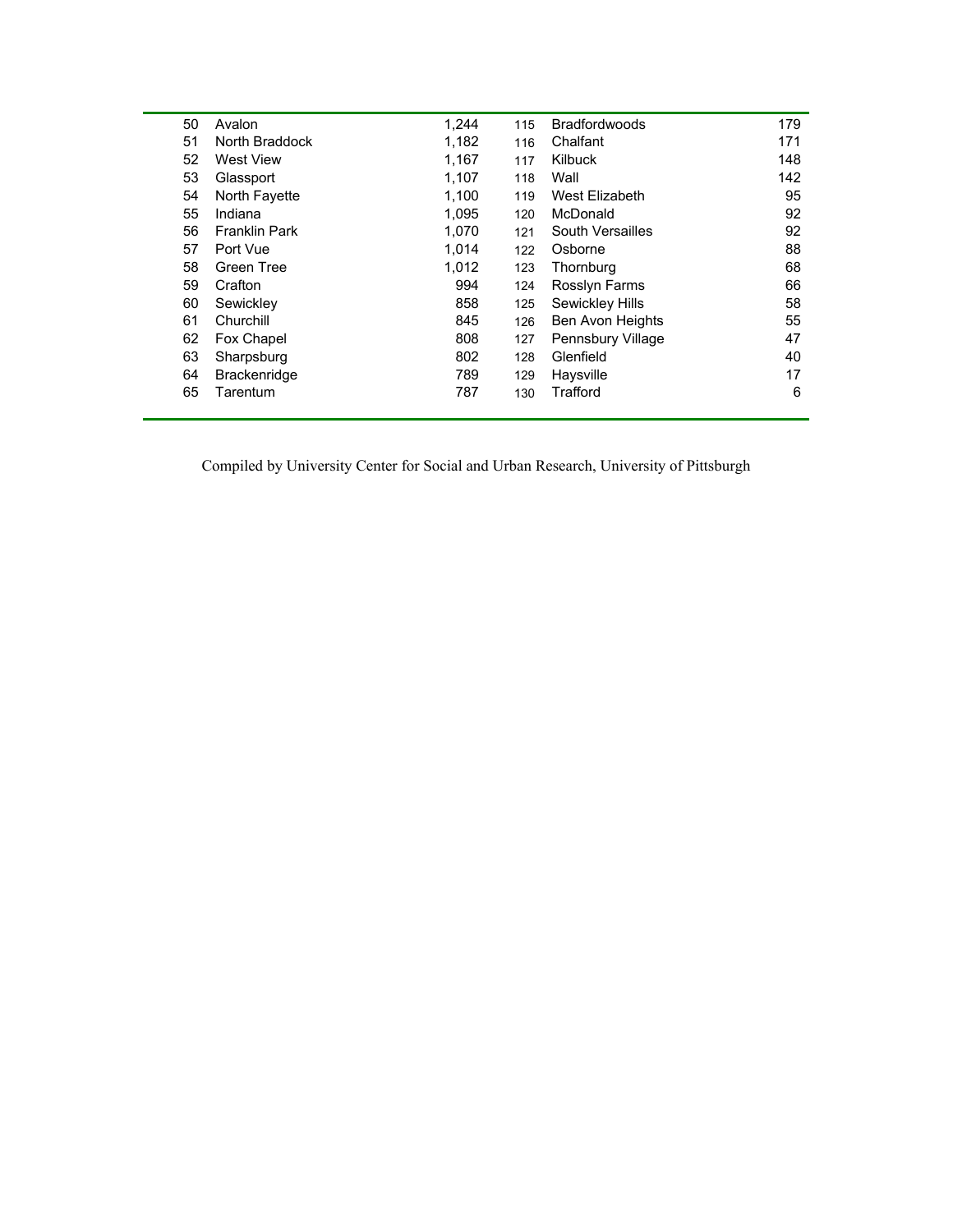| | | | | | |
|---|---|---|---|---|---|
| 50 | Avalon | 1,244 | 115 | Bradfordwoods | 179 |
| 51 | North Braddock | 1,182 | 116 | Chalfant | 171 |
| 52 | West View | 1,167 | 117 | Kilbuck | 148 |
| 53 | Glassport | 1,107 | 118 | Wall | 142 |
| 54 | North Fayette | 1,100 | 119 | West Elizabeth | 95 |
| 55 | Indiana | 1,095 | 120 | McDonald | 92 |
| 56 | Franklin Park | 1,070 | 121 | South Versailles | 92 |
| 57 | Port Vue | 1,014 | 122 | Osborne | 88 |
| 58 | Green Tree | 1,012 | 123 | Thornburg | 68 |
| 59 | Crafton | 994 | 124 | Rosslyn Farms | 66 |
| 60 | Sewickley | 858 | 125 | Sewickley Hills | 58 |
| 61 | Churchill | 845 | 126 | Ben Avon Heights | 55 |
| 62 | Fox Chapel | 808 | 127 | Pennsbury Village | 47 |
| 63 | Sharpsburg | 802 | 128 | Glenfield | 40 |
| 64 | Brackenridge | 789 | 129 | Haysville | 17 |
| 65 | Tarentum | 787 | 130 | Trafford | 6 |

Compiled by University Center for Social and Urban Research, University of Pittsburgh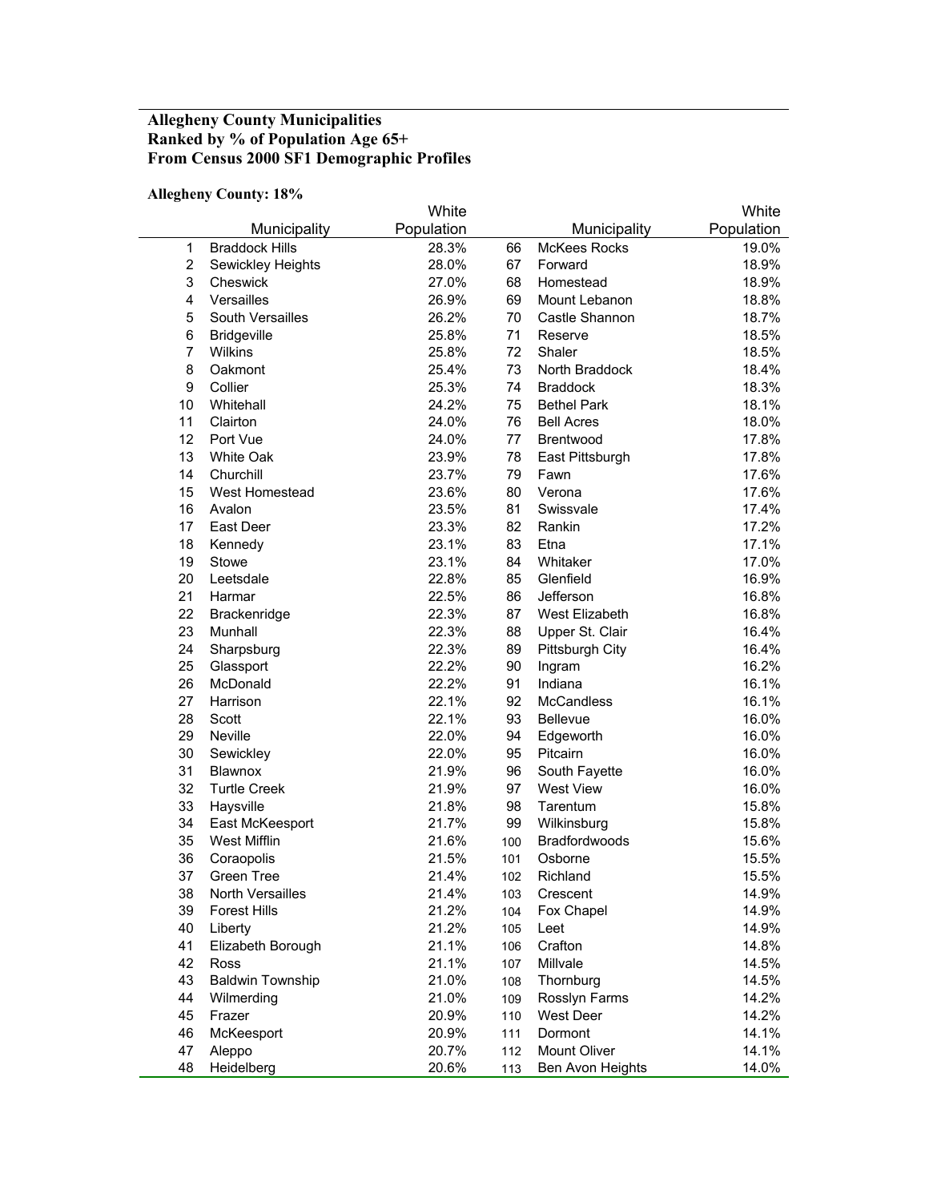**Allegheny County Municipalities**
**Ranked by % of Population Age 65+**
**From Census 2000 SF1 Demographic Profiles**

**Allegheny County: 18%**

| | Municipality | White Population | | Municipality | White Population |
|---|---|---|---|---|---|
| 1 | Braddock Hills | 28.3% | 66 | McKees Rocks | 19.0% |
| 2 | Sewickley Heights | 28.0% | 67 | Forward | 18.9% |
| 3 | Cheswick | 27.0% | 68 | Homestead | 18.9% |
| 4 | Versailles | 26.9% | 69 | Mount Lebanon | 18.8% |
| 5 | South Versailles | 26.2% | 70 | Castle Shannon | 18.7% |
| 6 | Bridgeville | 25.8% | 71 | Reserve | 18.5% |
| 7 | Wilkins | 25.8% | 72 | Shaler | 18.5% |
| 8 | Oakmont | 25.4% | 73 | North Braddock | 18.4% |
| 9 | Collier | 25.3% | 74 | Braddock | 18.3% |
| 10 | Whitehall | 24.2% | 75 | Bethel Park | 18.1% |
| 11 | Clairton | 24.0% | 76 | Bell Acres | 18.0% |
| 12 | Port Vue | 24.0% | 77 | Brentwood | 17.8% |
| 13 | White Oak | 23.9% | 78 | East Pittsburgh | 17.8% |
| 14 | Churchill | 23.7% | 79 | Fawn | 17.6% |
| 15 | West Homestead | 23.6% | 80 | Verona | 17.6% |
| 16 | Avalon | 23.5% | 81 | Swissvale | 17.4% |
| 17 | East Deer | 23.3% | 82 | Rankin | 17.2% |
| 18 | Kennedy | 23.1% | 83 | Etna | 17.1% |
| 19 | Stowe | 23.1% | 84 | Whitaker | 17.0% |
| 20 | Leetsdale | 22.8% | 85 | Glenfield | 16.9% |
| 21 | Harmar | 22.5% | 86 | Jefferson | 16.8% |
| 22 | Brackenridge | 22.3% | 87 | West Elizabeth | 16.8% |
| 23 | Munhall | 22.3% | 88 | Upper St. Clair | 16.4% |
| 24 | Sharpsburg | 22.3% | 89 | Pittsburgh City | 16.4% |
| 25 | Glassport | 22.2% | 90 | Ingram | 16.2% |
| 26 | McDonald | 22.2% | 91 | Indiana | 16.1% |
| 27 | Harrison | 22.1% | 92 | McCandless | 16.1% |
| 28 | Scott | 22.1% | 93 | Bellevue | 16.0% |
| 29 | Neville | 22.0% | 94 | Edgeworth | 16.0% |
| 30 | Sewickley | 22.0% | 95 | Pitcairn | 16.0% |
| 31 | Blawnox | 21.9% | 96 | South Fayette | 16.0% |
| 32 | Turtle Creek | 21.9% | 97 | West View | 16.0% |
| 33 | Haysville | 21.8% | 98 | Tarentum | 15.8% |
| 34 | East McKeesport | 21.7% | 99 | Wilkinsburg | 15.8% |
| 35 | West Mifflin | 21.6% | 100 | Bradfordwoods | 15.6% |
| 36 | Coraopolis | 21.5% | 101 | Osborne | 15.5% |
| 37 | Green Tree | 21.4% | 102 | Richland | 15.5% |
| 38 | North Versailles | 21.4% | 103 | Crescent | 14.9% |
| 39 | Forest Hills | 21.2% | 104 | Fox Chapel | 14.9% |
| 40 | Liberty | 21.2% | 105 | Leet | 14.9% |
| 41 | Elizabeth Borough | 21.1% | 106 | Crafton | 14.8% |
| 42 | Ross | 21.1% | 107 | Millvale | 14.5% |
| 43 | Baldwin Township | 21.0% | 108 | Thornburg | 14.5% |
| 44 | Wilmerding | 21.0% | 109 | Rosslyn Farms | 14.2% |
| 45 | Frazer | 20.9% | 110 | West Deer | 14.2% |
| 46 | McKeesport | 20.9% | 111 | Dormont | 14.1% |
| 47 | Aleppo | 20.7% | 112 | Mount Oliver | 14.1% |
| 48 | Heidelberg | 20.6% | 113 | Ben Avon Heights | 14.0% |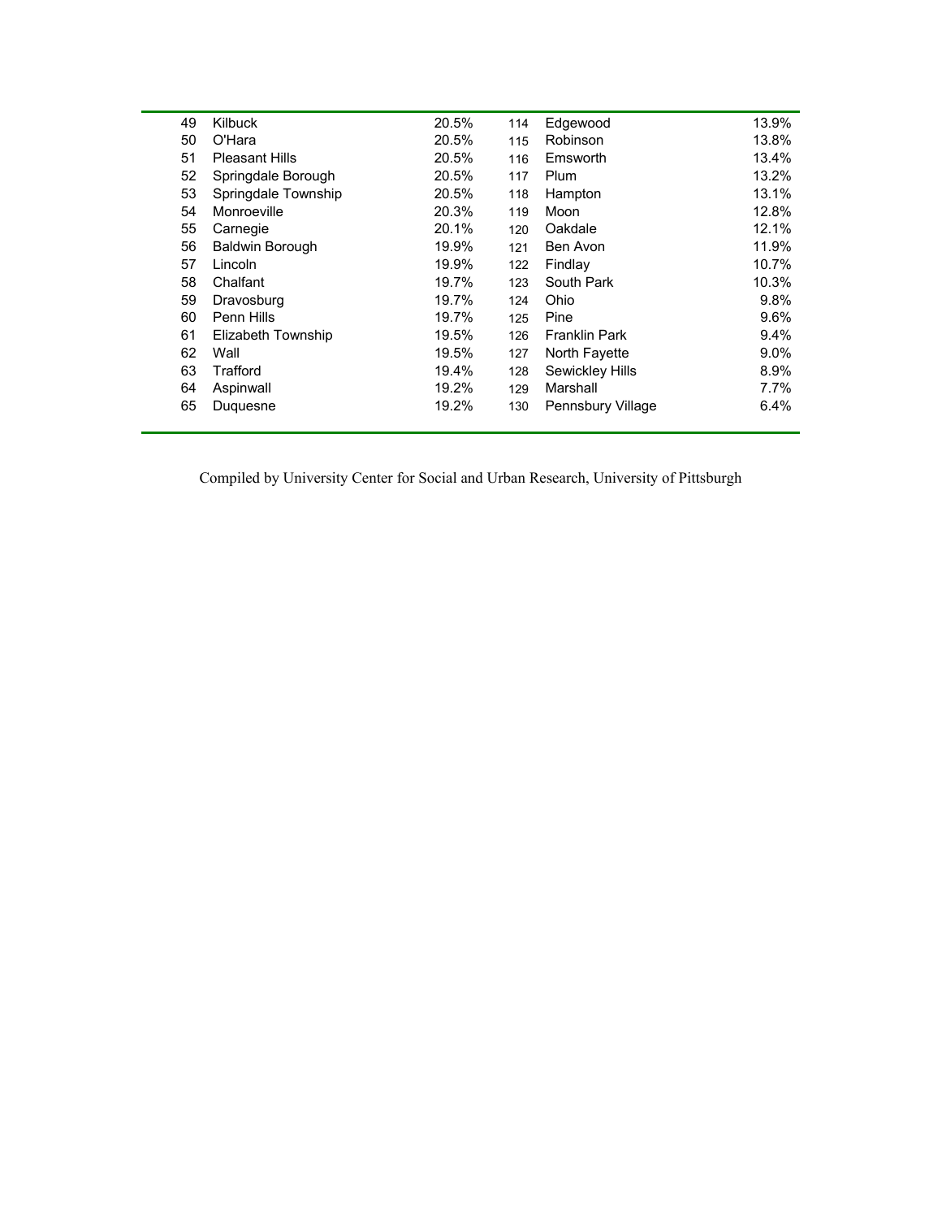| | | | | | |
|---|---|---|---|---|---|
| 49 | Kilbuck | 20.5% | 114 | Edgewood | 13.9% |
| 50 | O'Hara | 20.5% | 115 | Robinson | 13.8% |
| 51 | Pleasant Hills | 20.5% | 116 | Emsworth | 13.4% |
| 52 | Springdale Borough | 20.5% | 117 | Plum | 13.2% |
| 53 | Springdale Township | 20.5% | 118 | Hampton | 13.1% |
| 54 | Monroeville | 20.3% | 119 | Moon | 12.8% |
| 55 | Carnegie | 20.1% | 120 | Oakdale | 12.1% |
| 56 | Baldwin Borough | 19.9% | 121 | Ben Avon | 11.9% |
| 57 | Lincoln | 19.9% | 122 | Findlay | 10.7% |
| 58 | Chalfant | 19.7% | 123 | South Park | 10.3% |
| 59 | Dravosburg | 19.7% | 124 | Ohio | 9.8% |
| 60 | Penn Hills | 19.7% | 125 | Pine | 9.6% |
| 61 | Elizabeth Township | 19.5% | 126 | Franklin Park | 9.4% |
| 62 | Wall | 19.5% | 127 | North Fayette | 9.0% |
| 63 | Trafford | 19.4% | 128 | Sewickley Hills | 8.9% |
| 64 | Aspinwall | 19.2% | 129 | Marshall | 7.7% |
| 65 | Duquesne | 19.2% | 130 | Pennsbury Village | 6.4% |

Compiled by University Center for Social and Urban Research, University of Pittsburgh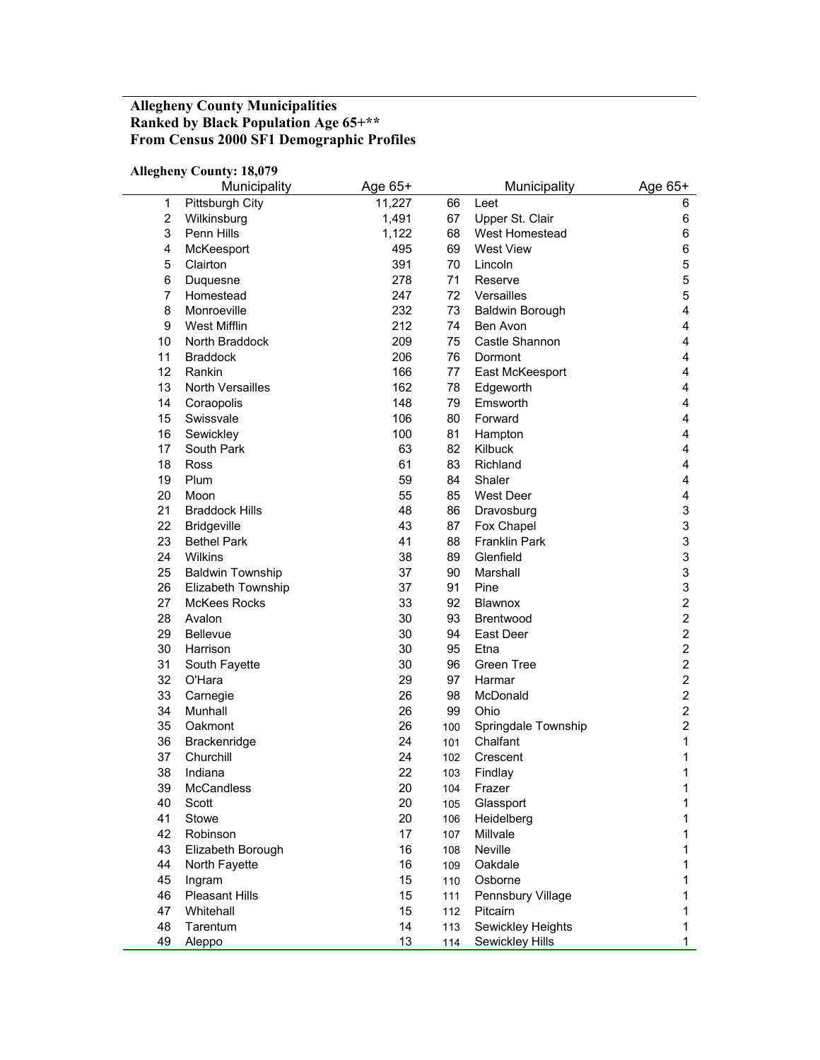**Allegheny County Municipalities**
**Ranked by Black Population Age 65+****
**From Census 2000 SF1 Demographic Profiles**

**Allegheny County: 18,079**

| | Municipality | Age 65+ | | Municipality | Age 65+ |
|---|---|---|---|---|---|
| 1 | Pittsburgh City | 11,227 | 66 | Leet | 6 |
| 2 | Wilkinsburg | 1,491 | 67 | Upper St. Clair | 6 |
| 3 | Penn Hills | 1,122 | 68 | West Homestead | 6 |
| 4 | McKeesport | 495 | 69 | West View | 6 |
| 5 | Clairton | 391 | 70 | Lincoln | 5 |
| 6 | Duquesne | 278 | 71 | Reserve | 5 |
| 7 | Homestead | 247 | 72 | Versailles | 5 |
| 8 | Monroeville | 232 | 73 | Baldwin Borough | 4 |
| 9 | West Mifflin | 212 | 74 | Ben Avon | 4 |
| 10 | North Braddock | 209 | 75 | Castle Shannon | 4 |
| 11 | Braddock | 206 | 76 | Dormont | 4 |
| 12 | Rankin | 166 | 77 | East McKeesport | 4 |
| 13 | North Versailles | 162 | 78 | Edgeworth | 4 |
| 14 | Coraopolis | 148 | 79 | Emsworth | 4 |
| 15 | Swissvale | 106 | 80 | Forward | 4 |
| 16 | Sewickley | 100 | 81 | Hampton | 4 |
| 17 | South Park | 63 | 82 | Kilbuck | 4 |
| 18 | Ross | 61 | 83 | Richland | 4 |
| 19 | Plum | 59 | 84 | Shaler | 4 |
| 20 | Moon | 55 | 85 | West Deer | 4 |
| 21 | Braddock Hills | 48 | 86 | Dravosburg | 3 |
| 22 | Bridgeville | 43 | 87 | Fox Chapel | 3 |
| 23 | Bethel Park | 41 | 88 | Franklin Park | 3 |
| 24 | Wilkins | 38 | 89 | Glenfield | 3 |
| 25 | Baldwin Township | 37 | 90 | Marshall | 3 |
| 26 | Elizabeth Township | 37 | 91 | Pine | 3 |
| 27 | McKees Rocks | 33 | 92 | Blawnox | 2 |
| 28 | Avalon | 30 | 93 | Brentwood | 2 |
| 29 | Bellevue | 30 | 94 | East Deer | 2 |
| 30 | Harrison | 30 | 95 | Etna | 2 |
| 31 | South Fayette | 30 | 96 | Green Tree | 2 |
| 32 | O'Hara | 29 | 97 | Harmar | 2 |
| 33 | Carnegie | 26 | 98 | McDonald | 2 |
| 34 | Munhall | 26 | 99 | Ohio | 2 |
| 35 | Oakmont | 26 | 100 | Springdale Township | 2 |
| 36 | Brackenridge | 24 | 101 | Chalfant | 1 |
| 37 | Churchill | 24 | 102 | Crescent | 1 |
| 38 | Indiana | 22 | 103 | Findlay | 1 |
| 39 | McCandless | 20 | 104 | Frazer | 1 |
| 40 | Scott | 20 | 105 | Glassport | 1 |
| 41 | Stowe | 20 | 106 | Heidelberg | 1 |
| 42 | Robinson | 17 | 107 | Millvale | 1 |
| 43 | Elizabeth Borough | 16 | 108 | Neville | 1 |
| 44 | North Fayette | 16 | 109 | Oakdale | 1 |
| 45 | Ingram | 15 | 110 | Osborne | 1 |
| 46 | Pleasant Hills | 15 | 111 | Pennsbury Village | 1 |
| 47 | Whitehall | 15 | 112 | Pitcairn | 1 |
| 48 | Tarentum | 14 | 113 | Sewickley Heights | 1 |
| 49 | Aleppo | 13 | 114 | Sewickley Hills | 1 |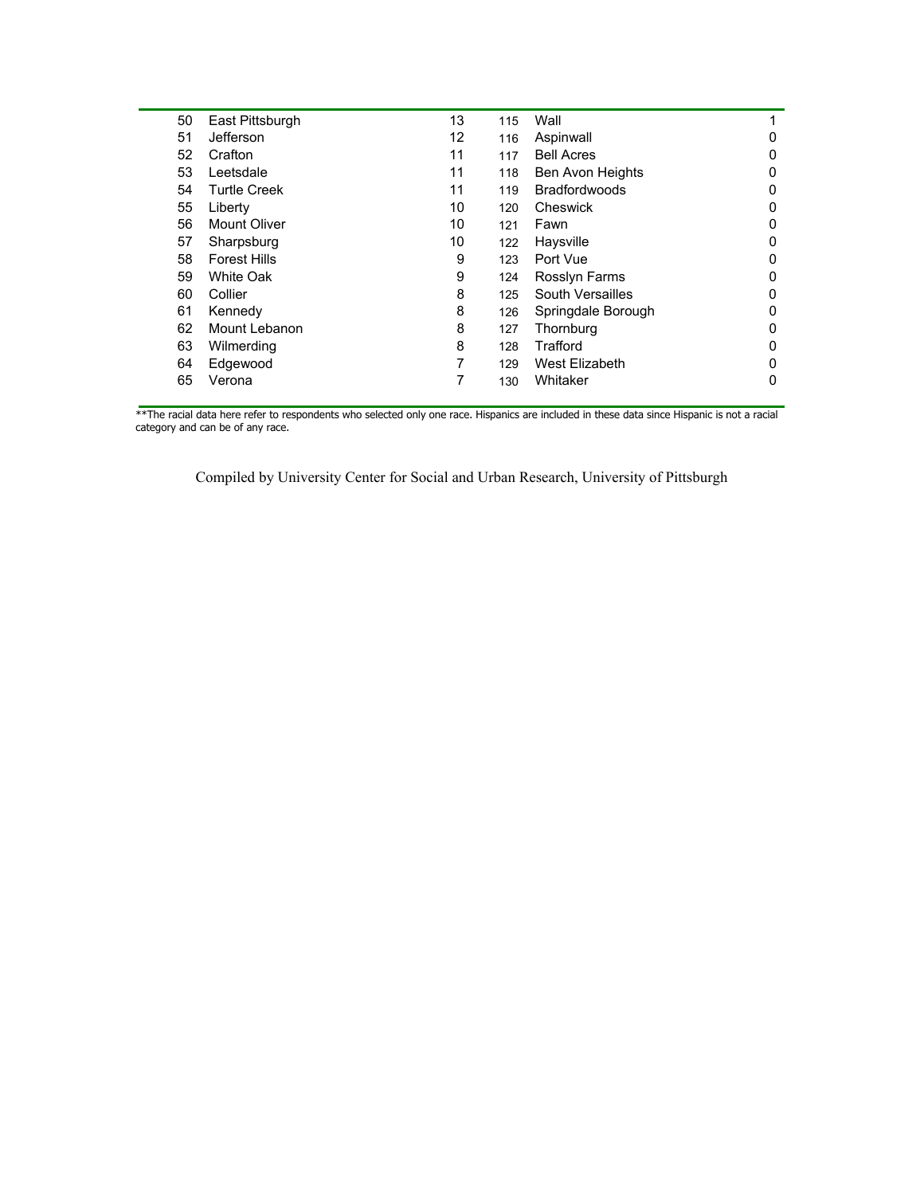| | | | | | |
|---|---|---|---|---|---|
| 50 | East Pittsburgh | 13 | 115 | Wall | 1 |
| 51 | Jefferson | 12 | 116 | Aspinwall | 0 |
| 52 | Crafton | 11 | 117 | Bell Acres | 0 |
| 53 | Leetsdale | 11 | 118 | Ben Avon Heights | 0 |
| 54 | Turtle Creek | 11 | 119 | Bradfordwoods | 0 |
| 55 | Liberty | 10 | 120 | Cheswick | 0 |
| 56 | Mount Oliver | 10 | 121 | Fawn | 0 |
| 57 | Sharpsburg | 10 | 122 | Haysville | 0 |
| 58 | Forest Hills | 9 | 123 | Port Vue | 0 |
| 59 | White Oak | 9 | 124 | Rosslyn Farms | 0 |
| 60 | Collier | 8 | 125 | South Versailles | 0 |
| 61 | Kennedy | 8 | 126 | Springdale Borough | 0 |
| 62 | Mount Lebanon | 8 | 127 | Thornburg | 0 |
| 63 | Wilmerding | 8 | 128 | Trafford | 0 |
| 64 | Edgewood | 7 | 129 | West Elizabeth | 0 |
| 65 | Verona | 7 | 130 | Whitaker | 0 |

**The racial data here refer to respondents who selected only one race. Hispanics are included in these data since Hispanic is not a racial category and can be of any race.

Compiled by University Center for Social and Urban Research, University of Pittsburgh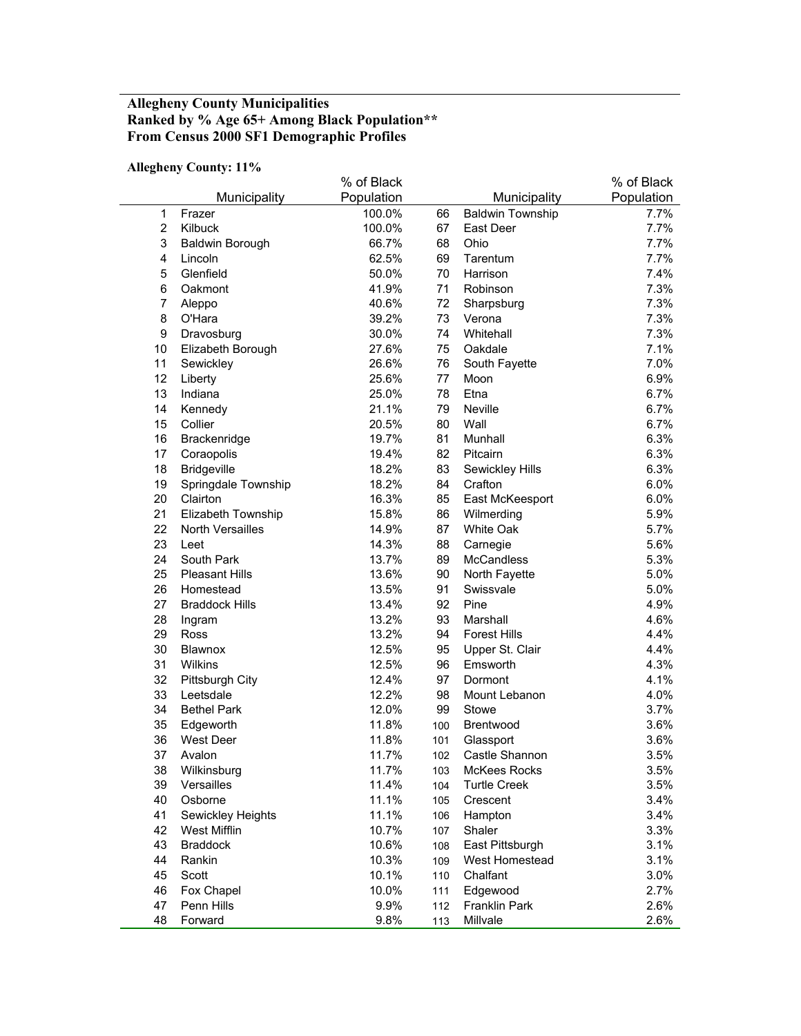**Allegheny County Municipalities**
**Ranked by % Age 65+ Among Black Population****
**From Census 2000 SF1 Demographic Profiles**

**Allegheny County: 11%**

| | Municipality | % of Black Population | | Municipality | % of Black Population |
|---|---|---|---|---|---|
| 1 | Frazer | 100.0% | 66 | Baldwin Township | 7.7% |
| 2 | Kilbuck | 100.0% | 67 | East Deer | 7.7% |
| 3 | Baldwin Borough | 66.7% | 68 | Ohio | 7.7% |
| 4 | Lincoln | 62.5% | 69 | Tarentum | 7.7% |
| 5 | Glenfield | 50.0% | 70 | Harrison | 7.4% |
| 6 | Oakmont | 41.9% | 71 | Robinson | 7.3% |
| 7 | Aleppo | 40.6% | 72 | Sharpsburg | 7.3% |
| 8 | O'Hara | 39.2% | 73 | Verona | 7.3% |
| 9 | Dravosburg | 30.0% | 74 | Whitehall | 7.3% |
| 10 | Elizabeth Borough | 27.6% | 75 | Oakdale | 7.1% |
| 11 | Sewickley | 26.6% | 76 | South Fayette | 7.0% |
| 12 | Liberty | 25.6% | 77 | Moon | 6.9% |
| 13 | Indiana | 25.0% | 78 | Etna | 6.7% |
| 14 | Kennedy | 21.1% | 79 | Neville | 6.7% |
| 15 | Collier | 20.5% | 80 | Wall | 6.7% |
| 16 | Brackenridge | 19.7% | 81 | Munhall | 6.3% |
| 17 | Coraopolis | 19.4% | 82 | Pitcairn | 6.3% |
| 18 | Bridgeville | 18.2% | 83 | Sewickley Hills | 6.3% |
| 19 | Springdale Township | 18.2% | 84 | Crafton | 6.0% |
| 20 | Clairton | 16.3% | 85 | East McKeesport | 6.0% |
| 21 | Elizabeth Township | 15.8% | 86 | Wilmerding | 5.9% |
| 22 | North Versailles | 14.9% | 87 | White Oak | 5.7% |
| 23 | Leet | 14.3% | 88 | Carnegie | 5.6% |
| 24 | South Park | 13.7% | 89 | McCandless | 5.3% |
| 25 | Pleasant Hills | 13.6% | 90 | North Fayette | 5.0% |
| 26 | Homestead | 13.5% | 91 | Swissvale | 5.0% |
| 27 | Braddock Hills | 13.4% | 92 | Pine | 4.9% |
| 28 | Ingram | 13.2% | 93 | Marshall | 4.6% |
| 29 | Ross | 13.2% | 94 | Forest Hills | 4.4% |
| 30 | Blawnox | 12.5% | 95 | Upper St. Clair | 4.4% |
| 31 | Wilkins | 12.5% | 96 | Emsworth | 4.3% |
| 32 | Pittsburgh City | 12.4% | 97 | Dormont | 4.1% |
| 33 | Leetsdale | 12.2% | 98 | Mount Lebanon | 4.0% |
| 34 | Bethel Park | 12.0% | 99 | Stowe | 3.7% |
| 35 | Edgeworth | 11.8% | 100 | Brentwood | 3.6% |
| 36 | West Deer | 11.8% | 101 | Glassport | 3.6% |
| 37 | Avalon | 11.7% | 102 | Castle Shannon | 3.5% |
| 38 | Wilkinsburg | 11.7% | 103 | McKees Rocks | 3.5% |
| 39 | Versailles | 11.4% | 104 | Turtle Creek | 3.5% |
| 40 | Osborne | 11.1% | 105 | Crescent | 3.4% |
| 41 | Sewickley Heights | 11.1% | 106 | Hampton | 3.4% |
| 42 | West Mifflin | 10.7% | 107 | Shaler | 3.3% |
| 43 | Braddock | 10.6% | 108 | East Pittsburgh | 3.1% |
| 44 | Rankin | 10.3% | 109 | West Homestead | 3.1% |
| 45 | Scott | 10.1% | 110 | Chalfant | 3.0% |
| 46 | Fox Chapel | 10.0% | 111 | Edgewood | 2.7% |
| 47 | Penn Hills | 9.9% | 112 | Franklin Park | 2.6% |
| 48 | Forward | 9.8% | 113 | Millvale | 2.6% |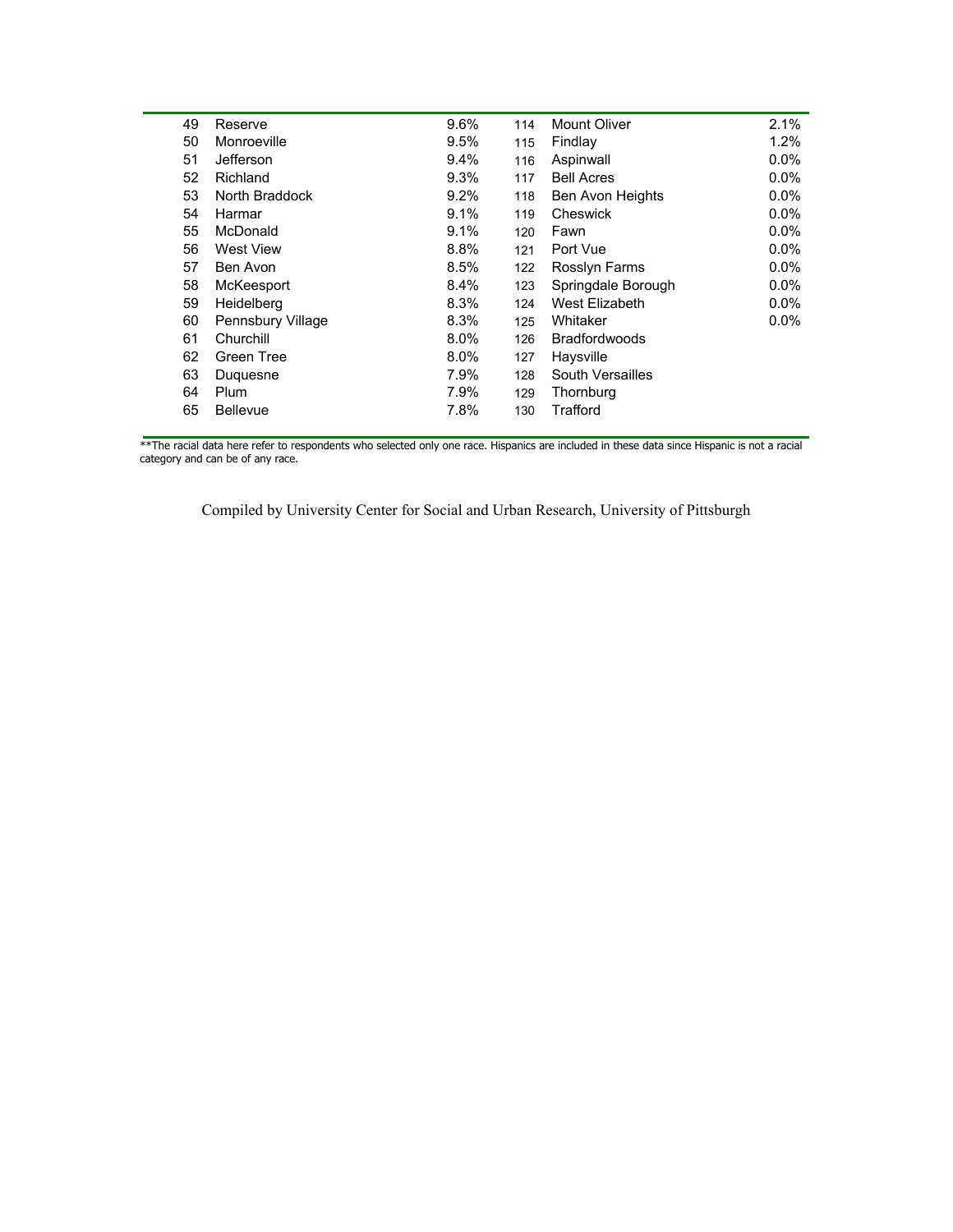| | | | | | |
|---|---|---|---|---|---|
| 49 | Reserve | 9.6% | 114 | Mount Oliver | 2.1% |
| 50 | Monroeville | 9.5% | 115 | Findlay | 1.2% |
| 51 | Jefferson | 9.4% | 116 | Aspinwall | 0.0% |
| 52 | Richland | 9.3% | 117 | Bell Acres | 0.0% |
| 53 | North Braddock | 9.2% | 118 | Ben Avon Heights | 0.0% |
| 54 | Harmar | 9.1% | 119 | Cheswick | 0.0% |
| 55 | McDonald | 9.1% | 120 | Fawn | 0.0% |
| 56 | West View | 8.8% | 121 | Port Vue | 0.0% |
| 57 | Ben Avon | 8.5% | 122 | Rosslyn Farms | 0.0% |
| 58 | McKeesport | 8.4% | 123 | Springdale Borough | 0.0% |
| 59 | Heidelberg | 8.3% | 124 | West Elizabeth | 0.0% |
| 60 | Pennsbury Village | 8.3% | 125 | Whitaker | 0.0% |
| 61 | Churchill | 8.0% | 126 | Bradfordwoods | |
| 62 | Green Tree | 8.0% | 127 | Haysville | |
| 63 | Duquesne | 7.9% | 128 | South Versailles | |
| 64 | Plum | 7.9% | 129 | Thornburg | |
| 65 | Bellevue | 7.8% | 130 | Trafford | |

**The racial data here refer to respondents who selected only one race. Hispanics are included in these data since Hispanic is not a racial category and can be of any race.

Compiled by University Center for Social and Urban Research, University of Pittsburgh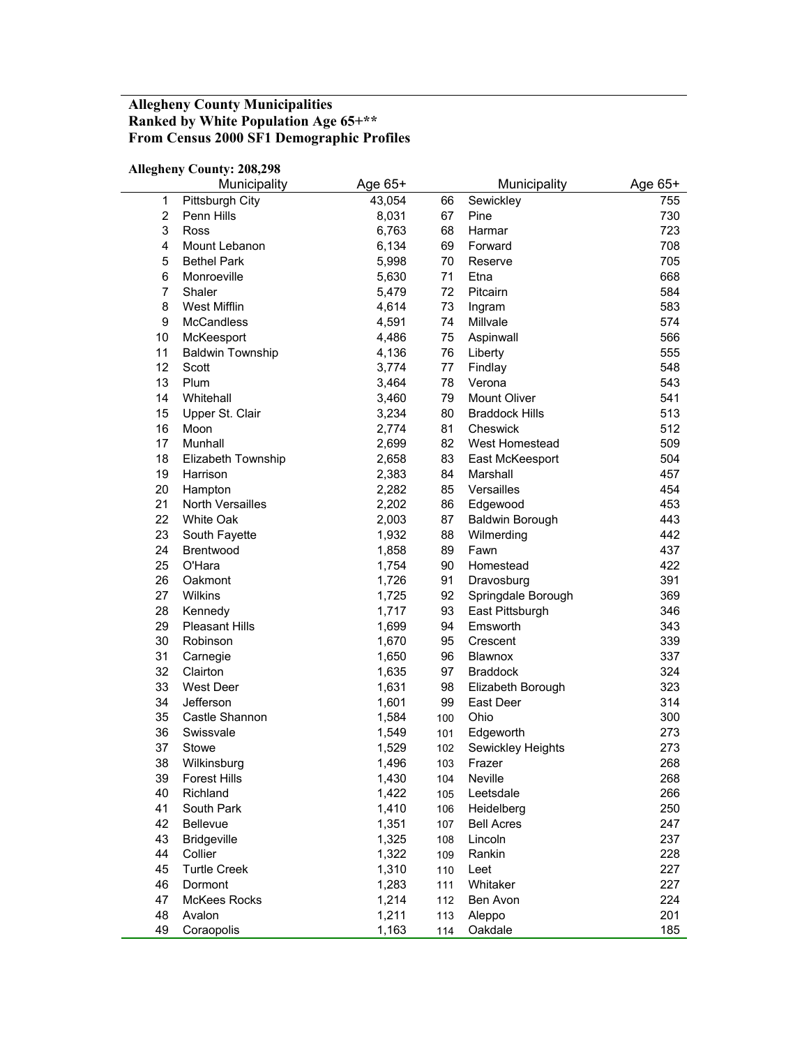**Allegheny County Municipalities**
**Ranked by White Population Age 65+\*\***
**From Census 2000 SF1 Demographic Profiles**

**Allegheny County: 208,298**

| | Municipality | Age 65+ | | Municipality | Age 65+ |
|---|---|---|---|---|---|
| 1 | Pittsburgh City | 43,054 | 66 | Sewickley | 755 |
| 2 | Penn Hills | 8,031 | 67 | Pine | 730 |
| 3 | Ross | 6,763 | 68 | Harmar | 723 |
| 4 | Mount Lebanon | 6,134 | 69 | Forward | 708 |
| 5 | Bethel Park | 5,998 | 70 | Reserve | 705 |
| 6 | Monroeville | 5,630 | 71 | Etna | 668 |
| 7 | Shaler | 5,479 | 72 | Pitcairn | 584 |
| 8 | West Mifflin | 4,614 | 73 | Ingram | 583 |
| 9 | McCandless | 4,591 | 74 | Millvale | 574 |
| 10 | McKeesport | 4,486 | 75 | Aspinwall | 566 |
| 11 | Baldwin Township | 4,136 | 76 | Liberty | 555 |
| 12 | Scott | 3,774 | 77 | Findlay | 548 |
| 13 | Plum | 3,464 | 78 | Verona | 543 |
| 14 | Whitehall | 3,460 | 79 | Mount Oliver | 541 |
| 15 | Upper St. Clair | 3,234 | 80 | Braddock Hills | 513 |
| 16 | Moon | 2,774 | 81 | Cheswick | 512 |
| 17 | Munhall | 2,699 | 82 | West Homestead | 509 |
| 18 | Elizabeth Township | 2,658 | 83 | East McKeesport | 504 |
| 19 | Harrison | 2,383 | 84 | Marshall | 457 |
| 20 | Hampton | 2,282 | 85 | Versailles | 454 |
| 21 | North Versailles | 2,202 | 86 | Edgewood | 453 |
| 22 | White Oak | 2,003 | 87 | Baldwin Borough | 443 |
| 23 | South Fayette | 1,932 | 88 | Wilmerding | 442 |
| 24 | Brentwood | 1,858 | 89 | Fawn | 437 |
| 25 | O'Hara | 1,754 | 90 | Homestead | 422 |
| 26 | Oakmont | 1,726 | 91 | Dravosburg | 391 |
| 27 | Wilkins | 1,725 | 92 | Springdale Borough | 369 |
| 28 | Kennedy | 1,717 | 93 | East Pittsburgh | 346 |
| 29 | Pleasant Hills | 1,699 | 94 | Emsworth | 343 |
| 30 | Robinson | 1,670 | 95 | Crescent | 339 |
| 31 | Carnegie | 1,650 | 96 | Blawnox | 337 |
| 32 | Clairton | 1,635 | 97 | Braddock | 324 |
| 33 | West Deer | 1,631 | 98 | Elizabeth Borough | 323 |
| 34 | Jefferson | 1,601 | 99 | East Deer | 314 |
| 35 | Castle Shannon | 1,584 | 100 | Ohio | 300 |
| 36 | Swissvale | 1,549 | 101 | Edgeworth | 273 |
| 37 | Stowe | 1,529 | 102 | Sewickley Heights | 273 |
| 38 | Wilkinsburg | 1,496 | 103 | Frazer | 268 |
| 39 | Forest Hills | 1,430 | 104 | Neville | 268 |
| 40 | Richland | 1,422 | 105 | Leetsdale | 266 |
| 41 | South Park | 1,410 | 106 | Heidelberg | 250 |
| 42 | Bellevue | 1,351 | 107 | Bell Acres | 247 |
| 43 | Bridgeville | 1,325 | 108 | Lincoln | 237 |
| 44 | Collier | 1,322 | 109 | Rankin | 228 |
| 45 | Turtle Creek | 1,310 | 110 | Leet | 227 |
| 46 | Dormont | 1,283 | 111 | Whitaker | 227 |
| 47 | McKees Rocks | 1,214 | 112 | Ben Avon | 224 |
| 48 | Avalon | 1,211 | 113 | Aleppo | 201 |
| 49 | Coraopolis | 1,163 | 114 | Oakdale | 185 |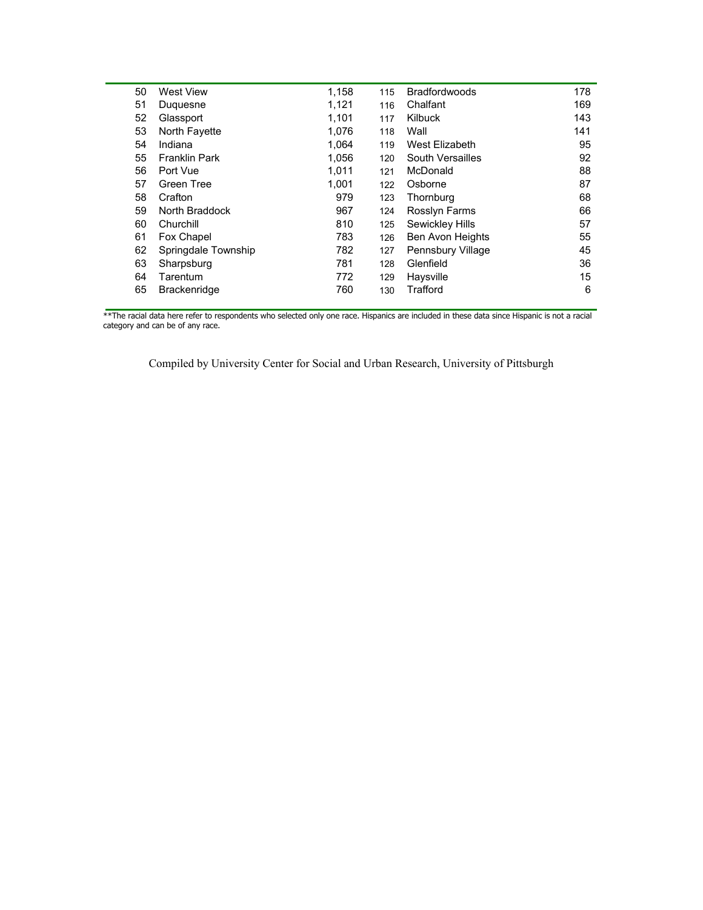| | | | | | |
|---|---|---|---|---|---|
| 50 | West View | 1,158 | 115 | Bradfordwoods | 178 |
| 51 | Duquesne | 1,121 | 116 | Chalfant | 169 |
| 52 | Glassport | 1,101 | 117 | Kilbuck | 143 |
| 53 | North Fayette | 1,076 | 118 | Wall | 141 |
| 54 | Indiana | 1,064 | 119 | West Elizabeth | 95 |
| 55 | Franklin Park | 1,056 | 120 | South Versailles | 92 |
| 56 | Port Vue | 1,011 | 121 | McDonald | 88 |
| 57 | Green Tree | 1,001 | 122 | Osborne | 87 |
| 58 | Crafton | 979 | 123 | Thornburg | 68 |
| 59 | North Braddock | 967 | 124 | Rosslyn Farms | 66 |
| 60 | Churchill | 810 | 125 | Sewickley Hills | 57 |
| 61 | Fox Chapel | 783 | 126 | Ben Avon Heights | 55 |
| 62 | Springdale Township | 782 | 127 | Pennsbury Village | 45 |
| 63 | Sharpsburg | 781 | 128 | Glenfield | 36 |
| 64 | Tarentum | 772 | 129 | Haysville | 15 |
| 65 | Brackenridge | 760 | 130 | Trafford | 6 |

**The racial data here refer to respondents who selected only one race. Hispanics are included in these data since Hispanic is not a racial category and can be of any race.

Compiled by University Center for Social and Urban Research, University of Pittsburgh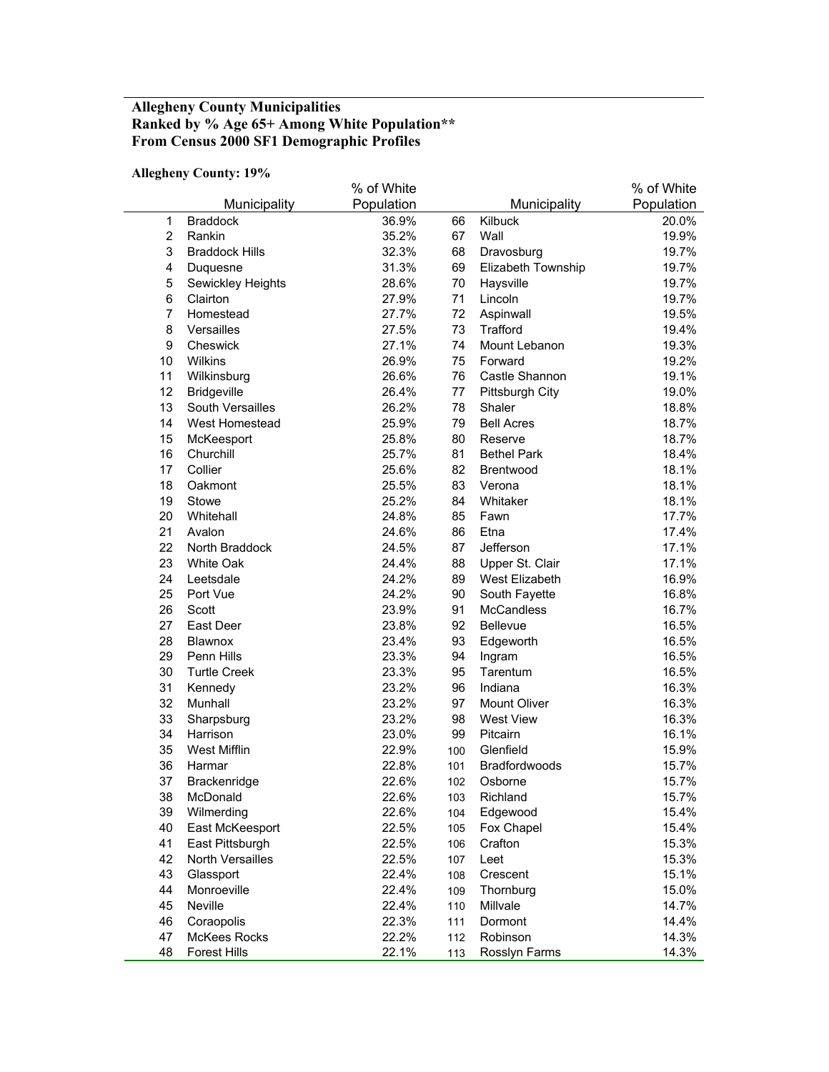**Allegheny County Municipalities**
**Ranked by % Age 65+ Among White Population**\*\***
**From Census 2000 SF1 Demographic Profiles**

**Allegheny County: 19%**

| | Municipality | % of White Population | | Municipality | % of White Population |
|---|---|---|---|---|---|
| 1 | Braddock | 36.9% | 66 | Kilbuck | 20.0% |
| 2 | Rankin | 35.2% | 67 | Wall | 19.9% |
| 3 | Braddock Hills | 32.3% | 68 | Dravosburg | 19.7% |
| 4 | Duquesne | 31.3% | 69 | Elizabeth Township | 19.7% |
| 5 | Sewickley Heights | 28.6% | 70 | Haysville | 19.7% |
| 6 | Clairton | 27.9% | 71 | Lincoln | 19.7% |
| 7 | Homestead | 27.7% | 72 | Aspinwall | 19.5% |
| 8 | Versailles | 27.5% | 73 | Trafford | 19.4% |
| 9 | Cheswick | 27.1% | 74 | Mount Lebanon | 19.3% |
| 10 | Wilkins | 26.9% | 75 | Forward | 19.2% |
| 11 | Wilkinsburg | 26.6% | 76 | Castle Shannon | 19.1% |
| 12 | Bridgeville | 26.4% | 77 | Pittsburgh City | 19.0% |
| 13 | South Versailles | 26.2% | 78 | Shaler | 18.8% |
| 14 | West Homestead | 25.9% | 79 | Bell Acres | 18.7% |
| 15 | McKeesport | 25.8% | 80 | Reserve | 18.7% |
| 16 | Churchill | 25.7% | 81 | Bethel Park | 18.4% |
| 17 | Collier | 25.6% | 82 | Brentwood | 18.1% |
| 18 | Oakmont | 25.5% | 83 | Verona | 18.1% |
| 19 | Stowe | 25.2% | 84 | Whitaker | 18.1% |
| 20 | Whitehall | 24.8% | 85 | Fawn | 17.7% |
| 21 | Avalon | 24.6% | 86 | Etna | 17.4% |
| 22 | North Braddock | 24.5% | 87 | Jefferson | 17.1% |
| 23 | White Oak | 24.4% | 88 | Upper St. Clair | 17.1% |
| 24 | Leetsdale | 24.2% | 89 | West Elizabeth | 16.9% |
| 25 | Port Vue | 24.2% | 90 | South Fayette | 16.8% |
| 26 | Scott | 23.9% | 91 | McCandless | 16.7% |
| 27 | East Deer | 23.8% | 92 | Bellevue | 16.5% |
| 28 | Blawnox | 23.4% | 93 | Edgeworth | 16.5% |
| 29 | Penn Hills | 23.3% | 94 | Ingram | 16.5% |
| 30 | Turtle Creek | 23.3% | 95 | Tarentum | 16.5% |
| 31 | Kennedy | 23.2% | 96 | Indiana | 16.3% |
| 32 | Munhall | 23.2% | 97 | Mount Oliver | 16.3% |
| 33 | Sharpsburg | 23.2% | 98 | West View | 16.3% |
| 34 | Harrison | 23.0% | 99 | Pitcairn | 16.1% |
| 35 | West Mifflin | 22.9% | 100 | Glenfield | 15.9% |
| 36 | Harmar | 22.8% | 101 | Bradfordwoods | 15.7% |
| 37 | Brackenridge | 22.6% | 102 | Osborne | 15.7% |
| 38 | McDonald | 22.6% | 103 | Richland | 15.7% |
| 39 | Wilmerding | 22.6% | 104 | Edgewood | 15.4% |
| 40 | East McKeesport | 22.5% | 105 | Fox Chapel | 15.4% |
| 41 | East Pittsburgh | 22.5% | 106 | Crafton | 15.3% |
| 42 | North Versailles | 22.5% | 107 | Leet | 15.3% |
| 43 | Glassport | 22.4% | 108 | Crescent | 15.1% |
| 44 | Monroeville | 22.4% | 109 | Thornburg | 15.0% |
| 45 | Neville | 22.4% | 110 | Millvale | 14.7% |
| 46 | Coraopolis | 22.3% | 111 | Dormont | 14.4% |
| 47 | McKees Rocks | 22.2% | 112 | Robinson | 14.3% |
| 48 | Forest Hills | 22.1% | 113 | Rosslyn Farms | 14.3% |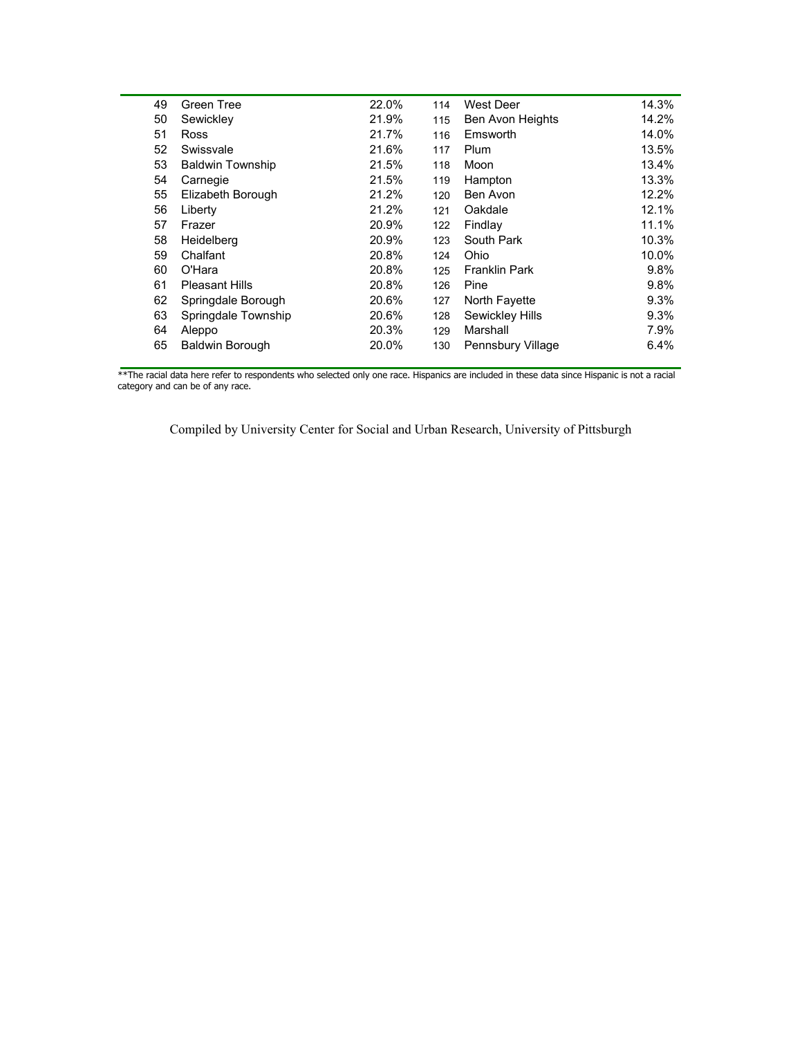| | | | | | |
|---|---|---|---|---|---|
| 49 | Green Tree | 22.0% | 114 | West Deer | 14.3% |
| 50 | Sewickley | 21.9% | 115 | Ben Avon Heights | 14.2% |
| 51 | Ross | 21.7% | 116 | Emsworth | 14.0% |
| 52 | Swissvale | 21.6% | 117 | Plum | 13.5% |
| 53 | Baldwin Township | 21.5% | 118 | Moon | 13.4% |
| 54 | Carnegie | 21.5% | 119 | Hampton | 13.3% |
| 55 | Elizabeth Borough | 21.2% | 120 | Ben Avon | 12.2% |
| 56 | Liberty | 21.2% | 121 | Oakdale | 12.1% |
| 57 | Frazer | 20.9% | 122 | Findlay | 11.1% |
| 58 | Heidelberg | 20.9% | 123 | South Park | 10.3% |
| 59 | Chalfant | 20.8% | 124 | Ohio | 10.0% |
| 60 | O'Hara | 20.8% | 125 | Franklin Park | 9.8% |
| 61 | Pleasant Hills | 20.8% | 126 | Pine | 9.8% |
| 62 | Springdale Borough | 20.6% | 127 | North Fayette | 9.3% |
| 63 | Springdale Township | 20.6% | 128 | Sewickley Hills | 9.3% |
| 64 | Aleppo | 20.3% | 129 | Marshall | 7.9% |
| 65 | Baldwin Borough | 20.0% | 130 | Pennsbury Village | 6.4% |

**The racial data here refer to respondents who selected only one race. Hispanics are included in these data since Hispanic is not a racial category and can be of any race.

Compiled by University Center for Social and Urban Research, University of Pittsburgh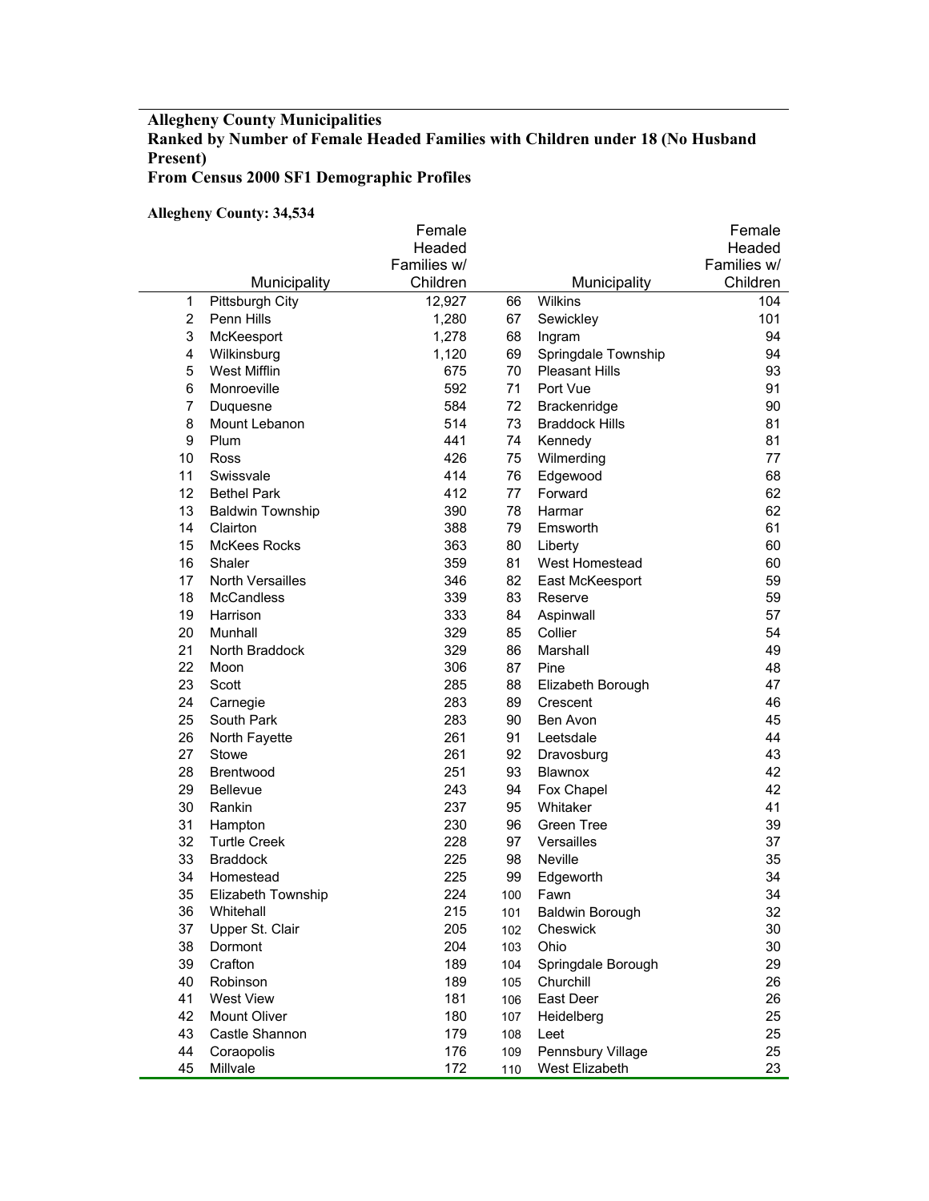**Allegheny County Municipalities**
**Ranked by Number of Female Headed Families with Children under 18 (No Husband Present)**
**From Census 2000 SF1 Demographic Profiles**

**Allegheny County: 34,534**

| | Municipality | Female Headed Families w/ Children | | Municipality | Female Headed Families w/ Children |
|---|---|---|---|---|---|
| 1 | Pittsburgh City | 12,927 | 66 | Wilkins | 104 |
| 2 | Penn Hills | 1,280 | 67 | Sewickley | 101 |
| 3 | McKeesport | 1,278 | 68 | Ingram | 94 |
| 4 | Wilkinsburg | 1,120 | 69 | Springdale Township | 94 |
| 5 | West Mifflin | 675 | 70 | Pleasant Hills | 93 |
| 6 | Monroeville | 592 | 71 | Port Vue | 91 |
| 7 | Duquesne | 584 | 72 | Brackenridge | 90 |
| 8 | Mount Lebanon | 514 | 73 | Braddock Hills | 81 |
| 9 | Plum | 441 | 74 | Kennedy | 81 |
| 10 | Ross | 426 | 75 | Wilmerding | 77 |
| 11 | Swissvale | 414 | 76 | Edgewood | 68 |
| 12 | Bethel Park | 412 | 77 | Forward | 62 |
| 13 | Baldwin Township | 390 | 78 | Harmar | 62 |
| 14 | Clairton | 388 | 79 | Emsworth | 61 |
| 15 | McKees Rocks | 363 | 80 | Liberty | 60 |
| 16 | Shaler | 359 | 81 | West Homestead | 60 |
| 17 | North Versailles | 346 | 82 | East McKeesport | 59 |
| 18 | McCandless | 339 | 83 | Reserve | 59 |
| 19 | Harrison | 333 | 84 | Aspinwall | 57 |
| 20 | Munhall | 329 | 85 | Collier | 54 |
| 21 | North Braddock | 329 | 86 | Marshall | 49 |
| 22 | Moon | 306 | 87 | Pine | 48 |
| 23 | Scott | 285 | 88 | Elizabeth Borough | 47 |
| 24 | Carnegie | 283 | 89 | Crescent | 46 |
| 25 | South Park | 283 | 90 | Ben Avon | 45 |
| 26 | North Fayette | 261 | 91 | Leetsdale | 44 |
| 27 | Stowe | 261 | 92 | Dravosburg | 43 |
| 28 | Brentwood | 251 | 93 | Blawnox | 42 |
| 29 | Bellevue | 243 | 94 | Fox Chapel | 42 |
| 30 | Rankin | 237 | 95 | Whitaker | 41 |
| 31 | Hampton | 230 | 96 | Green Tree | 39 |
| 32 | Turtle Creek | 228 | 97 | Versailles | 37 |
| 33 | Braddock | 225 | 98 | Neville | 35 |
| 34 | Homestead | 225 | 99 | Edgeworth | 34 |
| 35 | Elizabeth Township | 224 | 100 | Fawn | 34 |
| 36 | Whitehall | 215 | 101 | Baldwin Borough | 32 |
| 37 | Upper St. Clair | 205 | 102 | Cheswick | 30 |
| 38 | Dormont | 204 | 103 | Ohio | 30 |
| 39 | Crafton | 189 | 104 | Springdale Borough | 29 |
| 40 | Robinson | 189 | 105 | Churchill | 26 |
| 41 | West View | 181 | 106 | East Deer | 26 |
| 42 | Mount Oliver | 180 | 107 | Heidelberg | 25 |
| 43 | Castle Shannon | 179 | 108 | Leet | 25 |
| 44 | Coraopolis | 176 | 109 | Pennsbury Village | 25 |
| 45 | Millvale | 172 | 110 | West Elizabeth | 23 |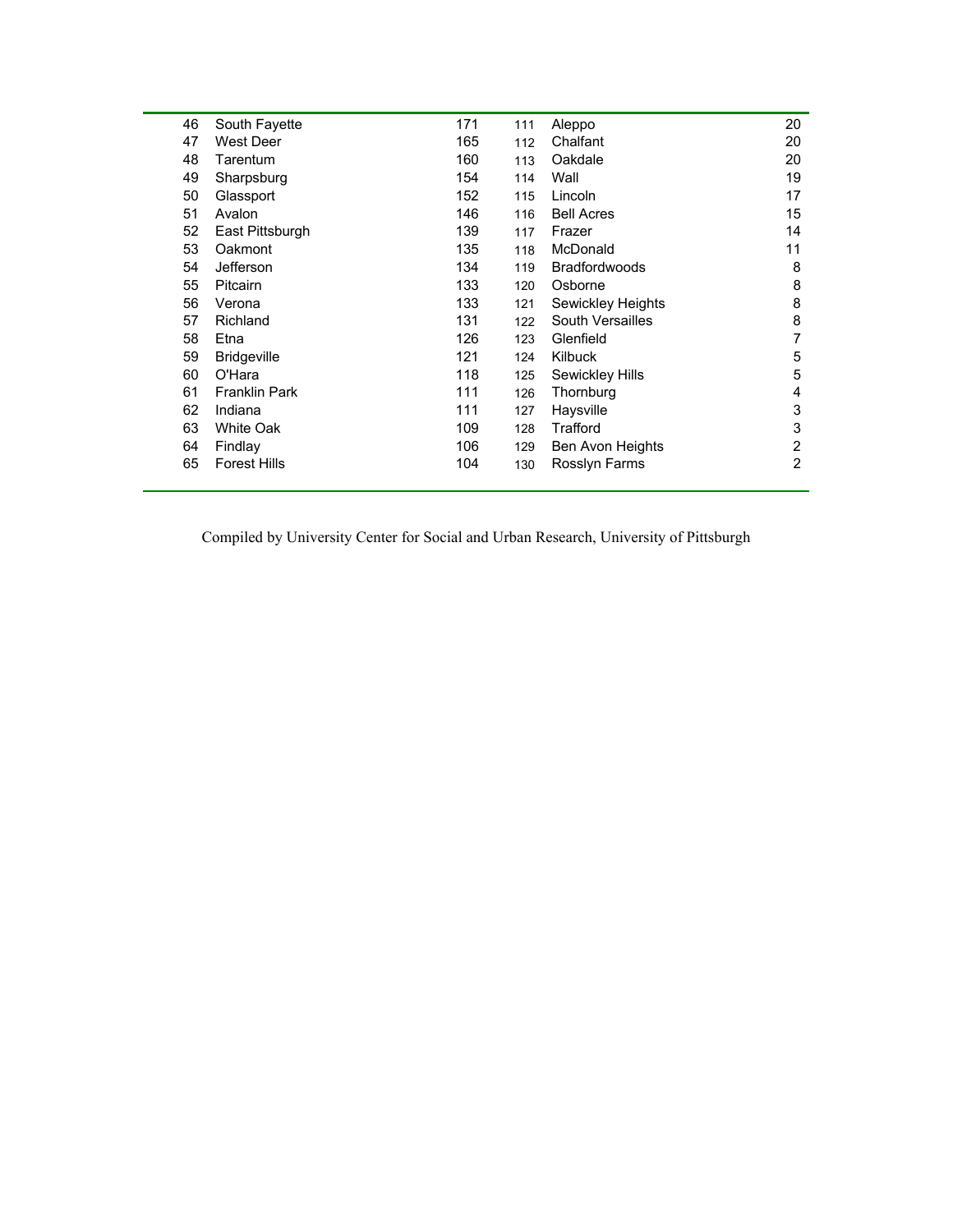| | | | | | |
|---|---|---|---|---|---|
| 46 | South Fayette | 171 | 111 | Aleppo | 20 |
| 47 | West Deer | 165 | 112 | Chalfant | 20 |
| 48 | Tarentum | 160 | 113 | Oakdale | 20 |
| 49 | Sharpsburg | 154 | 114 | Wall | 19 |
| 50 | Glassport | 152 | 115 | Lincoln | 17 |
| 51 | Avalon | 146 | 116 | Bell Acres | 15 |
| 52 | East Pittsburgh | 139 | 117 | Frazer | 14 |
| 53 | Oakmont | 135 | 118 | McDonald | 11 |
| 54 | Jefferson | 134 | 119 | Bradfordwoods | 8 |
| 55 | Pitcairn | 133 | 120 | Osborne | 8 |
| 56 | Verona | 133 | 121 | Sewickley Heights | 8 |
| 57 | Richland | 131 | 122 | South Versailles | 8 |
| 58 | Etna | 126 | 123 | Glenfield | 7 |
| 59 | Bridgeville | 121 | 124 | Kilbuck | 5 |
| 60 | O'Hara | 118 | 125 | Sewickley Hills | 5 |
| 61 | Franklin Park | 111 | 126 | Thornburg | 4 |
| 62 | Indiana | 111 | 127 | Haysville | 3 |
| 63 | White Oak | 109 | 128 | Trafford | 3 |
| 64 | Findlay | 106 | 129 | Ben Avon Heights | 2 |
| 65 | Forest Hills | 104 | 130 | Rosslyn Farms | 2 |

Compiled by University Center for Social and Urban Research, University of Pittsburgh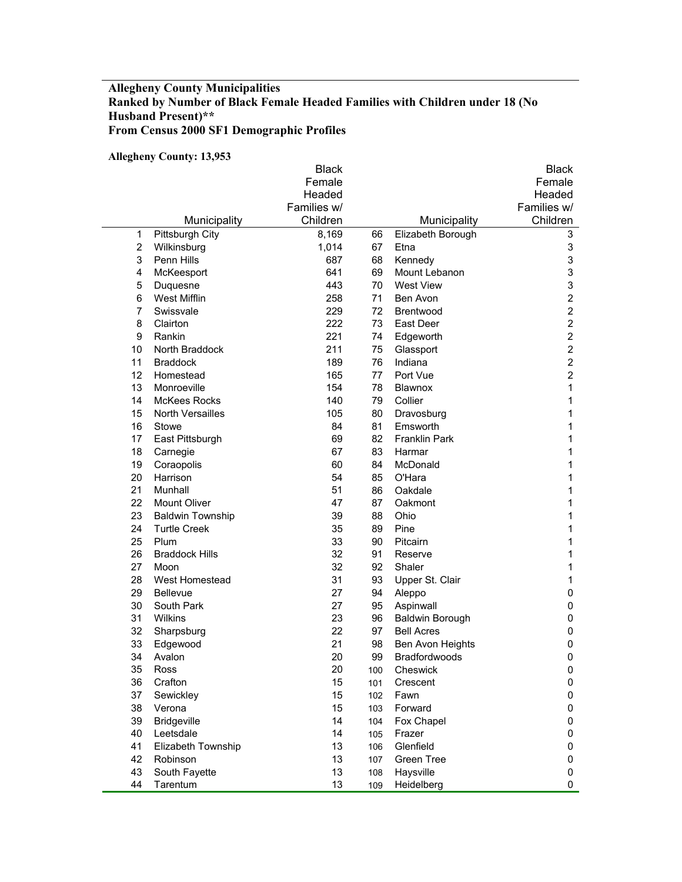**Allegheny County Municipalities**
**Ranked by Number of Black Female Headed Families with Children under 18 (No Husband Present)****
**From Census 2000 SF1 Demographic Profiles**

**Allegheny County: 13,953**

| | Municipality | Black Female Headed Families w/ Children | | Municipality | Black Female Headed Families w/ Children |
|---|---|---|---|---|---|
| 1 | Pittsburgh City | 8,169 | 66 | Elizabeth Borough | 3 |
| 2 | Wilkinsburg | 1,014 | 67 | Etna | 3 |
| 3 | Penn Hills | 687 | 68 | Kennedy | 3 |
| 4 | McKeesport | 641 | 69 | Mount Lebanon | 3 |
| 5 | Duquesne | 443 | 70 | West View | 3 |
| 6 | West Mifflin | 258 | 71 | Ben Avon | 2 |
| 7 | Swissvale | 229 | 72 | Brentwood | 2 |
| 8 | Clairton | 222 | 73 | East Deer | 2 |
| 9 | Rankin | 221 | 74 | Edgeworth | 2 |
| 10 | North Braddock | 211 | 75 | Glassport | 2 |
| 11 | Braddock | 189 | 76 | Indiana | 2 |
| 12 | Homestead | 165 | 77 | Port Vue | 2 |
| 13 | Monroeville | 154 | 78 | Blawnox | 1 |
| 14 | McKees Rocks | 140 | 79 | Collier | 1 |
| 15 | North Versailles | 105 | 80 | Dravosburg | 1 |
| 16 | Stowe | 84 | 81 | Emsworth | 1 |
| 17 | East Pittsburgh | 69 | 82 | Franklin Park | 1 |
| 18 | Carnegie | 67 | 83 | Harmar | 1 |
| 19 | Coraopolis | 60 | 84 | McDonald | 1 |
| 20 | Harrison | 54 | 85 | O'Hara | 1 |
| 21 | Munhall | 51 | 86 | Oakdale | 1 |
| 22 | Mount Oliver | 47 | 87 | Oakmont | 1 |
| 23 | Baldwin Township | 39 | 88 | Ohio | 1 |
| 24 | Turtle Creek | 35 | 89 | Pine | 1 |
| 25 | Plum | 33 | 90 | Pitcairn | 1 |
| 26 | Braddock Hills | 32 | 91 | Reserve | 1 |
| 27 | Moon | 32 | 92 | Shaler | 1 |
| 28 | West Homestead | 31 | 93 | Upper St. Clair | 1 |
| 29 | Bellevue | 27 | 94 | Aleppo | 0 |
| 30 | South Park | 27 | 95 | Aspinwall | 0 |
| 31 | Wilkins | 23 | 96 | Baldwin Borough | 0 |
| 32 | Sharpsburg | 22 | 97 | Bell Acres | 0 |
| 33 | Edgewood | 21 | 98 | Ben Avon Heights | 0 |
| 34 | Avalon | 20 | 99 | Bradfordwoods | 0 |
| 35 | Ross | 20 | 100 | Cheswick | 0 |
| 36 | Crafton | 15 | 101 | Crescent | 0 |
| 37 | Sewickley | 15 | 102 | Fawn | 0 |
| 38 | Verona | 15 | 103 | Forward | 0 |
| 39 | Bridgeville | 14 | 104 | Fox Chapel | 0 |
| 40 | Leetsdale | 14 | 105 | Frazer | 0 |
| 41 | Elizabeth Township | 13 | 106 | Glenfield | 0 |
| 42 | Robinson | 13 | 107 | Green Tree | 0 |
| 43 | South Fayette | 13 | 108 | Haysville | 0 |
| 44 | Tarentum | 13 | 109 | Heidelberg | 0 |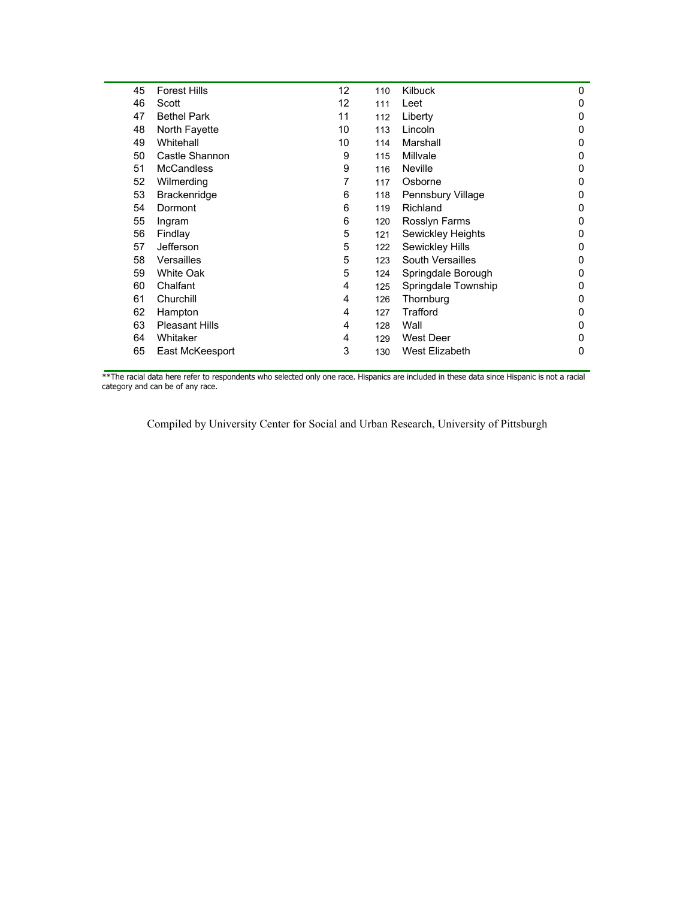| | | | | | |
|---|---|---|---|---|---|
| 45 | Forest Hills | 12 | 110 | Kilbuck | 0 |
| 46 | Scott | 12 | 111 | Leet | 0 |
| 47 | Bethel Park | 11 | 112 | Liberty | 0 |
| 48 | North Fayette | 10 | 113 | Lincoln | 0 |
| 49 | Whitehall | 10 | 114 | Marshall | 0 |
| 50 | Castle Shannon | 9 | 115 | Millvale | 0 |
| 51 | McCandless | 9 | 116 | Neville | 0 |
| 52 | Wilmerding | 7 | 117 | Osborne | 0 |
| 53 | Brackenridge | 6 | 118 | Pennsbury Village | 0 |
| 54 | Dormont | 6 | 119 | Richland | 0 |
| 55 | Ingram | 6 | 120 | Rosslyn Farms | 0 |
| 56 | Findlay | 5 | 121 | Sewickley Heights | 0 |
| 57 | Jefferson | 5 | 122 | Sewickley Hills | 0 |
| 58 | Versailles | 5 | 123 | South Versailles | 0 |
| 59 | White Oak | 5 | 124 | Springdale Borough | 0 |
| 60 | Chalfant | 4 | 125 | Springdale Township | 0 |
| 61 | Churchill | 4 | 126 | Thornburg | 0 |
| 62 | Hampton | 4 | 127 | Trafford | 0 |
| 63 | Pleasant Hills | 4 | 128 | Wall | 0 |
| 64 | Whitaker | 4 | 129 | West Deer | 0 |
| 65 | East McKeesport | 3 | 130 | West Elizabeth | 0 |

**The racial data here refer to respondents who selected only one race. Hispanics are included in these data since Hispanic is not a racial category and can be of any race.

Compiled by University Center for Social and Urban Research, University of Pittsburgh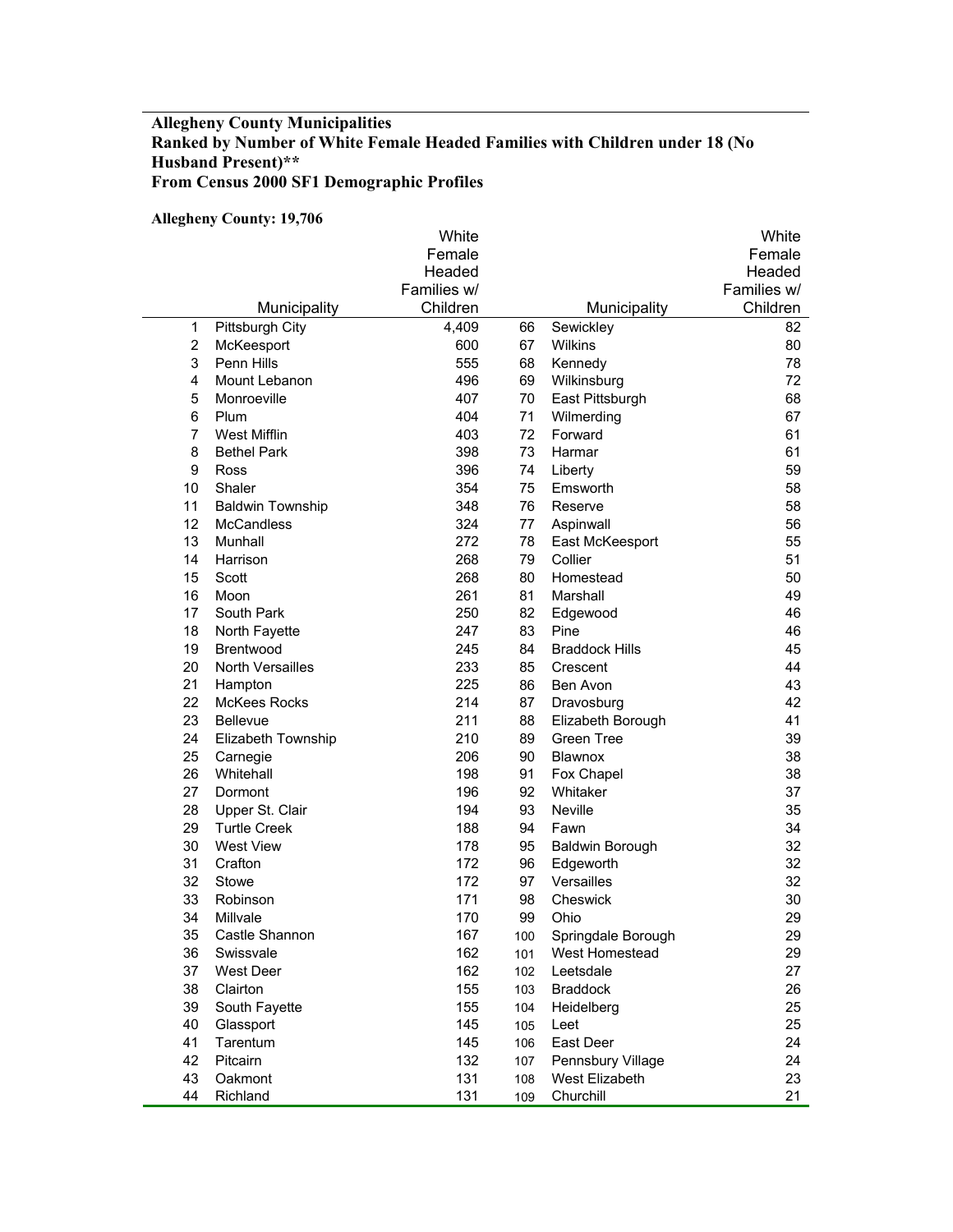**Allegheny County Municipalities**
**Ranked by Number of White Female Headed Families with Children under 18 (No Husband Present)****
**From Census 2000 SF1 Demographic Profiles**

**Allegheny County: 19,706**

| | Municipality | White Female Headed Families w/ Children | | Municipality | White Female Headed Families w/ Children |
|---|---|---|---|---|---|
| 1 | Pittsburgh City | 4,409 | 66 | Sewickley | 82 |
| 2 | McKeesport | 600 | 67 | Wilkins | 80 |
| 3 | Penn Hills | 555 | 68 | Kennedy | 78 |
| 4 | Mount Lebanon | 496 | 69 | Wilkinsburg | 72 |
| 5 | Monroeville | 407 | 70 | East Pittsburgh | 68 |
| 6 | Plum | 404 | 71 | Wilmerding | 67 |
| 7 | West Mifflin | 403 | 72 | Forward | 61 |
| 8 | Bethel Park | 398 | 73 | Harmar | 61 |
| 9 | Ross | 396 | 74 | Liberty | 59 |
| 10 | Shaler | 354 | 75 | Emsworth | 58 |
| 11 | Baldwin Township | 348 | 76 | Reserve | 58 |
| 12 | McCandless | 324 | 77 | Aspinwall | 56 |
| 13 | Munhall | 272 | 78 | East McKeesport | 55 |
| 14 | Harrison | 268 | 79 | Collier | 51 |
| 15 | Scott | 268 | 80 | Homestead | 50 |
| 16 | Moon | 261 | 81 | Marshall | 49 |
| 17 | South Park | 250 | 82 | Edgewood | 46 |
| 18 | North Fayette | 247 | 83 | Pine | 46 |
| 19 | Brentwood | 245 | 84 | Braddock Hills | 45 |
| 20 | North Versailles | 233 | 85 | Crescent | 44 |
| 21 | Hampton | 225 | 86 | Ben Avon | 43 |
| 22 | McKees Rocks | 214 | 87 | Dravosburg | 42 |
| 23 | Bellevue | 211 | 88 | Elizabeth Borough | 41 |
| 24 | Elizabeth Township | 210 | 89 | Green Tree | 39 |
| 25 | Carnegie | 206 | 90 | Blawnox | 38 |
| 26 | Whitehall | 198 | 91 | Fox Chapel | 38 |
| 27 | Dormont | 196 | 92 | Whitaker | 37 |
| 28 | Upper St. Clair | 194 | 93 | Neville | 35 |
| 29 | Turtle Creek | 188 | 94 | Fawn | 34 |
| 30 | West View | 178 | 95 | Baldwin Borough | 32 |
| 31 | Crafton | 172 | 96 | Edgeworth | 32 |
| 32 | Stowe | 172 | 97 | Versailles | 32 |
| 33 | Robinson | 171 | 98 | Cheswick | 30 |
| 34 | Millvale | 170 | 99 | Ohio | 29 |
| 35 | Castle Shannon | 167 | 100 | Springdale Borough | 29 |
| 36 | Swissvale | 162 | 101 | West Homestead | 29 |
| 37 | West Deer | 162 | 102 | Leetsdale | 27 |
| 38 | Clairton | 155 | 103 | Braddock | 26 |
| 39 | South Fayette | 155 | 104 | Heidelberg | 25 |
| 40 | Glassport | 145 | 105 | Leet | 25 |
| 41 | Tarentum | 145 | 106 | East Deer | 24 |
| 42 | Pitcairn | 132 | 107 | Pennsbury Village | 24 |
| 43 | Oakmont | 131 | 108 | West Elizabeth | 23 |
| 44 | Richland | 131 | 109 | Churchill | 21 |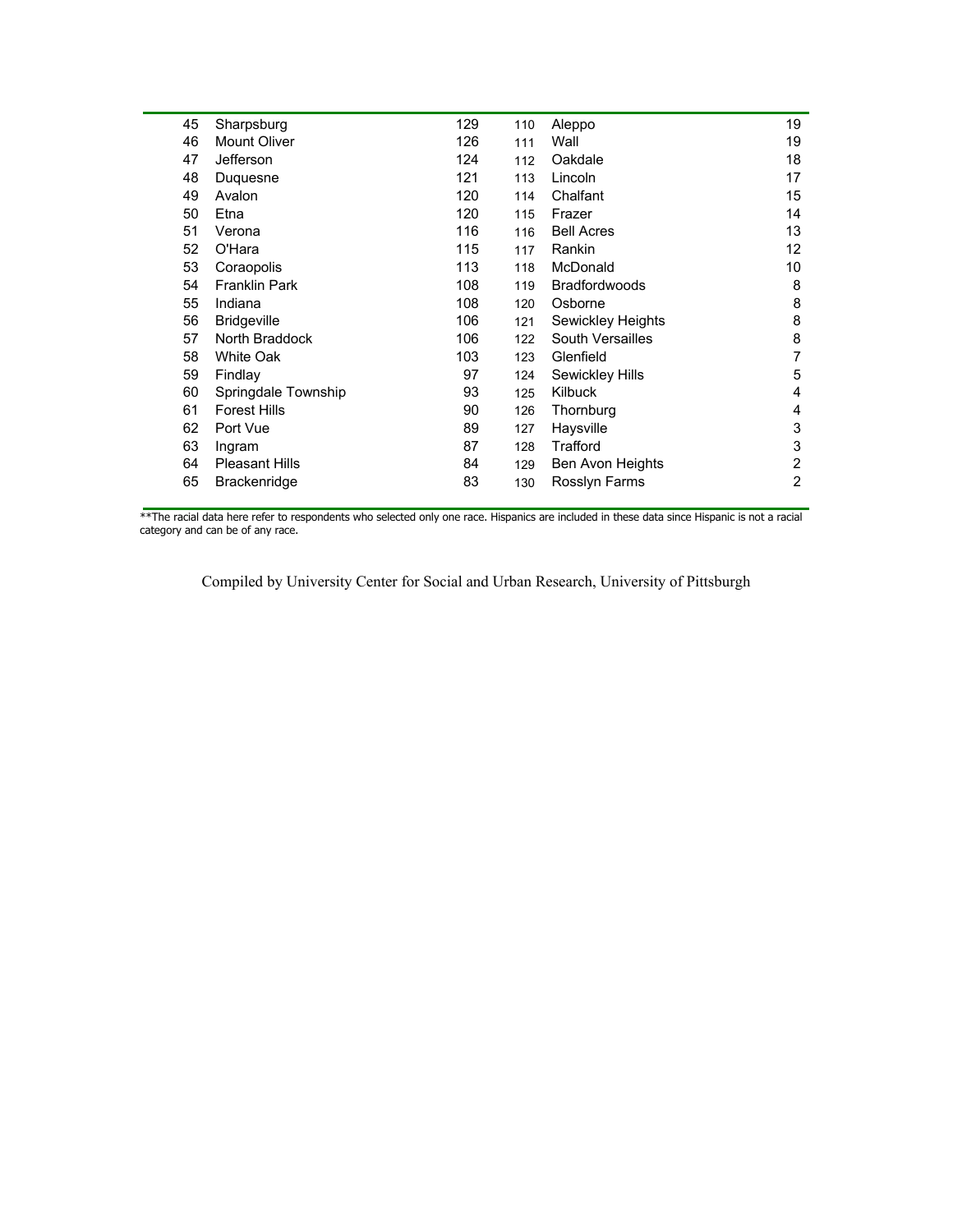| | | | | | |
|---|---|---|---|---|---|
| 45 | Sharpsburg | 129 | 110 | Aleppo | 19 |
| 46 | Mount Oliver | 126 | 111 | Wall | 19 |
| 47 | Jefferson | 124 | 112 | Oakdale | 18 |
| 48 | Duquesne | 121 | 113 | Lincoln | 17 |
| 49 | Avalon | 120 | 114 | Chalfant | 15 |
| 50 | Etna | 120 | 115 | Frazer | 14 |
| 51 | Verona | 116 | 116 | Bell Acres | 13 |
| 52 | O'Hara | 115 | 117 | Rankin | 12 |
| 53 | Coraopolis | 113 | 118 | McDonald | 10 |
| 54 | Franklin Park | 108 | 119 | Bradfordwoods | 8 |
| 55 | Indiana | 108 | 120 | Osborne | 8 |
| 56 | Bridgeville | 106 | 121 | Sewickley Heights | 8 |
| 57 | North Braddock | 106 | 122 | South Versailles | 8 |
| 58 | White Oak | 103 | 123 | Glenfield | 7 |
| 59 | Findlay | 97 | 124 | Sewickley Hills | 5 |
| 60 | Springdale Township | 93 | 125 | Kilbuck | 4 |
| 61 | Forest Hills | 90 | 126 | Thornburg | 4 |
| 62 | Port Vue | 89 | 127 | Haysville | 3 |
| 63 | Ingram | 87 | 128 | Trafford | 3 |
| 64 | Pleasant Hills | 84 | 129 | Ben Avon Heights | 2 |
| 65 | Brackenridge | 83 | 130 | Rosslyn Farms | 2 |

**The racial data here refer to respondents who selected only one race. Hispanics are included in these data since Hispanic is not a racial category and can be of any race.

Compiled by University Center for Social and Urban Research, University of Pittsburgh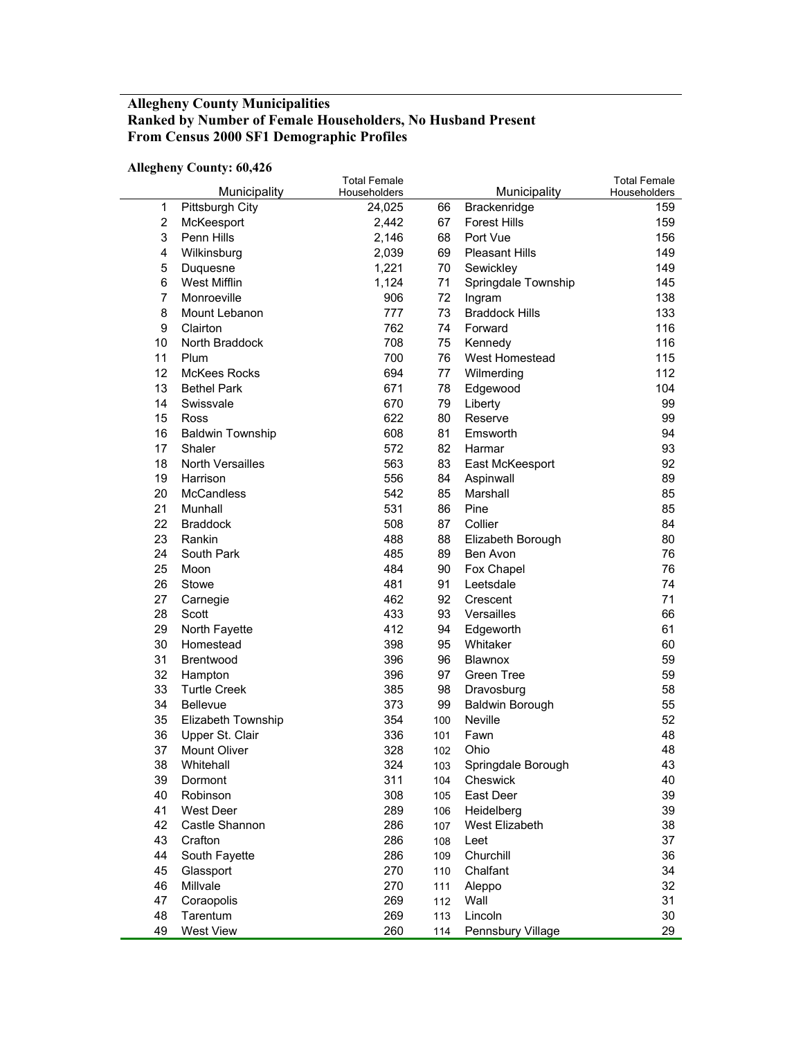**Allegheny County Municipalities**
**Ranked by Number of Female Householders, No Husband Present**
**From Census 2000 SF1 Demographic Profiles**

**Allegheny County: 60,426**

| | Municipality | Total Female Householders | | Municipality | Total Female Householders |
|---|---|---|---|---|---|
| 1 | Pittsburgh City | 24,025 | 66 | Brackenridge | 159 |
| 2 | McKeesport | 2,442 | 67 | Forest Hills | 159 |
| 3 | Penn Hills | 2,146 | 68 | Port Vue | 156 |
| 4 | Wilkinsburg | 2,039 | 69 | Pleasant Hills | 149 |
| 5 | Duquesne | 1,221 | 70 | Sewickley | 149 |
| 6 | West Mifflin | 1,124 | 71 | Springdale Township | 145 |
| 7 | Monroeville | 906 | 72 | Ingram | 138 |
| 8 | Mount Lebanon | 777 | 73 | Braddock Hills | 133 |
| 9 | Clairton | 762 | 74 | Forward | 116 |
| 10 | North Braddock | 708 | 75 | Kennedy | 116 |
| 11 | Plum | 700 | 76 | West Homestead | 115 |
| 12 | McKees Rocks | 694 | 77 | Wilmerding | 112 |
| 13 | Bethel Park | 671 | 78 | Edgewood | 104 |
| 14 | Swissvale | 670 | 79 | Liberty | 99 |
| 15 | Ross | 622 | 80 | Reserve | 99 |
| 16 | Baldwin Township | 608 | 81 | Emsworth | 94 |
| 17 | Shaler | 572 | 82 | Harmar | 93 |
| 18 | North Versailles | 563 | 83 | East McKeesport | 92 |
| 19 | Harrison | 556 | 84 | Aspinwall | 89 |
| 20 | McCandless | 542 | 85 | Marshall | 85 |
| 21 | Munhall | 531 | 86 | Pine | 85 |
| 22 | Braddock | 508 | 87 | Collier | 84 |
| 23 | Rankin | 488 | 88 | Elizabeth Borough | 80 |
| 24 | South Park | 485 | 89 | Ben Avon | 76 |
| 25 | Moon | 484 | 90 | Fox Chapel | 76 |
| 26 | Stowe | 481 | 91 | Leetsdale | 74 |
| 27 | Carnegie | 462 | 92 | Crescent | 71 |
| 28 | Scott | 433 | 93 | Versailles | 66 |
| 29 | North Fayette | 412 | 94 | Edgeworth | 61 |
| 30 | Homestead | 398 | 95 | Whitaker | 60 |
| 31 | Brentwood | 396 | 96 | Blawnox | 59 |
| 32 | Hampton | 396 | 97 | Green Tree | 59 |
| 33 | Turtle Creek | 385 | 98 | Dravosburg | 58 |
| 34 | Bellevue | 373 | 99 | Baldwin Borough | 55 |
| 35 | Elizabeth Township | 354 | 100 | Neville | 52 |
| 36 | Upper St. Clair | 336 | 101 | Fawn | 48 |
| 37 | Mount Oliver | 328 | 102 | Ohio | 48 |
| 38 | Whitehall | 324 | 103 | Springdale Borough | 43 |
| 39 | Dormont | 311 | 104 | Cheswick | 40 |
| 40 | Robinson | 308 | 105 | East Deer | 39 |
| 41 | West Deer | 289 | 106 | Heidelberg | 39 |
| 42 | Castle Shannon | 286 | 107 | West Elizabeth | 38 |
| 43 | Crafton | 286 | 108 | Leet | 37 |
| 44 | South Fayette | 286 | 109 | Churchill | 36 |
| 45 | Glassport | 270 | 110 | Chalfant | 34 |
| 46 | Millvale | 270 | 111 | Aleppo | 32 |
| 47 | Coraopolis | 269 | 112 | Wall | 31 |
| 48 | Tarentum | 269 | 113 | Lincoln | 30 |
| 49 | West View | 260 | 114 | Pennsbury Village | 29 |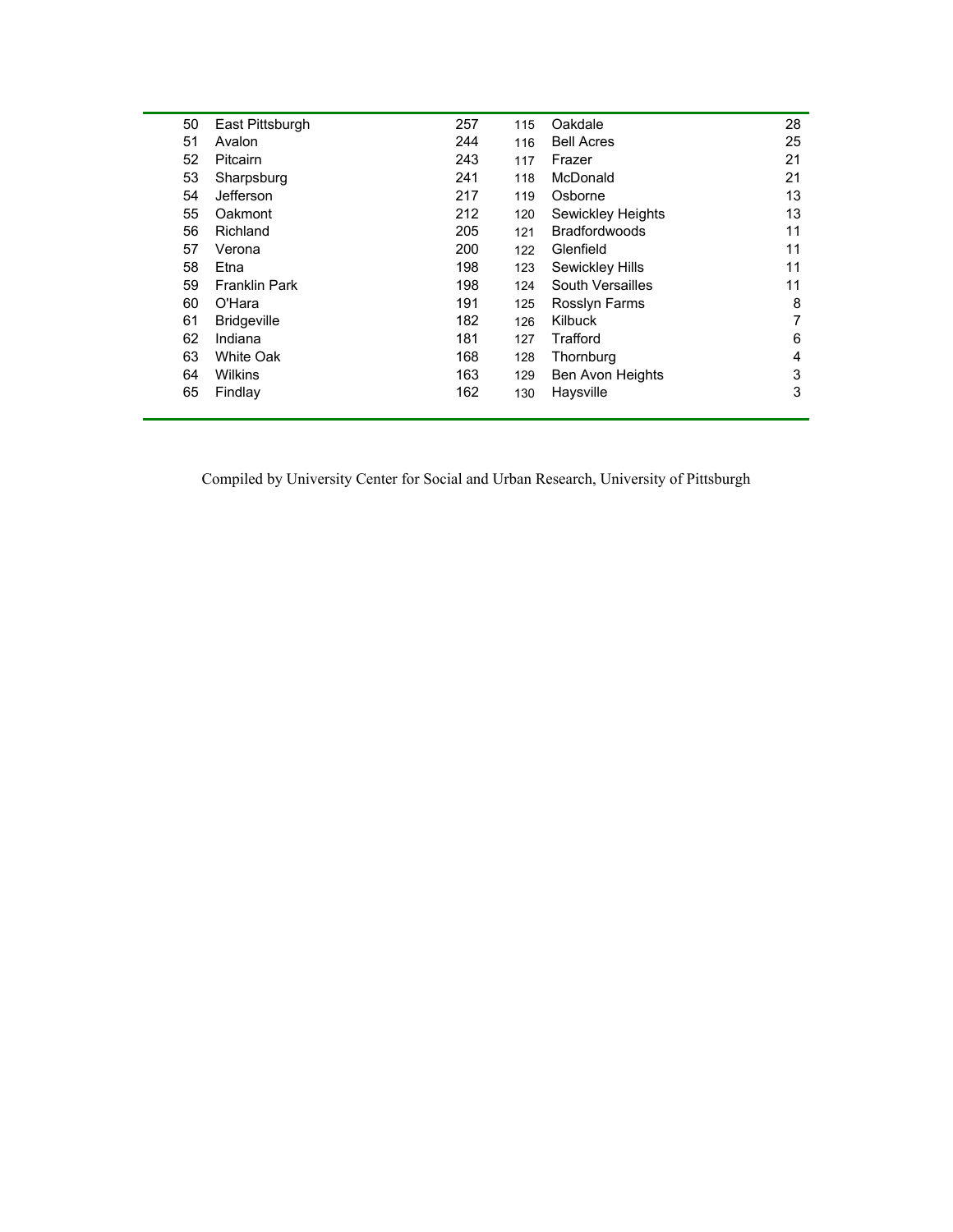| | | | | | |
|---|---|---|---|---|---|
| 50 | East Pittsburgh | 257 | 115 | Oakdale | 28 |
| 51 | Avalon | 244 | 116 | Bell Acres | 25 |
| 52 | Pitcairn | 243 | 117 | Frazer | 21 |
| 53 | Sharpsburg | 241 | 118 | McDonald | 21 |
| 54 | Jefferson | 217 | 119 | Osborne | 13 |
| 55 | Oakmont | 212 | 120 | Sewickley Heights | 13 |
| 56 | Richland | 205 | 121 | Bradfordwoods | 11 |
| 57 | Verona | 200 | 122 | Glenfield | 11 |
| 58 | Etna | 198 | 123 | Sewickley Hills | 11 |
| 59 | Franklin Park | 198 | 124 | South Versailles | 11 |
| 60 | O'Hara | 191 | 125 | Rosslyn Farms | 8 |
| 61 | Bridgeville | 182 | 126 | Kilbuck | 7 |
| 62 | Indiana | 181 | 127 | Trafford | 6 |
| 63 | White Oak | 168 | 128 | Thornburg | 4 |
| 64 | Wilkins | 163 | 129 | Ben Avon Heights | 3 |
| 65 | Findlay | 162 | 130 | Haysville | 3 |

Compiled by University Center for Social and Urban Research, University of Pittsburgh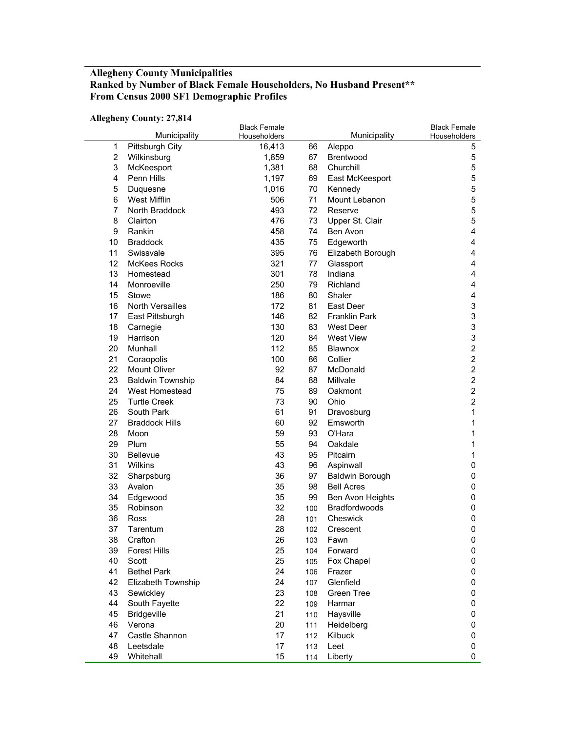**Allegheny County Municipalities**
**Ranked by Number of Black Female Householders, No Husband Present****
**From Census 2000 SF1 Demographic Profiles**

**Allegheny County: 27,814**

| | Municipality | Black Female Householders | | Municipality | Black Female Householders |
|---|---|---|---|---|---|
| 1 | Pittsburgh City | 16,413 | 66 | Aleppo | 5 |
| 2 | Wilkinsburg | 1,859 | 67 | Brentwood | 5 |
| 3 | McKeesport | 1,381 | 68 | Churchill | 5 |
| 4 | Penn Hills | 1,197 | 69 | East McKeesport | 5 |
| 5 | Duquesne | 1,016 | 70 | Kennedy | 5 |
| 6 | West Mifflin | 506 | 71 | Mount Lebanon | 5 |
| 7 | North Braddock | 493 | 72 | Reserve | 5 |
| 8 | Clairton | 476 | 73 | Upper St. Clair | 5 |
| 9 | Rankin | 458 | 74 | Ben Avon | 4 |
| 10 | Braddock | 435 | 75 | Edgeworth | 4 |
| 11 | Swissvale | 395 | 76 | Elizabeth Borough | 4 |
| 12 | McKees Rocks | 321 | 77 | Glassport | 4 |
| 13 | Homestead | 301 | 78 | Indiana | 4 |
| 14 | Monroeville | 250 | 79 | Richland | 4 |
| 15 | Stowe | 186 | 80 | Shaler | 4 |
| 16 | North Versailles | 172 | 81 | East Deer | 3 |
| 17 | East Pittsburgh | 146 | 82 | Franklin Park | 3 |
| 18 | Carnegie | 130 | 83 | West Deer | 3 |
| 19 | Harrison | 120 | 84 | West View | 3 |
| 20 | Munhall | 112 | 85 | Blawnox | 2 |
| 21 | Coraopolis | 100 | 86 | Collier | 2 |
| 22 | Mount Oliver | 92 | 87 | McDonald | 2 |
| 23 | Baldwin Township | 84 | 88 | Millvale | 2 |
| 24 | West Homestead | 75 | 89 | Oakmont | 2 |
| 25 | Turtle Creek | 73 | 90 | Ohio | 2 |
| 26 | South Park | 61 | 91 | Dravosburg | 1 |
| 27 | Braddock Hills | 60 | 92 | Emsworth | 1 |
| 28 | Moon | 59 | 93 | O'Hara | 1 |
| 29 | Plum | 55 | 94 | Oakdale | 1 |
| 30 | Bellevue | 43 | 95 | Pitcairn | 1 |
| 31 | Wilkins | 43 | 96 | Aspinwall | 0 |
| 32 | Sharpsburg | 36 | 97 | Baldwin Borough | 0 |
| 33 | Avalon | 35 | 98 | Bell Acres | 0 |
| 34 | Edgewood | 35 | 99 | Ben Avon Heights | 0 |
| 35 | Robinson | 32 | 100 | Bradfordwoods | 0 |
| 36 | Ross | 28 | 101 | Cheswick | 0 |
| 37 | Tarentum | 28 | 102 | Crescent | 0 |
| 38 | Crafton | 26 | 103 | Fawn | 0 |
| 39 | Forest Hills | 25 | 104 | Forward | 0 |
| 40 | Scott | 25 | 105 | Fox Chapel | 0 |
| 41 | Bethel Park | 24 | 106 | Frazer | 0 |
| 42 | Elizabeth Township | 24 | 107 | Glenfield | 0 |
| 43 | Sewickley | 23 | 108 | Green Tree | 0 |
| 44 | South Fayette | 22 | 109 | Harmar | 0 |
| 45 | Bridgeville | 21 | 110 | Haysville | 0 |
| 46 | Verona | 20 | 111 | Heidelberg | 0 |
| 47 | Castle Shannon | 17 | 112 | Kilbuck | 0 |
| 48 | Leetsdale | 17 | 113 | Leet | 0 |
| 49 | Whitehall | 15 | 114 | Liberty | 0 |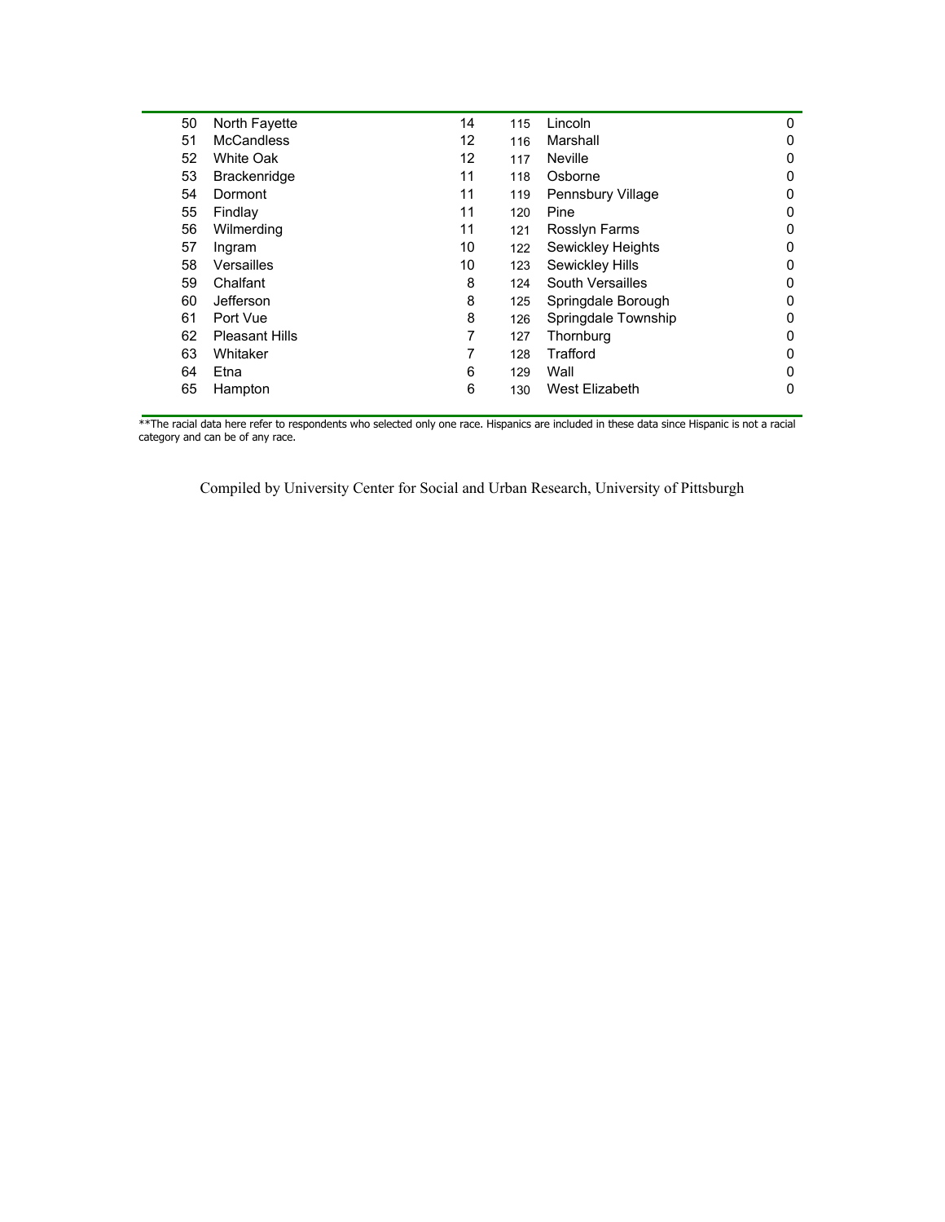| | | | | | |
|---|---|---|---|---|---|
| 50 | North Fayette | 14 | 115 | Lincoln | 0 |
| 51 | McCandless | 12 | 116 | Marshall | 0 |
| 52 | White Oak | 12 | 117 | Neville | 0 |
| 53 | Brackenridge | 11 | 118 | Osborne | 0 |
| 54 | Dormont | 11 | 119 | Pennsbury Village | 0 |
| 55 | Findlay | 11 | 120 | Pine | 0 |
| 56 | Wilmerding | 11 | 121 | Rosslyn Farms | 0 |
| 57 | Ingram | 10 | 122 | Sewickley Heights | 0 |
| 58 | Versailles | 10 | 123 | Sewickley Hills | 0 |
| 59 | Chalfant | 8 | 124 | South Versailles | 0 |
| 60 | Jefferson | 8 | 125 | Springdale Borough | 0 |
| 61 | Port Vue | 8 | 126 | Springdale Township | 0 |
| 62 | Pleasant Hills | 7 | 127 | Thornburg | 0 |
| 63 | Whitaker | 7 | 128 | Trafford | 0 |
| 64 | Etna | 6 | 129 | Wall | 0 |
| 65 | Hampton | 6 | 130 | West Elizabeth | 0 |

**The racial data here refer to respondents who selected only one race. Hispanics are included in these data since Hispanic is not a racial category and can be of any race.

Compiled by University Center for Social and Urban Research, University of Pittsburgh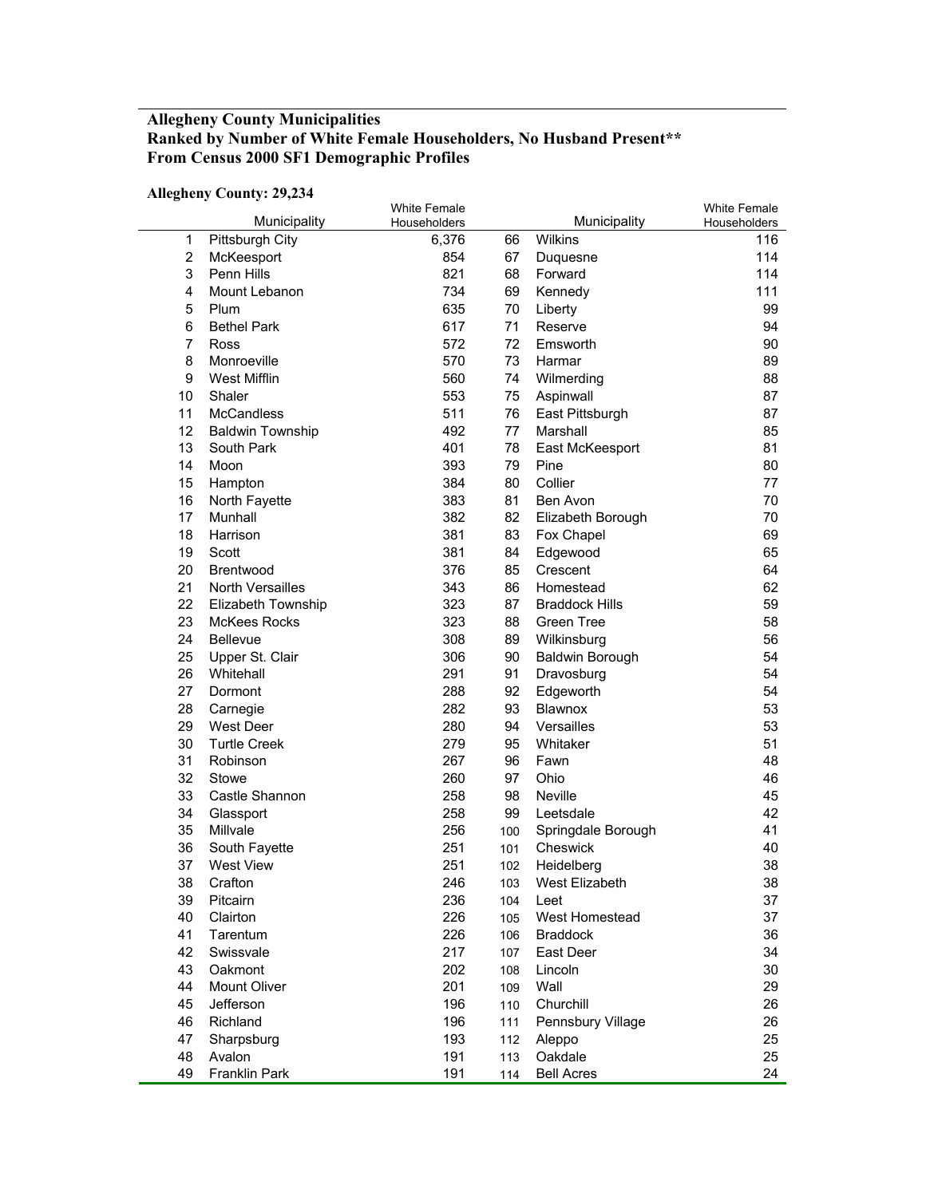**Allegheny County Municipalities**
**Ranked by Number of White Female Householders, No Husband Present**
**From Census 2000 SF1 Demographic Profiles**

**Allegheny County: 29,234**

| | Municipality | White Female Householders | | Municipality | White Female Householders |
|---|---|---|---|---|---|
| 1 | Pittsburgh City | 6,376 | 66 | Wilkins | 116 |
| 2 | McKeesport | 854 | 67 | Duquesne | 114 |
| 3 | Penn Hills | 821 | 68 | Forward | 114 |
| 4 | Mount Lebanon | 734 | 69 | Kennedy | 111 |
| 5 | Plum | 635 | 70 | Liberty | 99 |
| 6 | Bethel Park | 617 | 71 | Reserve | 94 |
| 7 | Ross | 572 | 72 | Emsworth | 90 |
| 8 | Monroeville | 570 | 73 | Harmar | 89 |
| 9 | West Mifflin | 560 | 74 | Wilmerding | 88 |
| 10 | Shaler | 553 | 75 | Aspinwall | 87 |
| 11 | McCandless | 511 | 76 | East Pittsburgh | 87 |
| 12 | Baldwin Township | 492 | 77 | Marshall | 85 |
| 13 | South Park | 401 | 78 | East McKeesport | 81 |
| 14 | Moon | 393 | 79 | Pine | 80 |
| 15 | Hampton | 384 | 80 | Collier | 77 |
| 16 | North Fayette | 383 | 81 | Ben Avon | 70 |
| 17 | Munhall | 382 | 82 | Elizabeth Borough | 70 |
| 18 | Harrison | 381 | 83 | Fox Chapel | 69 |
| 19 | Scott | 381 | 84 | Edgewood | 65 |
| 20 | Brentwood | 376 | 85 | Crescent | 64 |
| 21 | North Versailles | 343 | 86 | Homestead | 62 |
| 22 | Elizabeth Township | 323 | 87 | Braddock Hills | 59 |
| 23 | McKees Rocks | 323 | 88 | Green Tree | 58 |
| 24 | Bellevue | 308 | 89 | Wilkinsburg | 56 |
| 25 | Upper St. Clair | 306 | 90 | Baldwin Borough | 54 |
| 26 | Whitehall | 291 | 91 | Dravosburg | 54 |
| 27 | Dormont | 288 | 92 | Edgeworth | 54 |
| 28 | Carnegie | 282 | 93 | Blawnox | 53 |
| 29 | West Deer | 280 | 94 | Versailles | 53 |
| 30 | Turtle Creek | 279 | 95 | Whitaker | 51 |
| 31 | Robinson | 267 | 96 | Fawn | 48 |
| 32 | Stowe | 260 | 97 | Ohio | 46 |
| 33 | Castle Shannon | 258 | 98 | Neville | 45 |
| 34 | Glassport | 258 | 99 | Leetsdale | 42 |
| 35 | Millvale | 256 | 100 | Springdale Borough | 41 |
| 36 | South Fayette | 251 | 101 | Cheswick | 40 |
| 37 | West View | 251 | 102 | Heidelberg | 38 |
| 38 | Crafton | 246 | 103 | West Elizabeth | 38 |
| 39 | Pitcairn | 236 | 104 | Leet | 37 |
| 40 | Clairton | 226 | 105 | West Homestead | 37 |
| 41 | Tarentum | 226 | 106 | Braddock | 36 |
| 42 | Swissvale | 217 | 107 | East Deer | 34 |
| 43 | Oakmont | 202 | 108 | Lincoln | 30 |
| 44 | Mount Oliver | 201 | 109 | Wall | 29 |
| 45 | Jefferson | 196 | 110 | Churchill | 26 |
| 46 | Richland | 196 | 111 | Pennsbury Village | 26 |
| 47 | Sharpsburg | 193 | 112 | Aleppo | 25 |
| 48 | Avalon | 191 | 113 | Oakdale | 25 |
| 49 | Franklin Park | 191 | 114 | Bell Acres | 24 |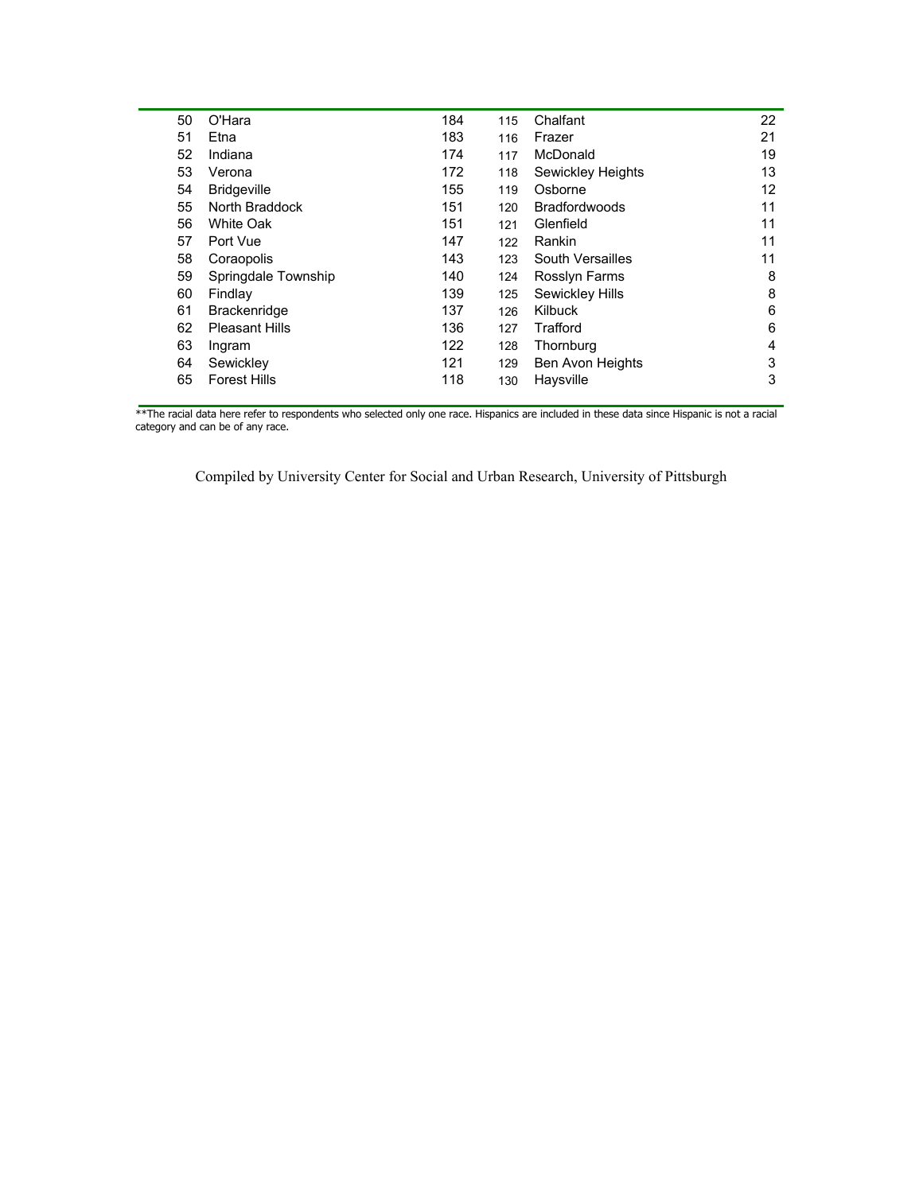| | | | | | |
|---|---|---|---|---|---|
| 50 | O'Hara | 184 | 115 | Chalfant | 22 |
| 51 | Etna | 183 | 116 | Frazer | 21 |
| 52 | Indiana | 174 | 117 | McDonald | 19 |
| 53 | Verona | 172 | 118 | Sewickley Heights | 13 |
| 54 | Bridgeville | 155 | 119 | Osborne | 12 |
| 55 | North Braddock | 151 | 120 | Bradfordwoods | 11 |
| 56 | White Oak | 151 | 121 | Glenfield | 11 |
| 57 | Port Vue | 147 | 122 | Rankin | 11 |
| 58 | Coraopolis | 143 | 123 | South Versailles | 11 |
| 59 | Springdale Township | 140 | 124 | Rosslyn Farms | 8 |
| 60 | Findlay | 139 | 125 | Sewickley Hills | 8 |
| 61 | Brackenridge | 137 | 126 | Kilbuck | 6 |
| 62 | Pleasant Hills | 136 | 127 | Trafford | 6 |
| 63 | Ingram | 122 | 128 | Thornburg | 4 |
| 64 | Sewickley | 121 | 129 | Ben Avon Heights | 3 |
| 65 | Forest Hills | 118 | 130 | Haysville | 3 |

**The racial data here refer to respondents who selected only one race. Hispanics are included in these data since Hispanic is not a racial category and can be of any race.

Compiled by University Center for Social and Urban Research, University of Pittsburgh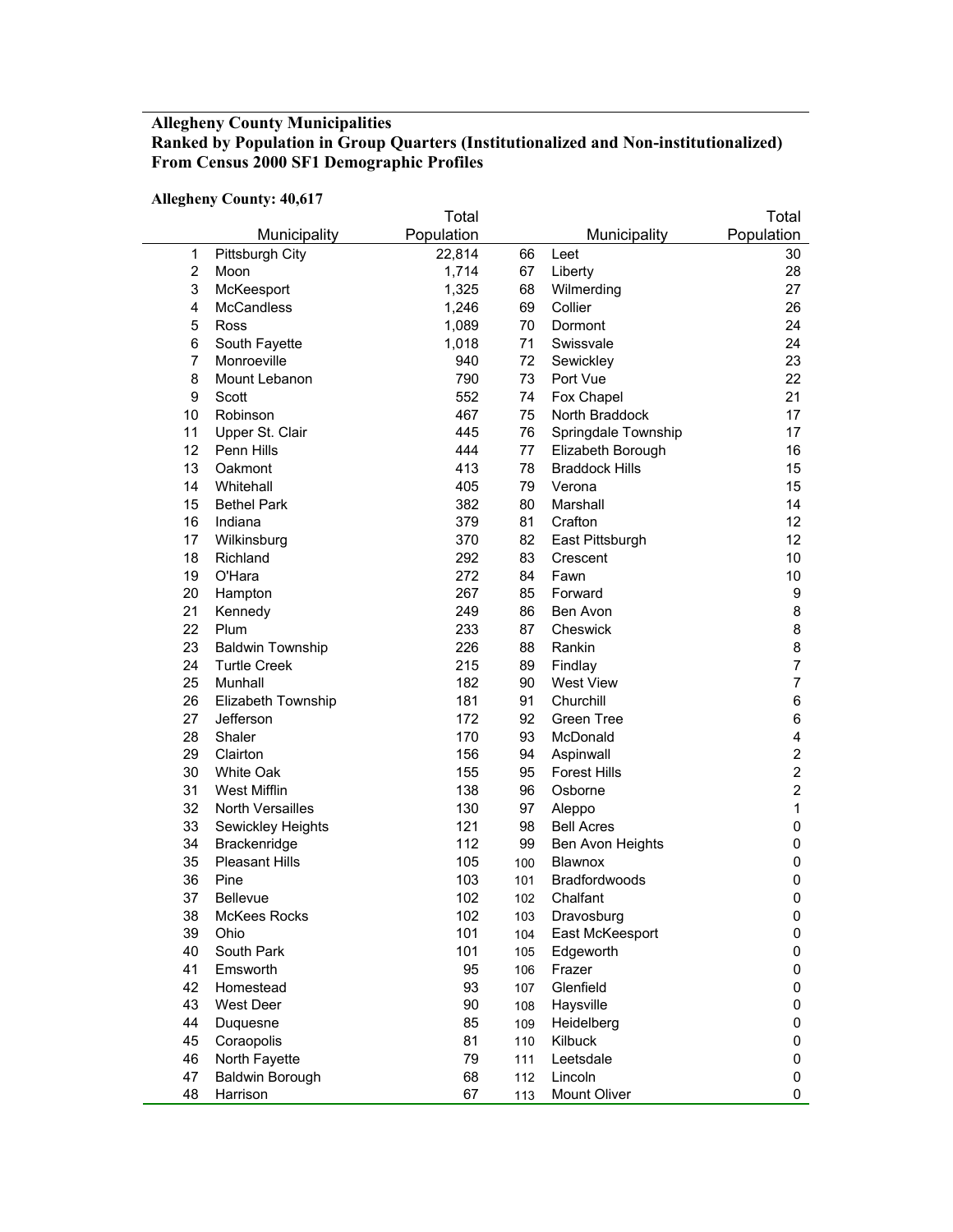**Allegheny County Municipalities**
**Ranked by Population in Group Quarters (Institutionalized and Non-institutionalized)**
**From Census 2000 SF1 Demographic Profiles**

**Allegheny County: 40,617**

| | Municipality | Total Population | | Municipality | Total Population |
|---|---|---|---|---|---|
| 1 | Pittsburgh City | 22,814 | 66 | Leet | 30 |
| 2 | Moon | 1,714 | 67 | Liberty | 28 |
| 3 | McKeesport | 1,325 | 68 | Wilmerding | 27 |
| 4 | McCandless | 1,246 | 69 | Collier | 26 |
| 5 | Ross | 1,089 | 70 | Dormont | 24 |
| 6 | South Fayette | 1,018 | 71 | Swissvale | 24 |
| 7 | Monroeville | 940 | 72 | Sewickley | 23 |
| 8 | Mount Lebanon | 790 | 73 | Port Vue | 22 |
| 9 | Scott | 552 | 74 | Fox Chapel | 21 |
| 10 | Robinson | 467 | 75 | North Braddock | 17 |
| 11 | Upper St. Clair | 445 | 76 | Springdale Township | 17 |
| 12 | Penn Hills | 444 | 77 | Elizabeth Borough | 16 |
| 13 | Oakmont | 413 | 78 | Braddock Hills | 15 |
| 14 | Whitehall | 405 | 79 | Verona | 15 |
| 15 | Bethel Park | 382 | 80 | Marshall | 14 |
| 16 | Indiana | 379 | 81 | Crafton | 12 |
| 17 | Wilkinsburg | 370 | 82 | East Pittsburgh | 12 |
| 18 | Richland | 292 | 83 | Crescent | 10 |
| 19 | O'Hara | 272 | 84 | Fawn | 10 |
| 20 | Hampton | 267 | 85 | Forward | 9 |
| 21 | Kennedy | 249 | 86 | Ben Avon | 8 |
| 22 | Plum | 233 | 87 | Cheswick | 8 |
| 23 | Baldwin Township | 226 | 88 | Rankin | 8 |
| 24 | Turtle Creek | 215 | 89 | Findlay | 7 |
| 25 | Munhall | 182 | 90 | West View | 7 |
| 26 | Elizabeth Township | 181 | 91 | Churchill | 6 |
| 27 | Jefferson | 172 | 92 | Green Tree | 6 |
| 28 | Shaler | 170 | 93 | McDonald | 4 |
| 29 | Clairton | 156 | 94 | Aspinwall | 2 |
| 30 | White Oak | 155 | 95 | Forest Hills | 2 |
| 31 | West Mifflin | 138 | 96 | Osborne | 2 |
| 32 | North Versailles | 130 | 97 | Aleppo | 1 |
| 33 | Sewickley Heights | 121 | 98 | Bell Acres | 0 |
| 34 | Brackenridge | 112 | 99 | Ben Avon Heights | 0 |
| 35 | Pleasant Hills | 105 | 100 | Blawnox | 0 |
| 36 | Pine | 103 | 101 | Bradfordwoods | 0 |
| 37 | Bellevue | 102 | 102 | Chalfant | 0 |
| 38 | McKees Rocks | 102 | 103 | Dravosburg | 0 |
| 39 | Ohio | 101 | 104 | East McKeesport | 0 |
| 40 | South Park | 101 | 105 | Edgeworth | 0 |
| 41 | Emsworth | 95 | 106 | Frazer | 0 |
| 42 | Homestead | 93 | 107 | Glenfield | 0 |
| 43 | West Deer | 90 | 108 | Haysville | 0 |
| 44 | Duquesne | 85 | 109 | Heidelberg | 0 |
| 45 | Coraopolis | 81 | 110 | Kilbuck | 0 |
| 46 | North Fayette | 79 | 111 | Leetsdale | 0 |
| 47 | Baldwin Borough | 68 | 112 | Lincoln | 0 |
| 48 | Harrison | 67 | 113 | Mount Oliver | 0 |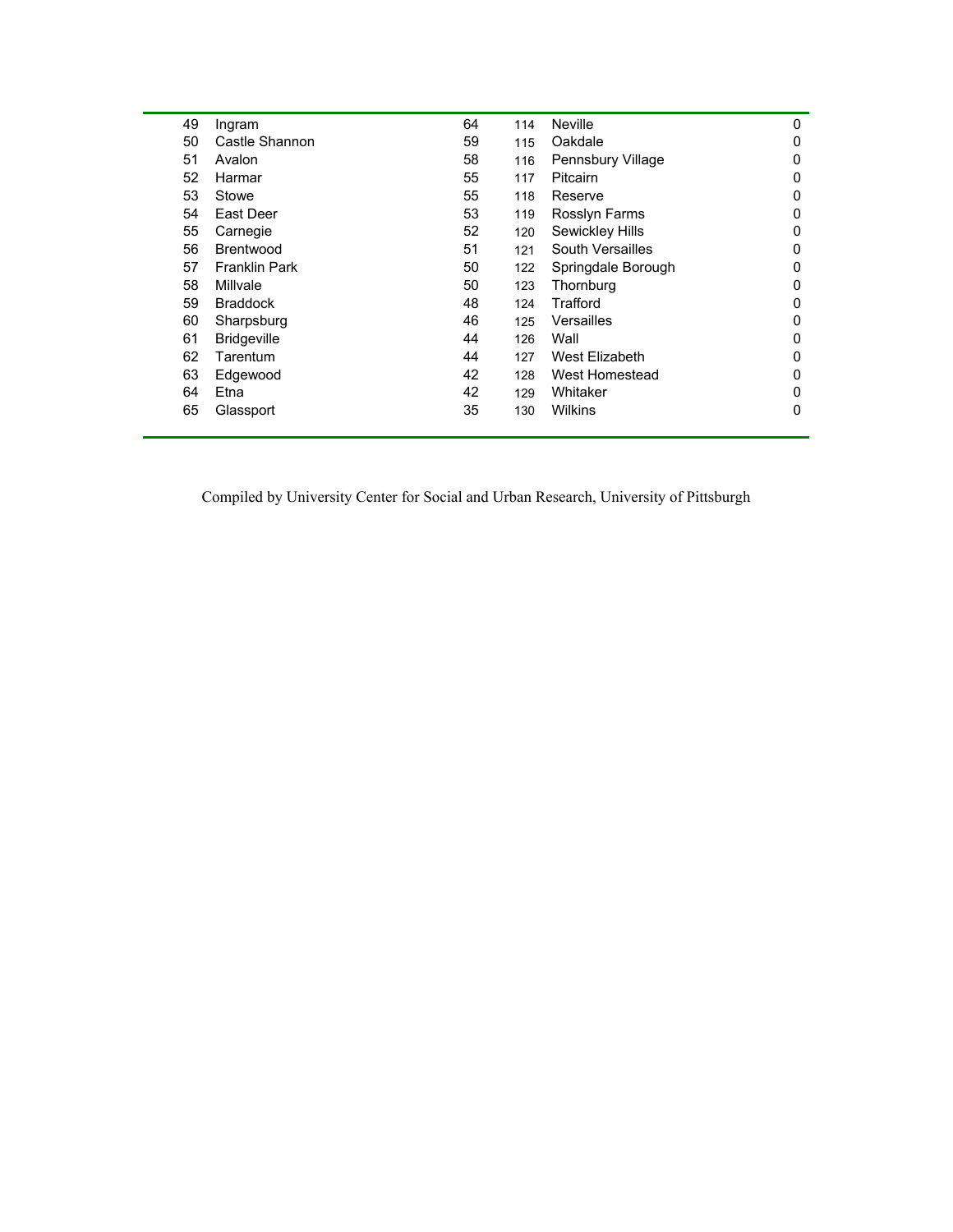| | | | | | |
|---|---|---|---|---|---|
| 49 | Ingram | 64 | 114 | Neville | 0 |
| 50 | Castle Shannon | 59 | 115 | Oakdale | 0 |
| 51 | Avalon | 58 | 116 | Pennsbury Village | 0 |
| 52 | Harmar | 55 | 117 | Pitcairn | 0 |
| 53 | Stowe | 55 | 118 | Reserve | 0 |
| 54 | East Deer | 53 | 119 | Rosslyn Farms | 0 |
| 55 | Carnegie | 52 | 120 | Sewickley Hills | 0 |
| 56 | Brentwood | 51 | 121 | South Versailles | 0 |
| 57 | Franklin Park | 50 | 122 | Springdale Borough | 0 |
| 58 | Millvale | 50 | 123 | Thornburg | 0 |
| 59 | Braddock | 48 | 124 | Trafford | 0 |
| 60 | Sharpsburg | 46 | 125 | Versailles | 0 |
| 61 | Bridgeville | 44 | 126 | Wall | 0 |
| 62 | Tarentum | 44 | 127 | West Elizabeth | 0 |
| 63 | Edgewood | 42 | 128 | West Homestead | 0 |
| 64 | Etna | 42 | 129 | Whitaker | 0 |
| 65 | Glassport | 35 | 130 | Wilkins | 0 |

Compiled by University Center for Social and Urban Research, University of Pittsburgh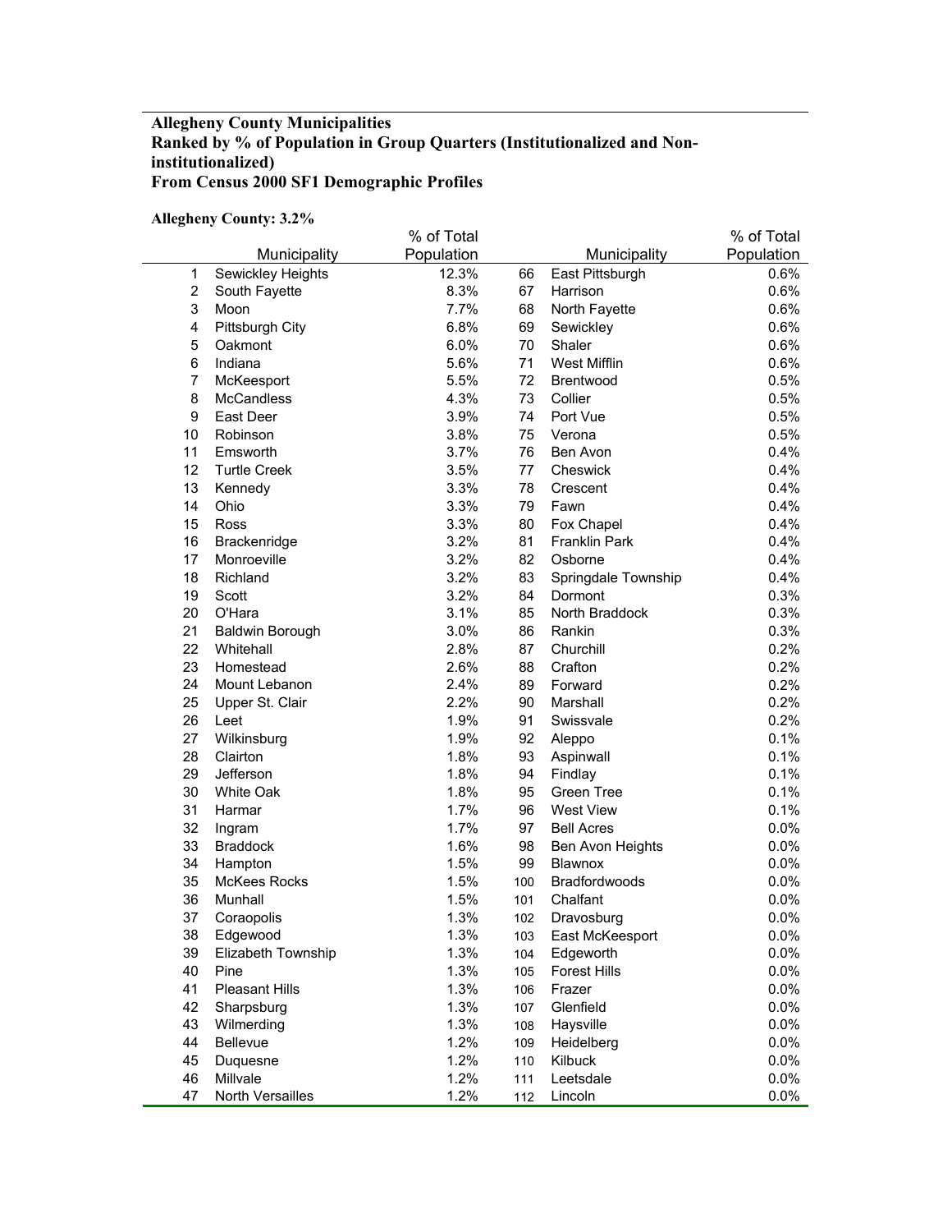**Allegheny County Municipalities**
**Ranked by % of Population in Group Quarters (Institutionalized and Non-institutionalized)**
**From Census 2000 SF1 Demographic Profiles**

**Allegheny County: 3.2%**

| | Municipality | % of Total Population | | Municipality | % of Total Population |
|---|---|---|---|---|---|
| 1 | Sewickley Heights | 12.3% | 66 | East Pittsburgh | 0.6% |
| 2 | South Fayette | 8.3% | 67 | Harrison | 0.6% |
| 3 | Moon | 7.7% | 68 | North Fayette | 0.6% |
| 4 | Pittsburgh City | 6.8% | 69 | Sewickley | 0.6% |
| 5 | Oakmont | 6.0% | 70 | Shaler | 0.6% |
| 6 | Indiana | 5.6% | 71 | West Mifflin | 0.6% |
| 7 | McKeesport | 5.5% | 72 | Brentwood | 0.5% |
| 8 | McCandless | 4.3% | 73 | Collier | 0.5% |
| 9 | East Deer | 3.9% | 74 | Port Vue | 0.5% |
| 10 | Robinson | 3.8% | 75 | Verona | 0.5% |
| 11 | Emsworth | 3.7% | 76 | Ben Avon | 0.4% |
| 12 | Turtle Creek | 3.5% | 77 | Cheswick | 0.4% |
| 13 | Kennedy | 3.3% | 78 | Crescent | 0.4% |
| 14 | Ohio | 3.3% | 79 | Fawn | 0.4% |
| 15 | Ross | 3.3% | 80 | Fox Chapel | 0.4% |
| 16 | Brackenridge | 3.2% | 81 | Franklin Park | 0.4% |
| 17 | Monroeville | 3.2% | 82 | Osborne | 0.4% |
| 18 | Richland | 3.2% | 83 | Springdale Township | 0.4% |
| 19 | Scott | 3.2% | 84 | Dormont | 0.3% |
| 20 | O'Hara | 3.1% | 85 | North Braddock | 0.3% |
| 21 | Baldwin Borough | 3.0% | 86 | Rankin | 0.3% |
| 22 | Whitehall | 2.8% | 87 | Churchill | 0.2% |
| 23 | Homestead | 2.6% | 88 | Crafton | 0.2% |
| 24 | Mount Lebanon | 2.4% | 89 | Forward | 0.2% |
| 25 | Upper St. Clair | 2.2% | 90 | Marshall | 0.2% |
| 26 | Leet | 1.9% | 91 | Swissvale | 0.2% |
| 27 | Wilkinsburg | 1.9% | 92 | Aleppo | 0.1% |
| 28 | Clairton | 1.8% | 93 | Aspinwall | 0.1% |
| 29 | Jefferson | 1.8% | 94 | Findlay | 0.1% |
| 30 | White Oak | 1.8% | 95 | Green Tree | 0.1% |
| 31 | Harmar | 1.7% | 96 | West View | 0.1% |
| 32 | Ingram | 1.7% | 97 | Bell Acres | 0.0% |
| 33 | Braddock | 1.6% | 98 | Ben Avon Heights | 0.0% |
| 34 | Hampton | 1.5% | 99 | Blawnox | 0.0% |
| 35 | McKees Rocks | 1.5% | 100 | Bradfordwoods | 0.0% |
| 36 | Munhall | 1.5% | 101 | Chalfant | 0.0% |
| 37 | Coraopolis | 1.3% | 102 | Dravosburg | 0.0% |
| 38 | Edgewood | 1.3% | 103 | East McKeesport | 0.0% |
| 39 | Elizabeth Township | 1.3% | 104 | Edgeworth | 0.0% |
| 40 | Pine | 1.3% | 105 | Forest Hills | 0.0% |
| 41 | Pleasant Hills | 1.3% | 106 | Frazer | 0.0% |
| 42 | Sharpsburg | 1.3% | 107 | Glenfield | 0.0% |
| 43 | Wilmerding | 1.3% | 108 | Haysville | 0.0% |
| 44 | Bellevue | 1.2% | 109 | Heidelberg | 0.0% |
| 45 | Duquesne | 1.2% | 110 | Kilbuck | 0.0% |
| 46 | Millvale | 1.2% | 111 | Leetsdale | 0.0% |
| 47 | North Versailles | 1.2% | 112 | Lincoln | 0.0% |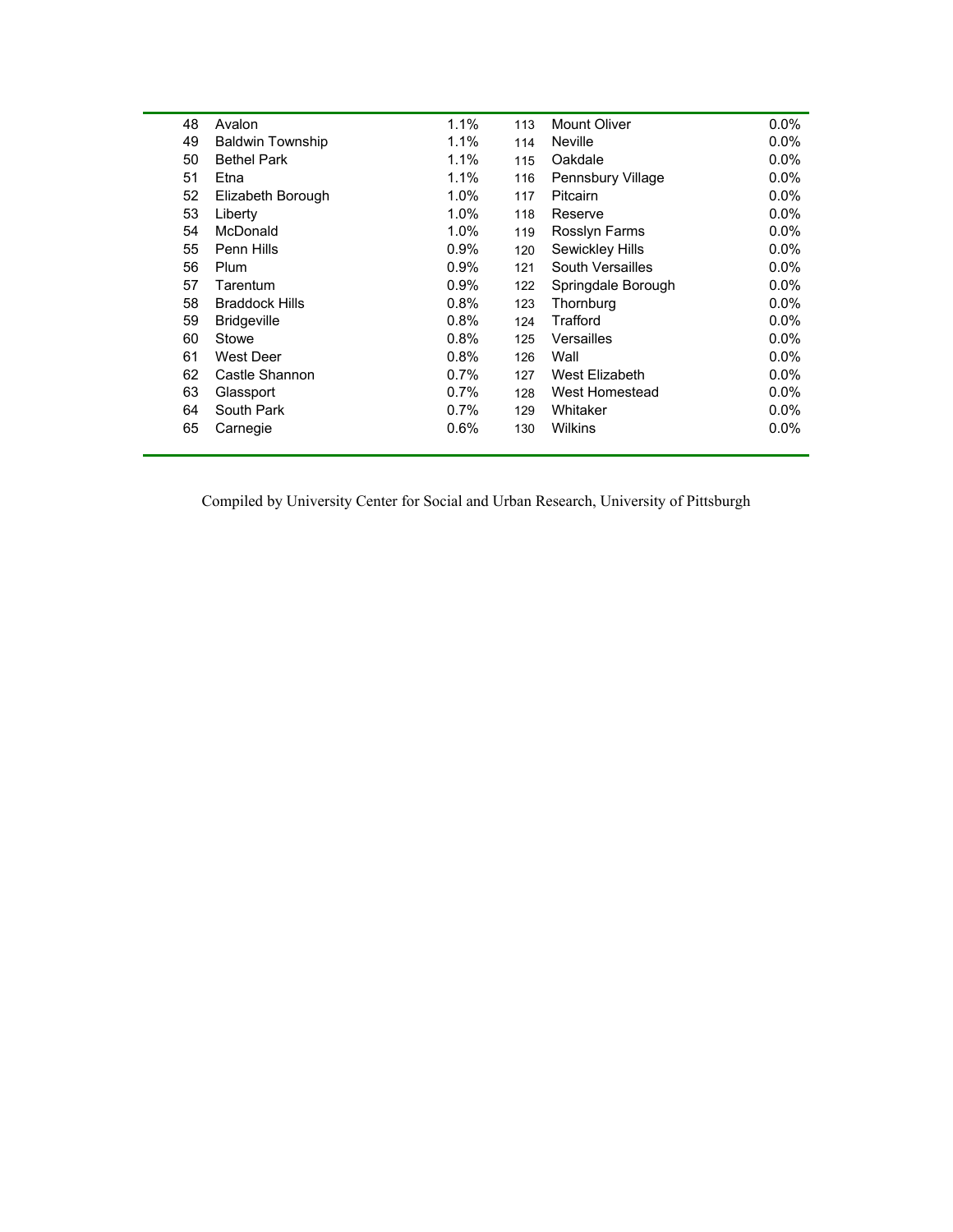| | | | | | |
|---|---|---|---|---|---|
| 48 | Avalon | 1.1% | 113 | Mount Oliver | 0.0% |
| 49 | Baldwin Township | 1.1% | 114 | Neville | 0.0% |
| 50 | Bethel Park | 1.1% | 115 | Oakdale | 0.0% |
| 51 | Etna | 1.1% | 116 | Pennsbury Village | 0.0% |
| 52 | Elizabeth Borough | 1.0% | 117 | Pitcairn | 0.0% |
| 53 | Liberty | 1.0% | 118 | Reserve | 0.0% |
| 54 | McDonald | 1.0% | 119 | Rosslyn Farms | 0.0% |
| 55 | Penn Hills | 0.9% | 120 | Sewickley Hills | 0.0% |
| 56 | Plum | 0.9% | 121 | South Versailles | 0.0% |
| 57 | Tarentum | 0.9% | 122 | Springdale Borough | 0.0% |
| 58 | Braddock Hills | 0.8% | 123 | Thornburg | 0.0% |
| 59 | Bridgeville | 0.8% | 124 | Trafford | 0.0% |
| 60 | Stowe | 0.8% | 125 | Versailles | 0.0% |
| 61 | West Deer | 0.8% | 126 | Wall | 0.0% |
| 62 | Castle Shannon | 0.7% | 127 | West Elizabeth | 0.0% |
| 63 | Glassport | 0.7% | 128 | West Homestead | 0.0% |
| 64 | South Park | 0.7% | 129 | Whitaker | 0.0% |
| 65 | Carnegie | 0.6% | 130 | Wilkins | 0.0% |

Compiled by University Center for Social and Urban Research, University of Pittsburgh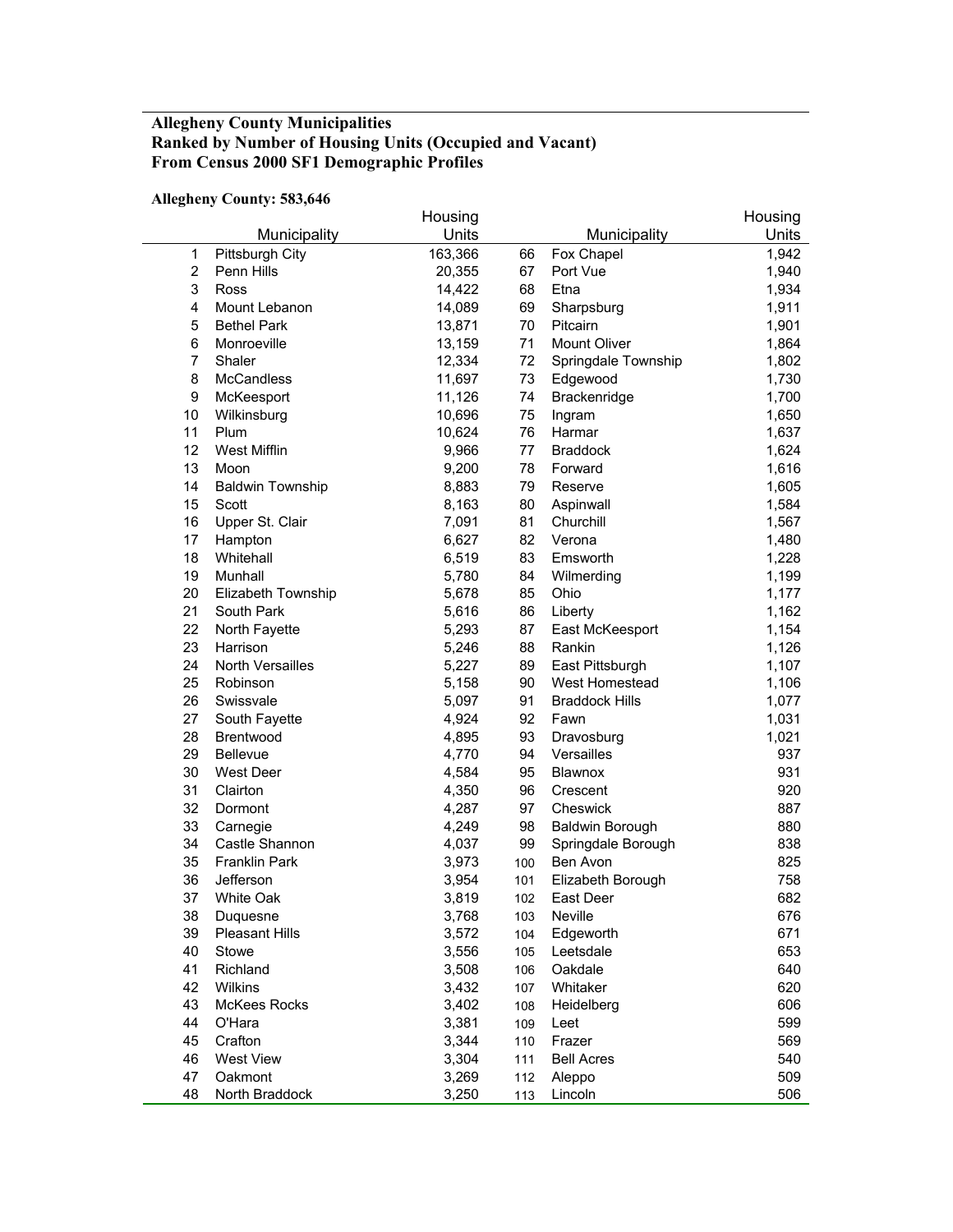**Allegheny County Municipalities**
**Ranked by Number of Housing Units (Occupied and Vacant)**
**From Census 2000 SF1 Demographic Profiles**

**Allegheny County: 583,646**

| | Municipality | Housing Units | | Municipality | Housing Units |
|---|---|---|---|---|---|
| 1 | Pittsburgh City | 163,366 | 66 | Fox Chapel | 1,942 |
| 2 | Penn Hills | 20,355 | 67 | Port Vue | 1,940 |
| 3 | Ross | 14,422 | 68 | Etna | 1,934 |
| 4 | Mount Lebanon | 14,089 | 69 | Sharpsburg | 1,911 |
| 5 | Bethel Park | 13,871 | 70 | Pitcairn | 1,901 |
| 6 | Monroeville | 13,159 | 71 | Mount Oliver | 1,864 |
| 7 | Shaler | 12,334 | 72 | Springdale Township | 1,802 |
| 8 | McCandless | 11,697 | 73 | Edgewood | 1,730 |
| 9 | McKeesport | 11,126 | 74 | Brackenridge | 1,700 |
| 10 | Wilkinsburg | 10,696 | 75 | Ingram | 1,650 |
| 11 | Plum | 10,624 | 76 | Harmar | 1,637 |
| 12 | West Mifflin | 9,966 | 77 | Braddock | 1,624 |
| 13 | Moon | 9,200 | 78 | Forward | 1,616 |
| 14 | Baldwin Township | 8,883 | 79 | Reserve | 1,605 |
| 15 | Scott | 8,163 | 80 | Aspinwall | 1,584 |
| 16 | Upper St. Clair | 7,091 | 81 | Churchill | 1,567 |
| 17 | Hampton | 6,627 | 82 | Verona | 1,480 |
| 18 | Whitehall | 6,519 | 83 | Emsworth | 1,228 |
| 19 | Munhall | 5,780 | 84 | Wilmerding | 1,199 |
| 20 | Elizabeth Township | 5,678 | 85 | Ohio | 1,177 |
| 21 | South Park | 5,616 | 86 | Liberty | 1,162 |
| 22 | North Fayette | 5,293 | 87 | East McKeesport | 1,154 |
| 23 | Harrison | 5,246 | 88 | Rankin | 1,126 |
| 24 | North Versailles | 5,227 | 89 | East Pittsburgh | 1,107 |
| 25 | Robinson | 5,158 | 90 | West Homestead | 1,106 |
| 26 | Swissvale | 5,097 | 91 | Braddock Hills | 1,077 |
| 27 | South Fayette | 4,924 | 92 | Fawn | 1,031 |
| 28 | Brentwood | 4,895 | 93 | Dravosburg | 1,021 |
| 29 | Bellevue | 4,770 | 94 | Versailles | 937 |
| 30 | West Deer | 4,584 | 95 | Blawnox | 931 |
| 31 | Clairton | 4,350 | 96 | Crescent | 920 |
| 32 | Dormont | 4,287 | 97 | Cheswick | 887 |
| 33 | Carnegie | 4,249 | 98 | Baldwin Borough | 880 |
| 34 | Castle Shannon | 4,037 | 99 | Springdale Borough | 838 |
| 35 | Franklin Park | 3,973 | 100 | Ben Avon | 825 |
| 36 | Jefferson | 3,954 | 101 | Elizabeth Borough | 758 |
| 37 | White Oak | 3,819 | 102 | East Deer | 682 |
| 38 | Duquesne | 3,768 | 103 | Neville | 676 |
| 39 | Pleasant Hills | 3,572 | 104 | Edgeworth | 671 |
| 40 | Stowe | 3,556 | 105 | Leetsdale | 653 |
| 41 | Richland | 3,508 | 106 | Oakdale | 640 |
| 42 | Wilkins | 3,432 | 107 | Whitaker | 620 |
| 43 | McKees Rocks | 3,402 | 108 | Heidelberg | 606 |
| 44 | O'Hara | 3,381 | 109 | Leet | 599 |
| 45 | Crafton | 3,344 | 110 | Frazer | 569 |
| 46 | West View | 3,304 | 111 | Bell Acres | 540 |
| 47 | Oakmont | 3,269 | 112 | Aleppo | 509 |
| 48 | North Braddock | 3,250 | 113 | Lincoln | 506 |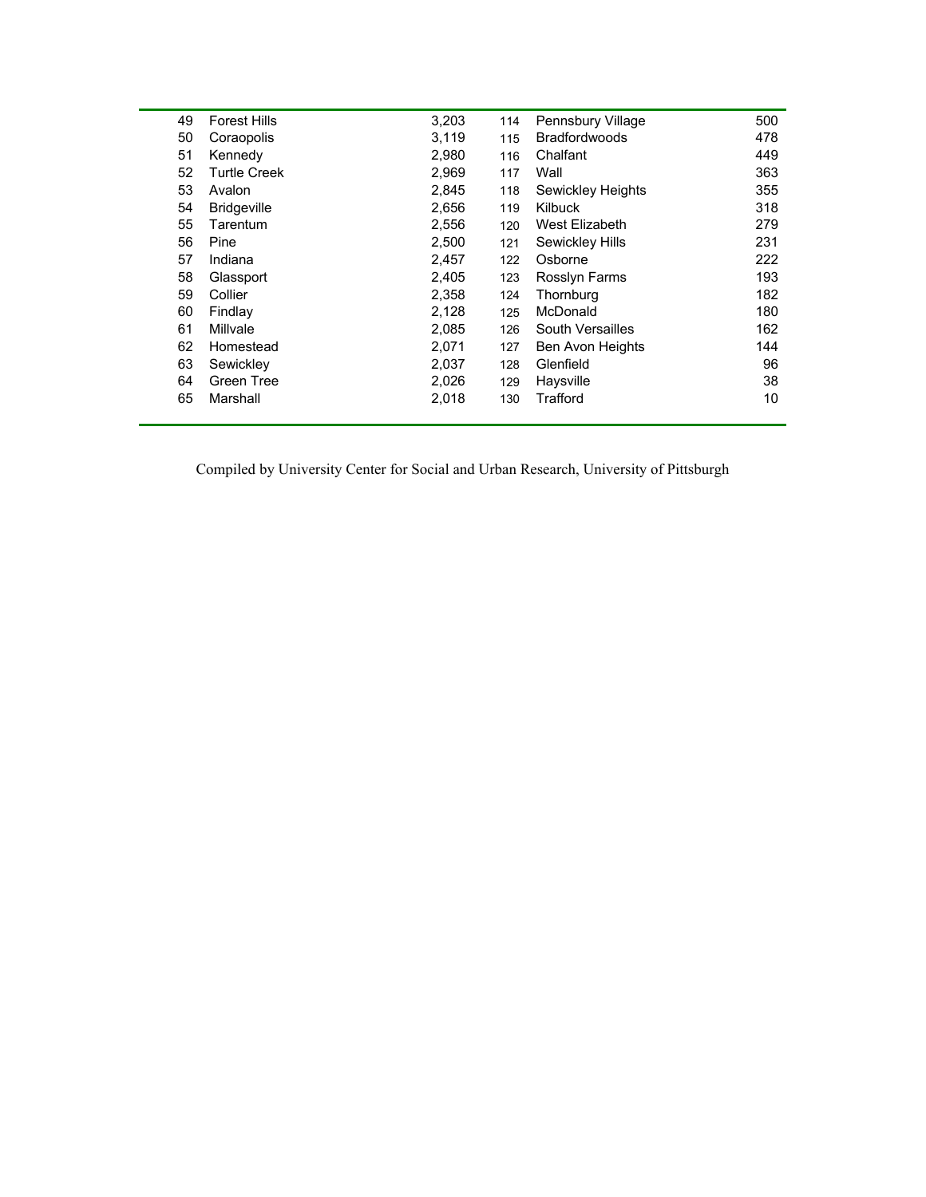| | | | | | |
|---|---|---|---|---|---|
| 49 | Forest Hills | 3,203 | 114 | Pennsbury Village | 500 |
| 50 | Coraopolis | 3,119 | 115 | Bradfordwoods | 478 |
| 51 | Kennedy | 2,980 | 116 | Chalfant | 449 |
| 52 | Turtle Creek | 2,969 | 117 | Wall | 363 |
| 53 | Avalon | 2,845 | 118 | Sewickley Heights | 355 |
| 54 | Bridgeville | 2,656 | 119 | Kilbuck | 318 |
| 55 | Tarentum | 2,556 | 120 | West Elizabeth | 279 |
| 56 | Pine | 2,500 | 121 | Sewickley Hills | 231 |
| 57 | Indiana | 2,457 | 122 | Osborne | 222 |
| 58 | Glassport | 2,405 | 123 | Rosslyn Farms | 193 |
| 59 | Collier | 2,358 | 124 | Thornburg | 182 |
| 60 | Findlay | 2,128 | 125 | McDonald | 180 |
| 61 | Millvale | 2,085 | 126 | South Versailles | 162 |
| 62 | Homestead | 2,071 | 127 | Ben Avon Heights | 144 |
| 63 | Sewickley | 2,037 | 128 | Glenfield | 96 |
| 64 | Green Tree | 2,026 | 129 | Haysville | 38 |
| 65 | Marshall | 2,018 | 130 | Trafford | 10 |

Compiled by University Center for Social and Urban Research, University of Pittsburgh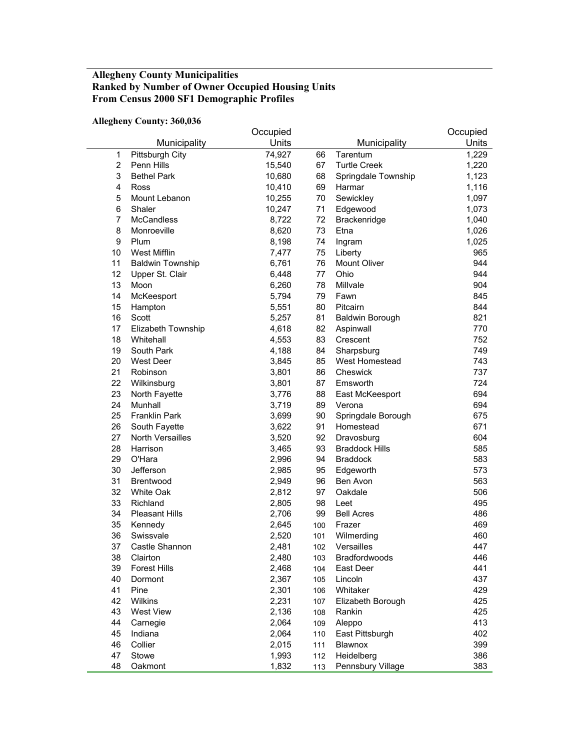**Allegheny County Municipalities**
**Ranked by Number of Owner Occupied Housing Units**
**From Census 2000 SF1 Demographic Profiles**

**Allegheny County: 360,036**

| | Municipality | Occupied Units | | Municipality | Occupied Units |
|---|---|---|---|---|---|
| 1 | Pittsburgh City | 74,927 | 66 | Tarentum | 1,229 |
| 2 | Penn Hills | 15,540 | 67 | Turtle Creek | 1,220 |
| 3 | Bethel Park | 10,680 | 68 | Springdale Township | 1,123 |
| 4 | Ross | 10,410 | 69 | Harmar | 1,116 |
| 5 | Mount Lebanon | 10,255 | 70 | Sewickley | 1,097 |
| 6 | Shaler | 10,247 | 71 | Edgewood | 1,073 |
| 7 | McCandless | 8,722 | 72 | Brackenridge | 1,040 |
| 8 | Monroeville | 8,620 | 73 | Etna | 1,026 |
| 9 | Plum | 8,198 | 74 | Ingram | 1,025 |
| 10 | West Mifflin | 7,477 | 75 | Liberty | 965 |
| 11 | Baldwin Township | 6,761 | 76 | Mount Oliver | 944 |
| 12 | Upper St. Clair | 6,448 | 77 | Ohio | 944 |
| 13 | Moon | 6,260 | 78 | Millvale | 904 |
| 14 | McKeesport | 5,794 | 79 | Fawn | 845 |
| 15 | Hampton | 5,551 | 80 | Pitcairn | 844 |
| 16 | Scott | 5,257 | 81 | Baldwin Borough | 821 |
| 17 | Elizabeth Township | 4,618 | 82 | Aspinwall | 770 |
| 18 | Whitehall | 4,553 | 83 | Crescent | 752 |
| 19 | South Park | 4,188 | 84 | Sharpsburg | 749 |
| 20 | West Deer | 3,845 | 85 | West Homestead | 743 |
| 21 | Robinson | 3,801 | 86 | Cheswick | 737 |
| 22 | Wilkinsburg | 3,801 | 87 | Emsworth | 724 |
| 23 | North Fayette | 3,776 | 88 | East McKeesport | 694 |
| 24 | Munhall | 3,719 | 89 | Verona | 694 |
| 25 | Franklin Park | 3,699 | 90 | Springdale Borough | 675 |
| 26 | South Fayette | 3,622 | 91 | Homestead | 671 |
| 27 | North Versailles | 3,520 | 92 | Dravosburg | 604 |
| 28 | Harrison | 3,465 | 93 | Braddock Hills | 585 |
| 29 | O'Hara | 2,996 | 94 | Braddock | 583 |
| 30 | Jefferson | 2,985 | 95 | Edgeworth | 573 |
| 31 | Brentwood | 2,949 | 96 | Ben Avon | 563 |
| 32 | White Oak | 2,812 | 97 | Oakdale | 506 |
| 33 | Richland | 2,805 | 98 | Leet | 495 |
| 34 | Pleasant Hills | 2,706 | 99 | Bell Acres | 486 |
| 35 | Kennedy | 2,645 | 100 | Frazer | 469 |
| 36 | Swissvale | 2,520 | 101 | Wilmerding | 460 |
| 37 | Castle Shannon | 2,481 | 102 | Versailles | 447 |
| 38 | Clairton | 2,480 | 103 | Bradfordwoods | 446 |
| 39 | Forest Hills | 2,468 | 104 | East Deer | 441 |
| 40 | Dormont | 2,367 | 105 | Lincoln | 437 |
| 41 | Pine | 2,301 | 106 | Whitaker | 429 |
| 42 | Wilkins | 2,231 | 107 | Elizabeth Borough | 425 |
| 43 | West View | 2,136 | 108 | Rankin | 425 |
| 44 | Carnegie | 2,064 | 109 | Aleppo | 413 |
| 45 | Indiana | 2,064 | 110 | East Pittsburgh | 402 |
| 46 | Collier | 2,015 | 111 | Blawnox | 399 |
| 47 | Stowe | 1,993 | 112 | Heidelberg | 386 |
| 48 | Oakmont | 1,832 | 113 | Pennsbury Village | 383 |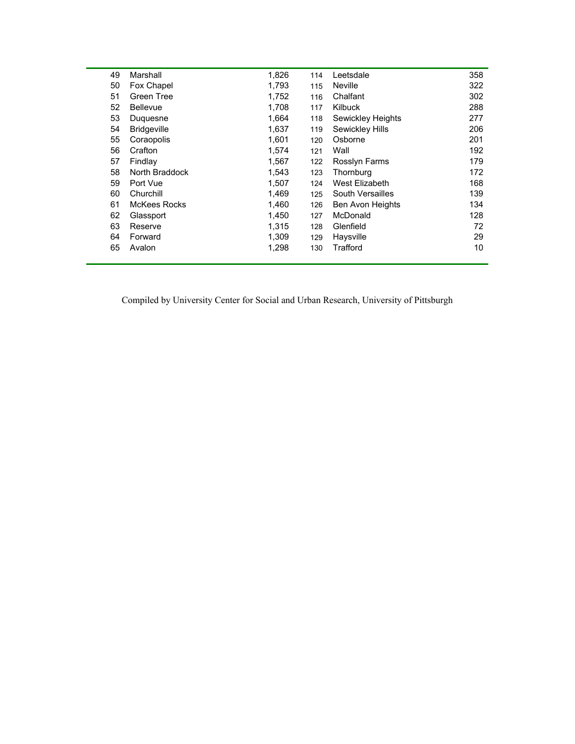| | | | | | |
|---|---|---|---|---|---|
| 49 | Marshall | 1,826 | 114 | Leetsdale | 358 |
| 50 | Fox Chapel | 1,793 | 115 | Neville | 322 |
| 51 | Green Tree | 1,752 | 116 | Chalfant | 302 |
| 52 | Bellevue | 1,708 | 117 | Kilbuck | 288 |
| 53 | Duquesne | 1,664 | 118 | Sewickley Heights | 277 |
| 54 | Bridgeville | 1,637 | 119 | Sewickley Hills | 206 |
| 55 | Coraopolis | 1,601 | 120 | Osborne | 201 |
| 56 | Crafton | 1,574 | 121 | Wall | 192 |
| 57 | Findlay | 1,567 | 122 | Rosslyn Farms | 179 |
| 58 | North Braddock | 1,543 | 123 | Thornburg | 172 |
| 59 | Port Vue | 1,507 | 124 | West Elizabeth | 168 |
| 60 | Churchill | 1,469 | 125 | South Versailles | 139 |
| 61 | McKees Rocks | 1,460 | 126 | Ben Avon Heights | 134 |
| 62 | Glassport | 1,450 | 127 | McDonald | 128 |
| 63 | Reserve | 1,315 | 128 | Glenfield | 72 |
| 64 | Forward | 1,309 | 129 | Haysville | 29 |
| 65 | Avalon | 1,298 | 130 | Trafford | 10 |

Compiled by University Center for Social and Urban Research, University of Pittsburgh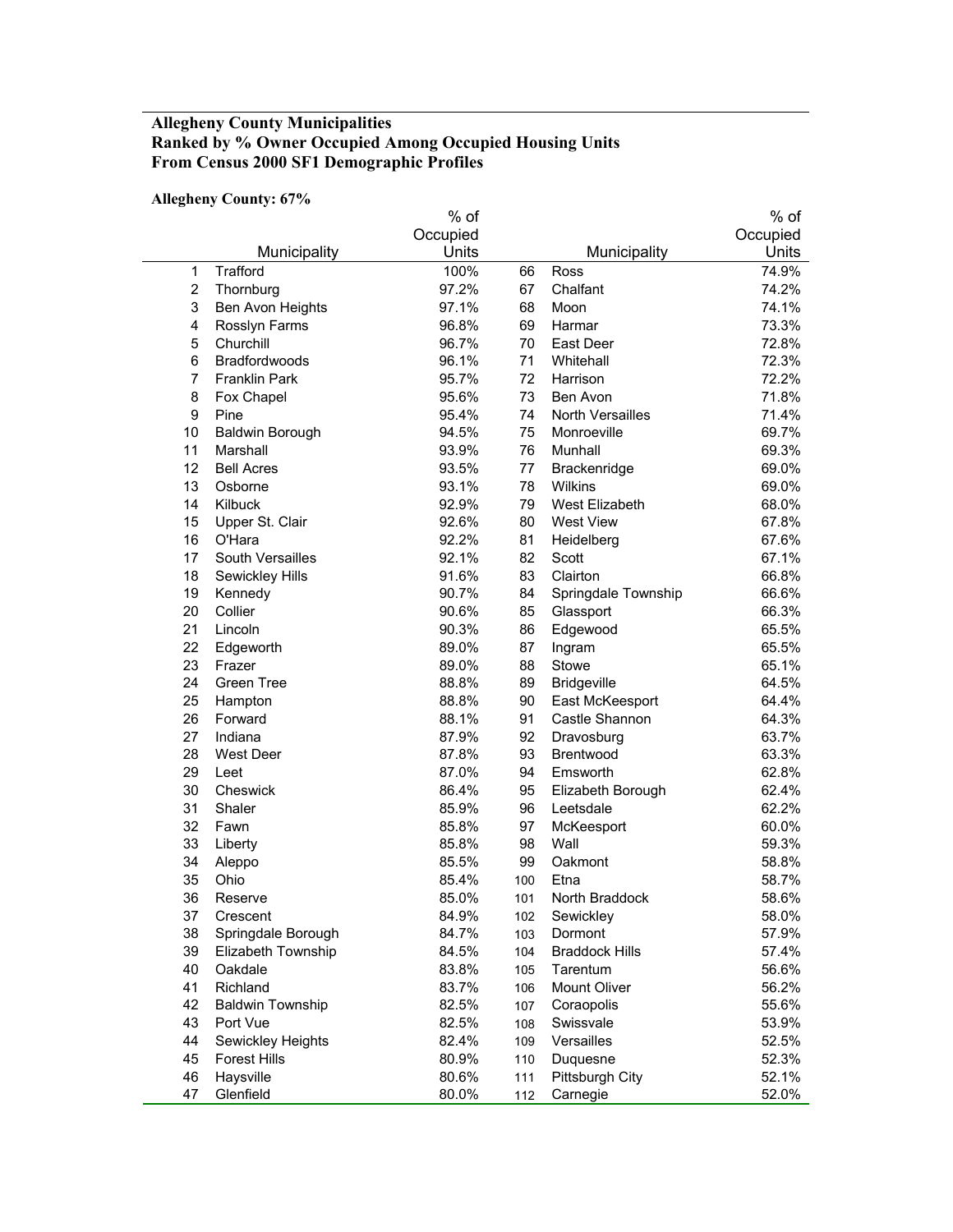**Allegheny County Municipalities**
**Ranked by % Owner Occupied Among Occupied Housing Units**
**From Census 2000 SF1 Demographic Profiles**

**Allegheny County: 67%**

| | Municipality | % of Occupied Units | | Municipality | % of Occupied Units |
|---|---|---|---|---|---|
| 1 | Trafford | 100% | 66 | Ross | 74.9% |
| 2 | Thornburg | 97.2% | 67 | Chalfant | 74.2% |
| 3 | Ben Avon Heights | 97.1% | 68 | Moon | 74.1% |
| 4 | Rosslyn Farms | 96.8% | 69 | Harmar | 73.3% |
| 5 | Churchill | 96.7% | 70 | East Deer | 72.8% |
| 6 | Bradfordwoods | 96.1% | 71 | Whitehall | 72.3% |
| 7 | Franklin Park | 95.7% | 72 | Harrison | 72.2% |
| 8 | Fox Chapel | 95.6% | 73 | Ben Avon | 71.8% |
| 9 | Pine | 95.4% | 74 | North Versailles | 71.4% |
| 10 | Baldwin Borough | 94.5% | 75 | Monroeville | 69.7% |
| 11 | Marshall | 93.9% | 76 | Munhall | 69.3% |
| 12 | Bell Acres | 93.5% | 77 | Brackenridge | 69.0% |
| 13 | Osborne | 93.1% | 78 | Wilkins | 69.0% |
| 14 | Kilbuck | 92.9% | 79 | West Elizabeth | 68.0% |
| 15 | Upper St. Clair | 92.6% | 80 | West View | 67.8% |
| 16 | O'Hara | 92.2% | 81 | Heidelberg | 67.6% |
| 17 | South Versailles | 92.1% | 82 | Scott | 67.1% |
| 18 | Sewickley Hills | 91.6% | 83 | Clairton | 66.8% |
| 19 | Kennedy | 90.7% | 84 | Springdale Township | 66.6% |
| 20 | Collier | 90.6% | 85 | Glassport | 66.3% |
| 21 | Lincoln | 90.3% | 86 | Edgewood | 65.5% |
| 22 | Edgeworth | 89.0% | 87 | Ingram | 65.5% |
| 23 | Frazer | 89.0% | 88 | Stowe | 65.1% |
| 24 | Green Tree | 88.8% | 89 | Bridgeville | 64.5% |
| 25 | Hampton | 88.8% | 90 | East McKeesport | 64.4% |
| 26 | Forward | 88.1% | 91 | Castle Shannon | 64.3% |
| 27 | Indiana | 87.9% | 92 | Dravosburg | 63.7% |
| 28 | West Deer | 87.8% | 93 | Brentwood | 63.3% |
| 29 | Leet | 87.0% | 94 | Emsworth | 62.8% |
| 30 | Cheswick | 86.4% | 95 | Elizabeth Borough | 62.4% |
| 31 | Shaler | 85.9% | 96 | Leetsdale | 62.2% |
| 32 | Fawn | 85.8% | 97 | McKeesport | 60.0% |
| 33 | Liberty | 85.8% | 98 | Wall | 59.3% |
| 34 | Aleppo | 85.5% | 99 | Oakmont | 58.8% |
| 35 | Ohio | 85.4% | 100 | Etna | 58.7% |
| 36 | Reserve | 85.0% | 101 | North Braddock | 58.6% |
| 37 | Crescent | 84.9% | 102 | Sewickley | 58.0% |
| 38 | Springdale Borough | 84.7% | 103 | Dormont | 57.9% |
| 39 | Elizabeth Township | 84.5% | 104 | Braddock Hills | 57.4% |
| 40 | Oakdale | 83.8% | 105 | Tarentum | 56.6% |
| 41 | Richland | 83.7% | 106 | Mount Oliver | 56.2% |
| 42 | Baldwin Township | 82.5% | 107 | Coraopolis | 55.6% |
| 43 | Port Vue | 82.5% | 108 | Swissvale | 53.9% |
| 44 | Sewickley Heights | 82.4% | 109 | Versailles | 52.5% |
| 45 | Forest Hills | 80.9% | 110 | Duquesne | 52.3% |
| 46 | Haysville | 80.6% | 111 | Pittsburgh City | 52.1% |
| 47 | Glenfield | 80.0% | 112 | Carnegie | 52.0% |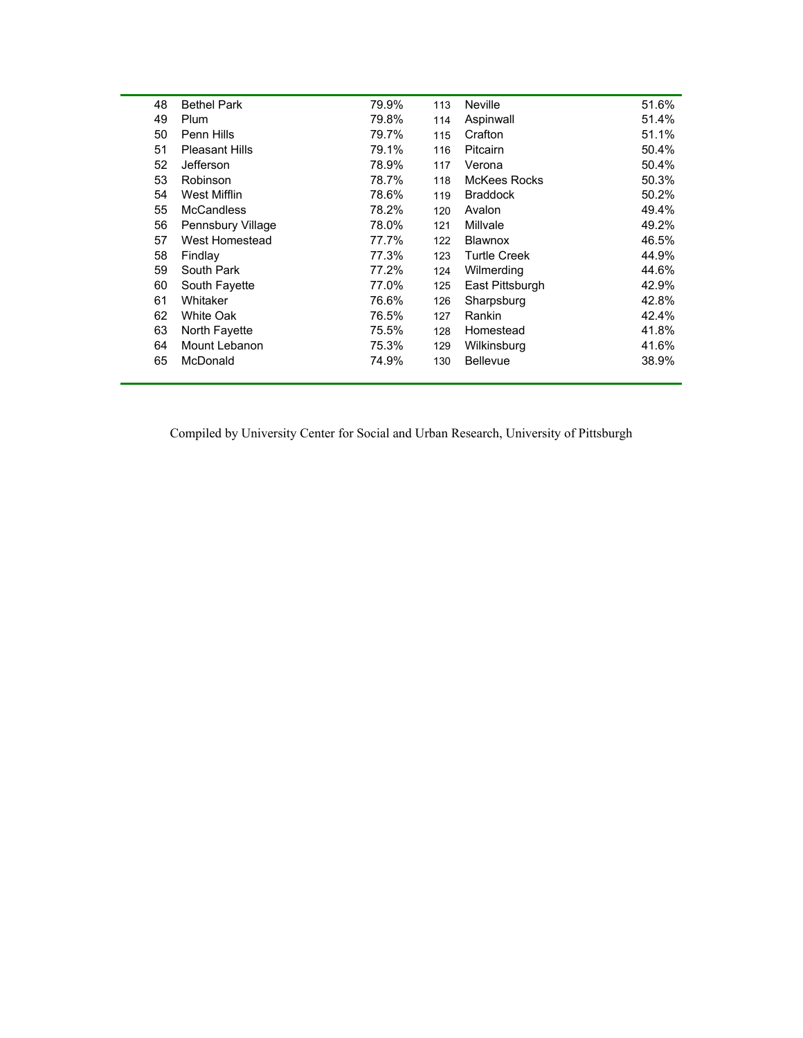| | | | | | |
|---|---|---|---|---|---|
| 48 | Bethel Park | 79.9% | 113 | Neville | 51.6% |
| 49 | Plum | 79.8% | 114 | Aspinwall | 51.4% |
| 50 | Penn Hills | 79.7% | 115 | Crafton | 51.1% |
| 51 | Pleasant Hills | 79.1% | 116 | Pitcairn | 50.4% |
| 52 | Jefferson | 78.9% | 117 | Verona | 50.4% |
| 53 | Robinson | 78.7% | 118 | McKees Rocks | 50.3% |
| 54 | West Mifflin | 78.6% | 119 | Braddock | 50.2% |
| 55 | McCandless | 78.2% | 120 | Avalon | 49.4% |
| 56 | Pennsbury Village | 78.0% | 121 | Millvale | 49.2% |
| 57 | West Homestead | 77.7% | 122 | Blawnox | 46.5% |
| 58 | Findlay | 77.3% | 123 | Turtle Creek | 44.9% |
| 59 | South Park | 77.2% | 124 | Wilmerding | 44.6% |
| 60 | South Fayette | 77.0% | 125 | East Pittsburgh | 42.9% |
| 61 | Whitaker | 76.6% | 126 | Sharpsburg | 42.8% |
| 62 | White Oak | 76.5% | 127 | Rankin | 42.4% |
| 63 | North Fayette | 75.5% | 128 | Homestead | 41.8% |
| 64 | Mount Lebanon | 75.3% | 129 | Wilkinsburg | 41.6% |
| 65 | McDonald | 74.9% | 130 | Bellevue | 38.9% |

Compiled by University Center for Social and Urban Research, University of Pittsburgh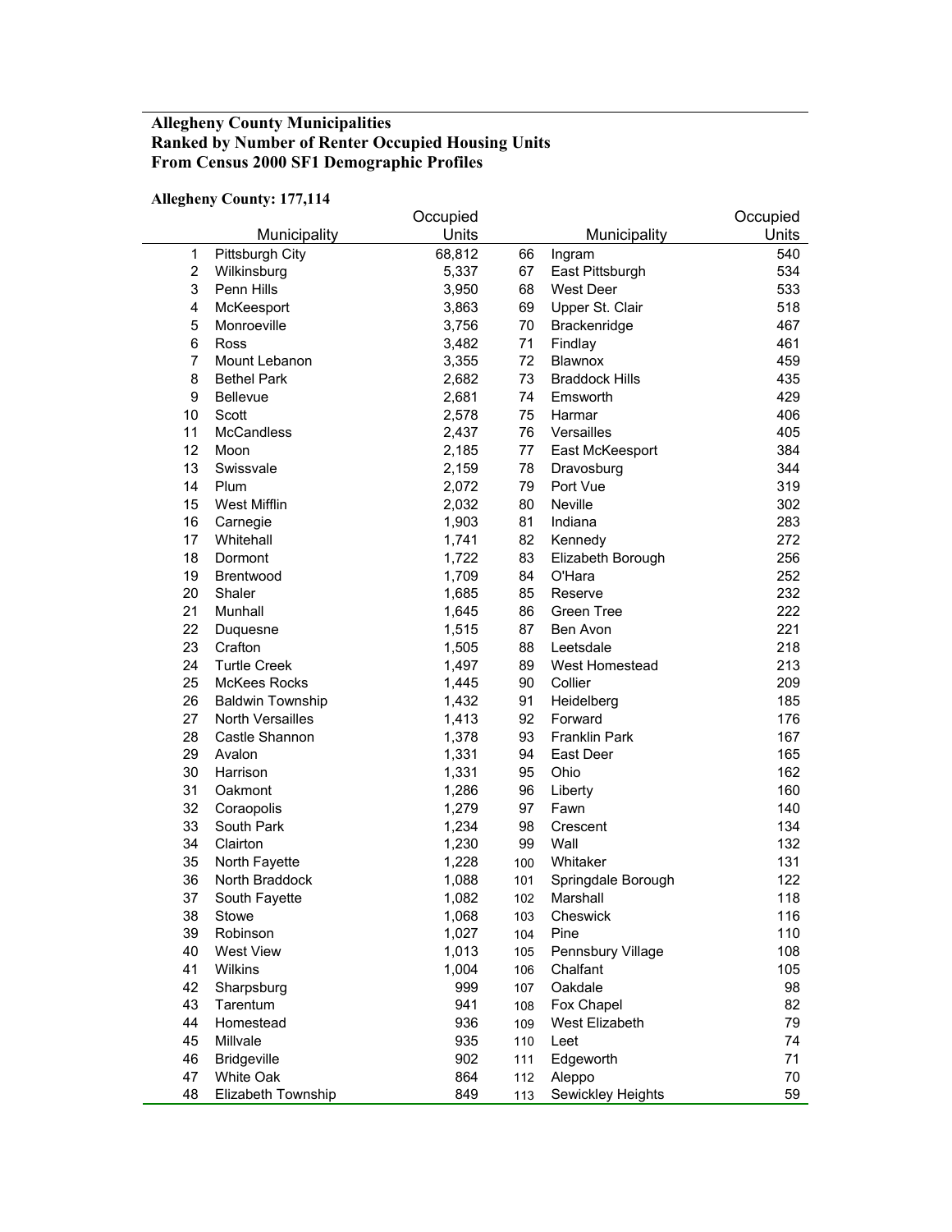**Allegheny County Municipalities**
**Ranked by Number of Renter Occupied Housing Units**
**From Census 2000 SF1 Demographic Profiles**

**Allegheny County: 177,114**

| | Municipality | Occupied Units | | Municipality | Occupied Units |
|---|---|---|---|---|---|
| 1 | Pittsburgh City | 68,812 | 66 | Ingram | 540 |
| 2 | Wilkinsburg | 5,337 | 67 | East Pittsburgh | 534 |
| 3 | Penn Hills | 3,950 | 68 | West Deer | 533 |
| 4 | McKeesport | 3,863 | 69 | Upper St. Clair | 518 |
| 5 | Monroeville | 3,756 | 70 | Brackenridge | 467 |
| 6 | Ross | 3,482 | 71 | Findlay | 461 |
| 7 | Mount Lebanon | 3,355 | 72 | Blawnox | 459 |
| 8 | Bethel Park | 2,682 | 73 | Braddock Hills | 435 |
| 9 | Bellevue | 2,681 | 74 | Emsworth | 429 |
| 10 | Scott | 2,578 | 75 | Harmar | 406 |
| 11 | McCandless | 2,437 | 76 | Versailles | 405 |
| 12 | Moon | 2,185 | 77 | East McKeesport | 384 |
| 13 | Swissvale | 2,159 | 78 | Dravosburg | 344 |
| 14 | Plum | 2,072 | 79 | Port Vue | 319 |
| 15 | West Mifflin | 2,032 | 80 | Neville | 302 |
| 16 | Carnegie | 1,903 | 81 | Indiana | 283 |
| 17 | Whitehall | 1,741 | 82 | Kennedy | 272 |
| 18 | Dormont | 1,722 | 83 | Elizabeth Borough | 256 |
| 19 | Brentwood | 1,709 | 84 | O'Hara | 252 |
| 20 | Shaler | 1,685 | 85 | Reserve | 232 |
| 21 | Munhall | 1,645 | 86 | Green Tree | 222 |
| 22 | Duquesne | 1,515 | 87 | Ben Avon | 221 |
| 23 | Crafton | 1,505 | 88 | Leetsdale | 218 |
| 24 | Turtle Creek | 1,497 | 89 | West Homestead | 213 |
| 25 | McKees Rocks | 1,445 | 90 | Collier | 209 |
| 26 | Baldwin Township | 1,432 | 91 | Heidelberg | 185 |
| 27 | North Versailles | 1,413 | 92 | Forward | 176 |
| 28 | Castle Shannon | 1,378 | 93 | Franklin Park | 167 |
| 29 | Avalon | 1,331 | 94 | East Deer | 165 |
| 30 | Harrison | 1,331 | 95 | Ohio | 162 |
| 31 | Oakmont | 1,286 | 96 | Liberty | 160 |
| 32 | Coraopolis | 1,279 | 97 | Fawn | 140 |
| 33 | South Park | 1,234 | 98 | Crescent | 134 |
| 34 | Clairton | 1,230 | 99 | Wall | 132 |
| 35 | North Fayette | 1,228 | 100 | Whitaker | 131 |
| 36 | North Braddock | 1,088 | 101 | Springdale Borough | 122 |
| 37 | South Fayette | 1,082 | 102 | Marshall | 118 |
| 38 | Stowe | 1,068 | 103 | Cheswick | 116 |
| 39 | Robinson | 1,027 | 104 | Pine | 110 |
| 40 | West View | 1,013 | 105 | Pennsbury Village | 108 |
| 41 | Wilkins | 1,004 | 106 | Chalfant | 105 |
| 42 | Sharpsburg | 999 | 107 | Oakdale | 98 |
| 43 | Tarentum | 941 | 108 | Fox Chapel | 82 |
| 44 | Homestead | 936 | 109 | West Elizabeth | 79 |
| 45 | Millvale | 935 | 110 | Leet | 74 |
| 46 | Bridgeville | 902 | 111 | Edgeworth | 71 |
| 47 | White Oak | 864 | 112 | Aleppo | 70 |
| 48 | Elizabeth Township | 849 | 113 | Sewickley Heights | 59 |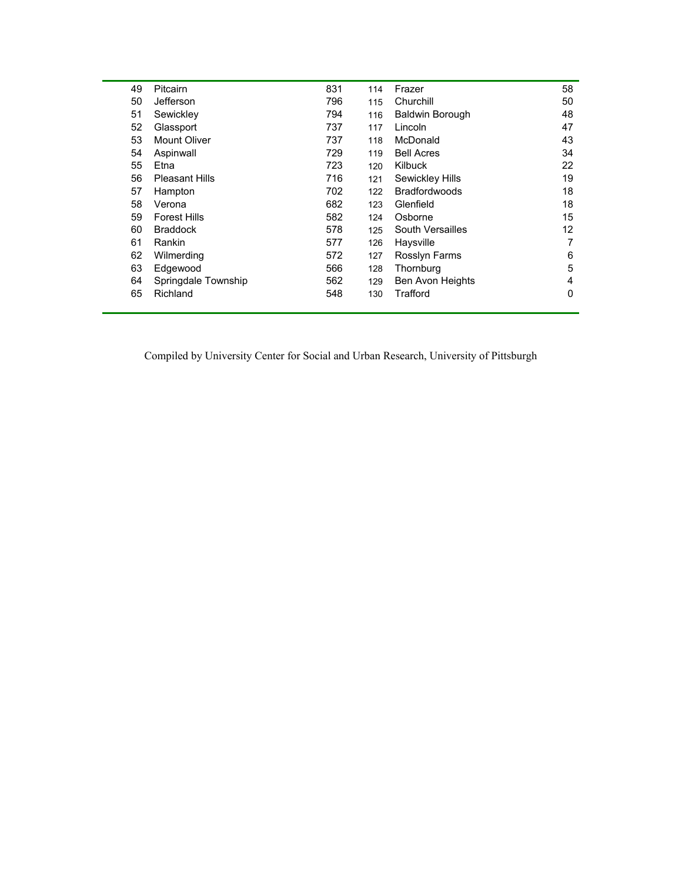| | | | | | |
|---|---|---|---|---|---|
| 49 | Pitcairn | 831 | 114 | Frazer | 58 |
| 50 | Jefferson | 796 | 115 | Churchill | 50 |
| 51 | Sewickley | 794 | 116 | Baldwin Borough | 48 |
| 52 | Glassport | 737 | 117 | Lincoln | 47 |
| 53 | Mount Oliver | 737 | 118 | McDonald | 43 |
| 54 | Aspinwall | 729 | 119 | Bell Acres | 34 |
| 55 | Etna | 723 | 120 | Kilbuck | 22 |
| 56 | Pleasant Hills | 716 | 121 | Sewickley Hills | 19 |
| 57 | Hampton | 702 | 122 | Bradfordwoods | 18 |
| 58 | Verona | 682 | 123 | Glenfield | 18 |
| 59 | Forest Hills | 582 | 124 | Osborne | 15 |
| 60 | Braddock | 578 | 125 | South Versailles | 12 |
| 61 | Rankin | 577 | 126 | Haysville | 7 |
| 62 | Wilmerding | 572 | 127 | Rosslyn Farms | 6 |
| 63 | Edgewood | 566 | 128 | Thornburg | 5 |
| 64 | Springdale Township | 562 | 129 | Ben Avon Heights | 4 |
| 65 | Richland | 548 | 130 | Trafford | 0 |

Compiled by University Center for Social and Urban Research, University of Pittsburgh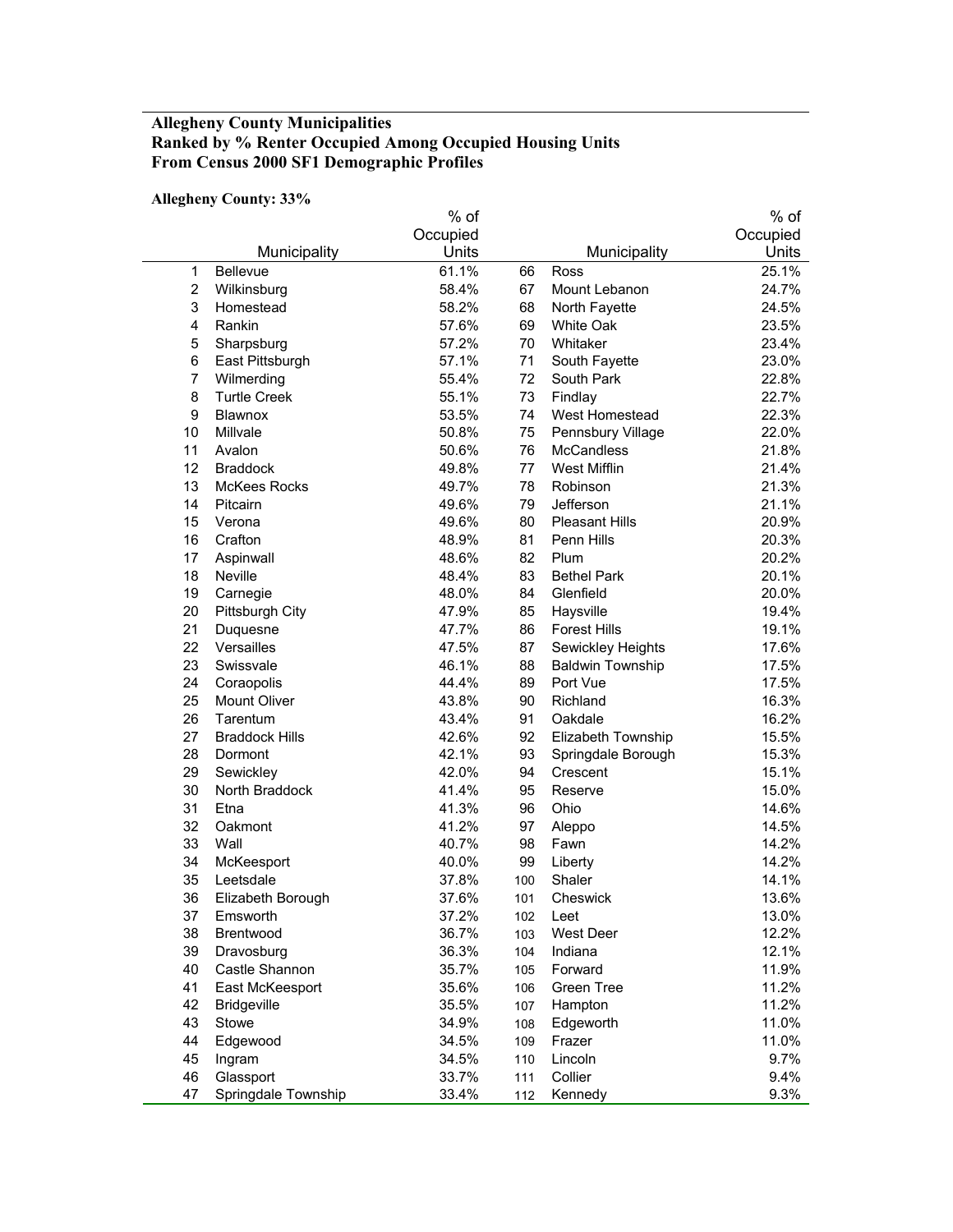**Allegheny County Municipalities**
**Ranked by % Renter Occupied Among Occupied Housing Units**
**From Census 2000 SF1 Demographic Profiles**

**Allegheny County: 33%**

| | Municipality | % of Occupied Units | | Municipality | % of Occupied Units |
|---|---|---|---|---|---|
| 1 | Bellevue | 61.1% | 66 | Ross | 25.1% |
| 2 | Wilkinsburg | 58.4% | 67 | Mount Lebanon | 24.7% |
| 3 | Homestead | 58.2% | 68 | North Fayette | 24.5% |
| 4 | Rankin | 57.6% | 69 | White Oak | 23.5% |
| 5 | Sharpsburg | 57.2% | 70 | Whitaker | 23.4% |
| 6 | East Pittsburgh | 57.1% | 71 | South Fayette | 23.0% |
| 7 | Wilmerding | 55.4% | 72 | South Park | 22.8% |
| 8 | Turtle Creek | 55.1% | 73 | Findlay | 22.7% |
| 9 | Blawnox | 53.5% | 74 | West Homestead | 22.3% |
| 10 | Millvale | 50.8% | 75 | Pennsbury Village | 22.0% |
| 11 | Avalon | 50.6% | 76 | McCandless | 21.8% |
| 12 | Braddock | 49.8% | 77 | West Mifflin | 21.4% |
| 13 | McKees Rocks | 49.7% | 78 | Robinson | 21.3% |
| 14 | Pitcairn | 49.6% | 79 | Jefferson | 21.1% |
| 15 | Verona | 49.6% | 80 | Pleasant Hills | 20.9% |
| 16 | Crafton | 48.9% | 81 | Penn Hills | 20.3% |
| 17 | Aspinwall | 48.6% | 82 | Plum | 20.2% |
| 18 | Neville | 48.4% | 83 | Bethel Park | 20.1% |
| 19 | Carnegie | 48.0% | 84 | Glenfield | 20.0% |
| 20 | Pittsburgh City | 47.9% | 85 | Haysville | 19.4% |
| 21 | Duquesne | 47.7% | 86 | Forest Hills | 19.1% |
| 22 | Versailles | 47.5% | 87 | Sewickley Heights | 17.6% |
| 23 | Swissvale | 46.1% | 88 | Baldwin Township | 17.5% |
| 24 | Coraopolis | 44.4% | 89 | Port Vue | 17.5% |
| 25 | Mount Oliver | 43.8% | 90 | Richland | 16.3% |
| 26 | Tarentum | 43.4% | 91 | Oakdale | 16.2% |
| 27 | Braddock Hills | 42.6% | 92 | Elizabeth Township | 15.5% |
| 28 | Dormont | 42.1% | 93 | Springdale Borough | 15.3% |
| 29 | Sewickley | 42.0% | 94 | Crescent | 15.1% |
| 30 | North Braddock | 41.4% | 95 | Reserve | 15.0% |
| 31 | Etna | 41.3% | 96 | Ohio | 14.6% |
| 32 | Oakmont | 41.2% | 97 | Aleppo | 14.5% |
| 33 | Wall | 40.7% | 98 | Fawn | 14.2% |
| 34 | McKeesport | 40.0% | 99 | Liberty | 14.2% |
| 35 | Leetsdale | 37.8% | 100 | Shaler | 14.1% |
| 36 | Elizabeth Borough | 37.6% | 101 | Cheswick | 13.6% |
| 37 | Emsworth | 37.2% | 102 | Leet | 13.0% |
| 38 | Brentwood | 36.7% | 103 | West Deer | 12.2% |
| 39 | Dravosburg | 36.3% | 104 | Indiana | 12.1% |
| 40 | Castle Shannon | 35.7% | 105 | Forward | 11.9% |
| 41 | East McKeesport | 35.6% | 106 | Green Tree | 11.2% |
| 42 | Bridgeville | 35.5% | 107 | Hampton | 11.2% |
| 43 | Stowe | 34.9% | 108 | Edgeworth | 11.0% |
| 44 | Edgewood | 34.5% | 109 | Frazer | 11.0% |
| 45 | Ingram | 34.5% | 110 | Lincoln | 9.7% |
| 46 | Glassport | 33.7% | 111 | Collier | 9.4% |
| 47 | Springdale Township | 33.4% | 112 | Kennedy | 9.3% |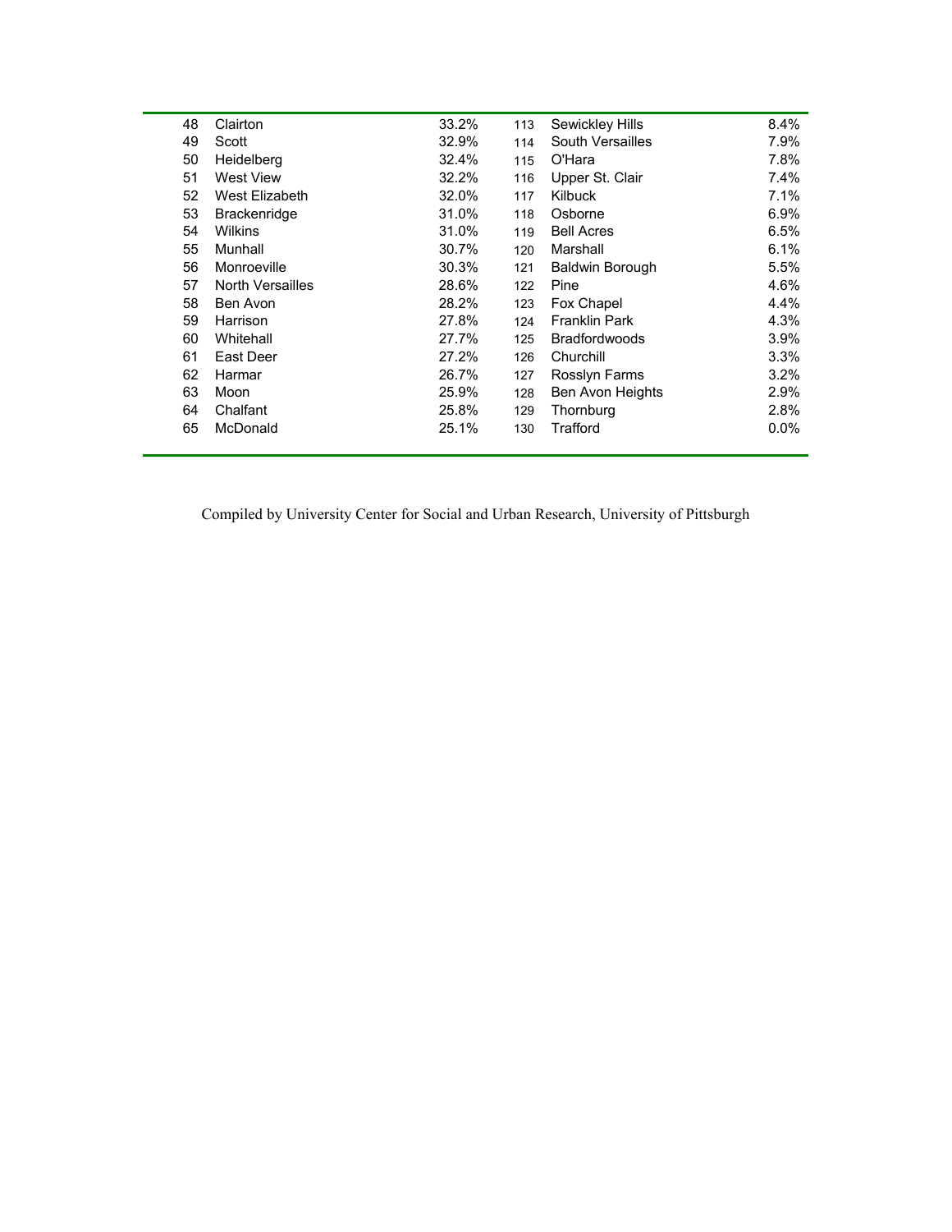| | | | | | |
|---|---|---|---|---|---|
| 48 | Clairton | 33.2% | 113 | Sewickley Hills | 8.4% |
| 49 | Scott | 32.9% | 114 | South Versailles | 7.9% |
| 50 | Heidelberg | 32.4% | 115 | O'Hara | 7.8% |
| 51 | West View | 32.2% | 116 | Upper St. Clair | 7.4% |
| 52 | West Elizabeth | 32.0% | 117 | Kilbuck | 7.1% |
| 53 | Brackenridge | 31.0% | 118 | Osborne | 6.9% |
| 54 | Wilkins | 31.0% | 119 | Bell Acres | 6.5% |
| 55 | Munhall | 30.7% | 120 | Marshall | 6.1% |
| 56 | Monroeville | 30.3% | 121 | Baldwin Borough | 5.5% |
| 57 | North Versailles | 28.6% | 122 | Pine | 4.6% |
| 58 | Ben Avon | 28.2% | 123 | Fox Chapel | 4.4% |
| 59 | Harrison | 27.8% | 124 | Franklin Park | 4.3% |
| 60 | Whitehall | 27.7% | 125 | Bradfordwoods | 3.9% |
| 61 | East Deer | 27.2% | 126 | Churchill | 3.3% |
| 62 | Harmar | 26.7% | 127 | Rosslyn Farms | 3.2% |
| 63 | Moon | 25.9% | 128 | Ben Avon Heights | 2.9% |
| 64 | Chalfant | 25.8% | 129 | Thornburg | 2.8% |
| 65 | McDonald | 25.1% | 130 | Trafford | 0.0% |

Compiled by University Center for Social and Urban Research, University of Pittsburgh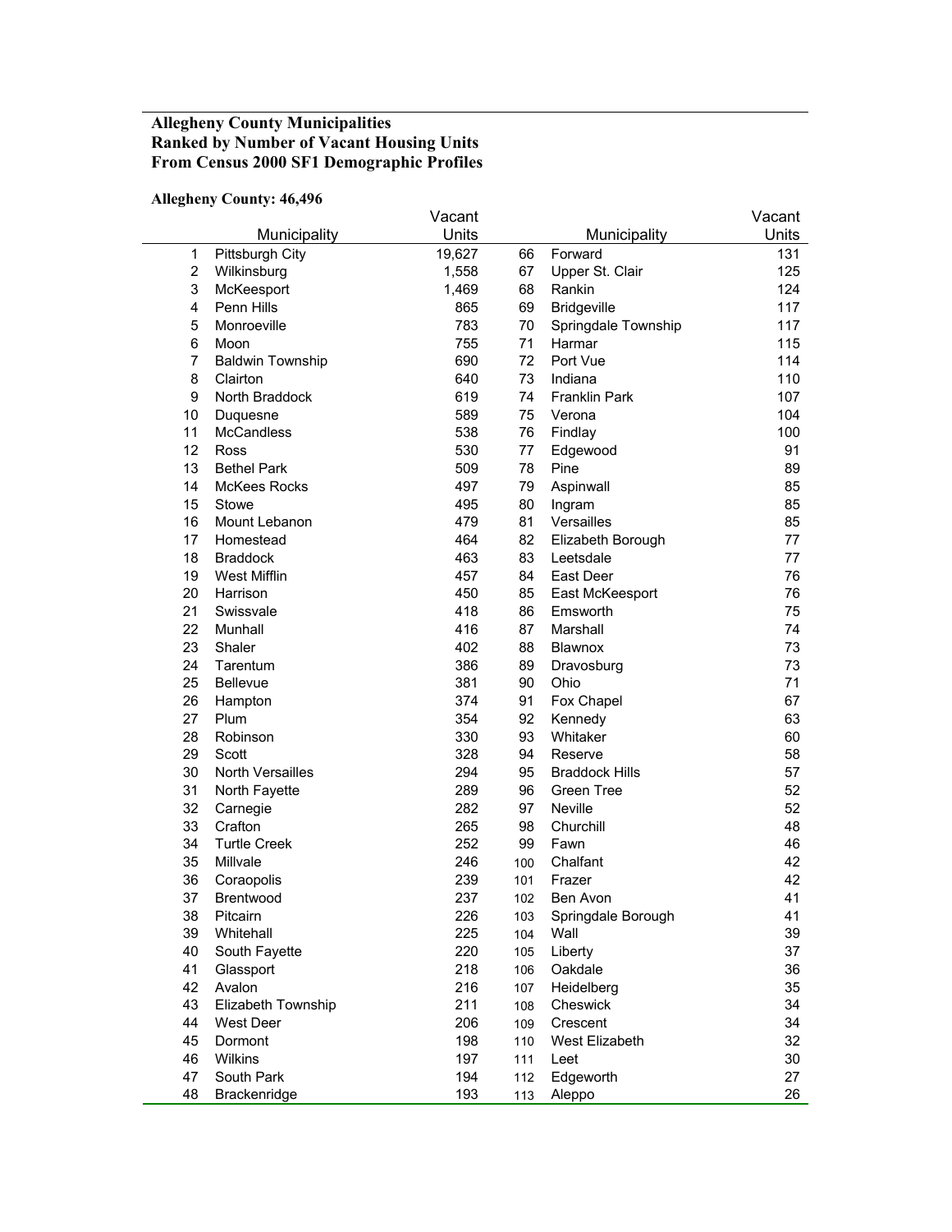**Allegheny County Municipalities**
**Ranked by Number of Vacant Housing Units**
**From Census 2000 SF1 Demographic Profiles**

**Allegheny County: 46,496**

| | Municipality | Vacant Units | | Municipality | Vacant Units |
|---|---|---|---|---|---|
| 1 | Pittsburgh City | 19,627 | 66 | Forward | 131 |
| 2 | Wilkinsburg | 1,558 | 67 | Upper St. Clair | 125 |
| 3 | McKeesport | 1,469 | 68 | Rankin | 124 |
| 4 | Penn Hills | 865 | 69 | Bridgeville | 117 |
| 5 | Monroeville | 783 | 70 | Springdale Township | 117 |
| 6 | Moon | 755 | 71 | Harmar | 115 |
| 7 | Baldwin Township | 690 | 72 | Port Vue | 114 |
| 8 | Clairton | 640 | 73 | Indiana | 110 |
| 9 | North Braddock | 619 | 74 | Franklin Park | 107 |
| 10 | Duquesne | 589 | 75 | Verona | 104 |
| 11 | McCandless | 538 | 76 | Findlay | 100 |
| 12 | Ross | 530 | 77 | Edgewood | 91 |
| 13 | Bethel Park | 509 | 78 | Pine | 89 |
| 14 | McKees Rocks | 497 | 79 | Aspinwall | 85 |
| 15 | Stowe | 495 | 80 | Ingram | 85 |
| 16 | Mount Lebanon | 479 | 81 | Versailles | 85 |
| 17 | Homestead | 464 | 82 | Elizabeth Borough | 77 |
| 18 | Braddock | 463 | 83 | Leetsdale | 77 |
| 19 | West Mifflin | 457 | 84 | East Deer | 76 |
| 20 | Harrison | 450 | 85 | East McKeesport | 76 |
| 21 | Swissvale | 418 | 86 | Emsworth | 75 |
| 22 | Munhall | 416 | 87 | Marshall | 74 |
| 23 | Shaler | 402 | 88 | Blawnox | 73 |
| 24 | Tarentum | 386 | 89 | Dravosburg | 73 |
| 25 | Bellevue | 381 | 90 | Ohio | 71 |
| 26 | Hampton | 374 | 91 | Fox Chapel | 67 |
| 27 | Plum | 354 | 92 | Kennedy | 63 |
| 28 | Robinson | 330 | 93 | Whitaker | 60 |
| 29 | Scott | 328 | 94 | Reserve | 58 |
| 30 | North Versailles | 294 | 95 | Braddock Hills | 57 |
| 31 | North Fayette | 289 | 96 | Green Tree | 52 |
| 32 | Carnegie | 282 | 97 | Neville | 52 |
| 33 | Crafton | 265 | 98 | Churchill | 48 |
| 34 | Turtle Creek | 252 | 99 | Fawn | 46 |
| 35 | Millvale | 246 | 100 | Chalfant | 42 |
| 36 | Coraopolis | 239 | 101 | Frazer | 42 |
| 37 | Brentwood | 237 | 102 | Ben Avon | 41 |
| 38 | Pitcairn | 226 | 103 | Springdale Borough | 41 |
| 39 | Whitehall | 225 | 104 | Wall | 39 |
| 40 | South Fayette | 220 | 105 | Liberty | 37 |
| 41 | Glassport | 218 | 106 | Oakdale | 36 |
| 42 | Avalon | 216 | 107 | Heidelberg | 35 |
| 43 | Elizabeth Township | 211 | 108 | Cheswick | 34 |
| 44 | West Deer | 206 | 109 | Crescent | 34 |
| 45 | Dormont | 198 | 110 | West Elizabeth | 32 |
| 46 | Wilkins | 197 | 111 | Leet | 30 |
| 47 | South Park | 194 | 112 | Edgeworth | 27 |
| 48 | Brackenridge | 193 | 113 | Aleppo | 26 |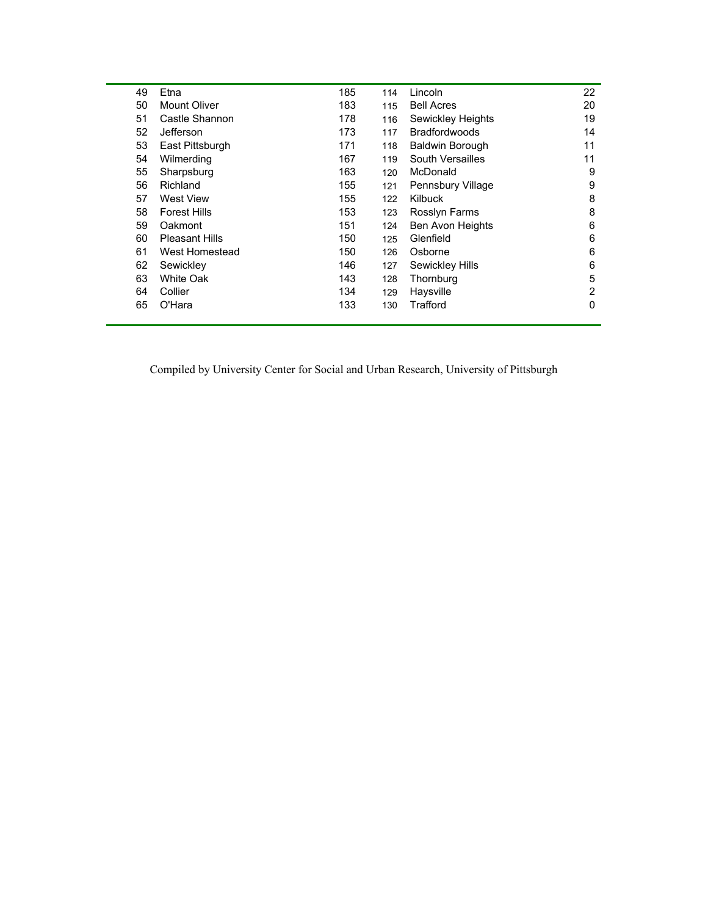| | | | | | |
|---|---|---|---|---|---|
| 49 | Etna | 185 | 114 | Lincoln | 22 |
| 50 | Mount Oliver | 183 | 115 | Bell Acres | 20 |
| 51 | Castle Shannon | 178 | 116 | Sewickley Heights | 19 |
| 52 | Jefferson | 173 | 117 | Bradfordwoods | 14 |
| 53 | East Pittsburgh | 171 | 118 | Baldwin Borough | 11 |
| 54 | Wilmerding | 167 | 119 | South Versailles | 11 |
| 55 | Sharpsburg | 163 | 120 | McDonald | 9 |
| 56 | Richland | 155 | 121 | Pennsbury Village | 9 |
| 57 | West View | 155 | 122 | Kilbuck | 8 |
| 58 | Forest Hills | 153 | 123 | Rosslyn Farms | 8 |
| 59 | Oakmont | 151 | 124 | Ben Avon Heights | 6 |
| 60 | Pleasant Hills | 150 | 125 | Glenfield | 6 |
| 61 | West Homestead | 150 | 126 | Osborne | 6 |
| 62 | Sewickley | 146 | 127 | Sewickley Hills | 6 |
| 63 | White Oak | 143 | 128 | Thornburg | 5 |
| 64 | Collier | 134 | 129 | Haysville | 2 |
| 65 | O'Hara | 133 | 130 | Trafford | 0 |

Compiled by University Center for Social and Urban Research, University of Pittsburgh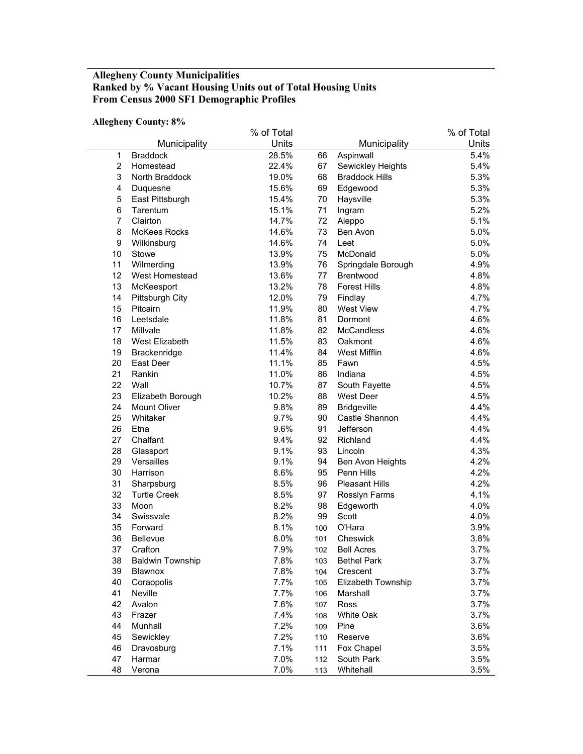**Allegheny County Municipalities**
**Ranked by % Vacant Housing Units out of Total Housing Units**
**From Census 2000 SF1 Demographic Profiles**

**Allegheny County: 8%**

| | Municipality | % of Total Units | | Municipality | % of Total Units |
|---|---|---|---|---|---|
| 1 | Braddock | 28.5% | 66 | Aspinwall | 5.4% |
| 2 | Homestead | 22.4% | 67 | Sewickley Heights | 5.4% |
| 3 | North Braddock | 19.0% | 68 | Braddock Hills | 5.3% |
| 4 | Duquesne | 15.6% | 69 | Edgewood | 5.3% |
| 5 | East Pittsburgh | 15.4% | 70 | Haysville | 5.3% |
| 6 | Tarentum | 15.1% | 71 | Ingram | 5.2% |
| 7 | Clairton | 14.7% | 72 | Aleppo | 5.1% |
| 8 | McKees Rocks | 14.6% | 73 | Ben Avon | 5.0% |
| 9 | Wilkinsburg | 14.6% | 74 | Leet | 5.0% |
| 10 | Stowe | 13.9% | 75 | McDonald | 5.0% |
| 11 | Wilmerding | 13.9% | 76 | Springdale Borough | 4.9% |
| 12 | West Homestead | 13.6% | 77 | Brentwood | 4.8% |
| 13 | McKeesport | 13.2% | 78 | Forest Hills | 4.8% |
| 14 | Pittsburgh City | 12.0% | 79 | Findlay | 4.7% |
| 15 | Pitcairn | 11.9% | 80 | West View | 4.7% |
| 16 | Leetsdale | 11.8% | 81 | Dormont | 4.6% |
| 17 | Millvale | 11.8% | 82 | McCandless | 4.6% |
| 18 | West Elizabeth | 11.5% | 83 | Oakmont | 4.6% |
| 19 | Brackenridge | 11.4% | 84 | West Mifflin | 4.6% |
| 20 | East Deer | 11.1% | 85 | Fawn | 4.5% |
| 21 | Rankin | 11.0% | 86 | Indiana | 4.5% |
| 22 | Wall | 10.7% | 87 | South Fayette | 4.5% |
| 23 | Elizabeth Borough | 10.2% | 88 | West Deer | 4.5% |
| 24 | Mount Oliver | 9.8% | 89 | Bridgeville | 4.4% |
| 25 | Whitaker | 9.7% | 90 | Castle Shannon | 4.4% |
| 26 | Etna | 9.6% | 91 | Jefferson | 4.4% |
| 27 | Chalfant | 9.4% | 92 | Richland | 4.4% |
| 28 | Glassport | 9.1% | 93 | Lincoln | 4.3% |
| 29 | Versailles | 9.1% | 94 | Ben Avon Heights | 4.2% |
| 30 | Harrison | 8.6% | 95 | Penn Hills | 4.2% |
| 31 | Sharpsburg | 8.5% | 96 | Pleasant Hills | 4.2% |
| 32 | Turtle Creek | 8.5% | 97 | Rosslyn Farms | 4.1% |
| 33 | Moon | 8.2% | 98 | Edgeworth | 4.0% |
| 34 | Swissvale | 8.2% | 99 | Scott | 4.0% |
| 35 | Forward | 8.1% | 100 | O'Hara | 3.9% |
| 36 | Bellevue | 8.0% | 101 | Cheswick | 3.8% |
| 37 | Crafton | 7.9% | 102 | Bell Acres | 3.7% |
| 38 | Baldwin Township | 7.8% | 103 | Bethel Park | 3.7% |
| 39 | Blawnox | 7.8% | 104 | Crescent | 3.7% |
| 40 | Coraopolis | 7.7% | 105 | Elizabeth Township | 3.7% |
| 41 | Neville | 7.7% | 106 | Marshall | 3.7% |
| 42 | Avalon | 7.6% | 107 | Ross | 3.7% |
| 43 | Frazer | 7.4% | 108 | White Oak | 3.7% |
| 44 | Munhall | 7.2% | 109 | Pine | 3.6% |
| 45 | Sewickley | 7.2% | 110 | Reserve | 3.6% |
| 46 | Dravosburg | 7.1% | 111 | Fox Chapel | 3.5% |
| 47 | Harmar | 7.0% | 112 | South Park | 3.5% |
| 48 | Verona | 7.0% | 113 | Whitehall | 3.5% |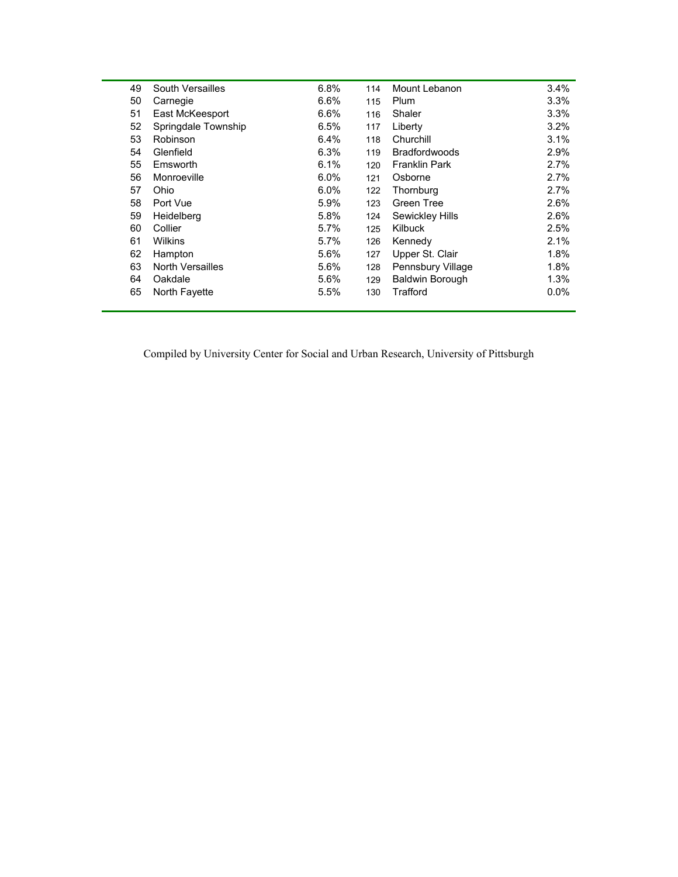| | | | | | |
|---|---|---|---|---|---|
| 49 | South Versailles | 6.8% | 114 | Mount Lebanon | 3.4% |
| 50 | Carnegie | 6.6% | 115 | Plum | 3.3% |
| 51 | East McKeesport | 6.6% | 116 | Shaler | 3.3% |
| 52 | Springdale Township | 6.5% | 117 | Liberty | 3.2% |
| 53 | Robinson | 6.4% | 118 | Churchill | 3.1% |
| 54 | Glenfield | 6.3% | 119 | Bradfordwoods | 2.9% |
| 55 | Emsworth | 6.1% | 120 | Franklin Park | 2.7% |
| 56 | Monroeville | 6.0% | 121 | Osborne | 2.7% |
| 57 | Ohio | 6.0% | 122 | Thornburg | 2.7% |
| 58 | Port Vue | 5.9% | 123 | Green Tree | 2.6% |
| 59 | Heidelberg | 5.8% | 124 | Sewickley Hills | 2.6% |
| 60 | Collier | 5.7% | 125 | Kilbuck | 2.5% |
| 61 | Wilkins | 5.7% | 126 | Kennedy | 2.1% |
| 62 | Hampton | 5.6% | 127 | Upper St. Clair | 1.8% |
| 63 | North Versailles | 5.6% | 128 | Pennsbury Village | 1.8% |
| 64 | Oakdale | 5.6% | 129 | Baldwin Borough | 1.3% |
| 65 | North Fayette | 5.5% | 130 | Trafford | 0.0% |

Compiled by University Center for Social and Urban Research, University of Pittsburgh